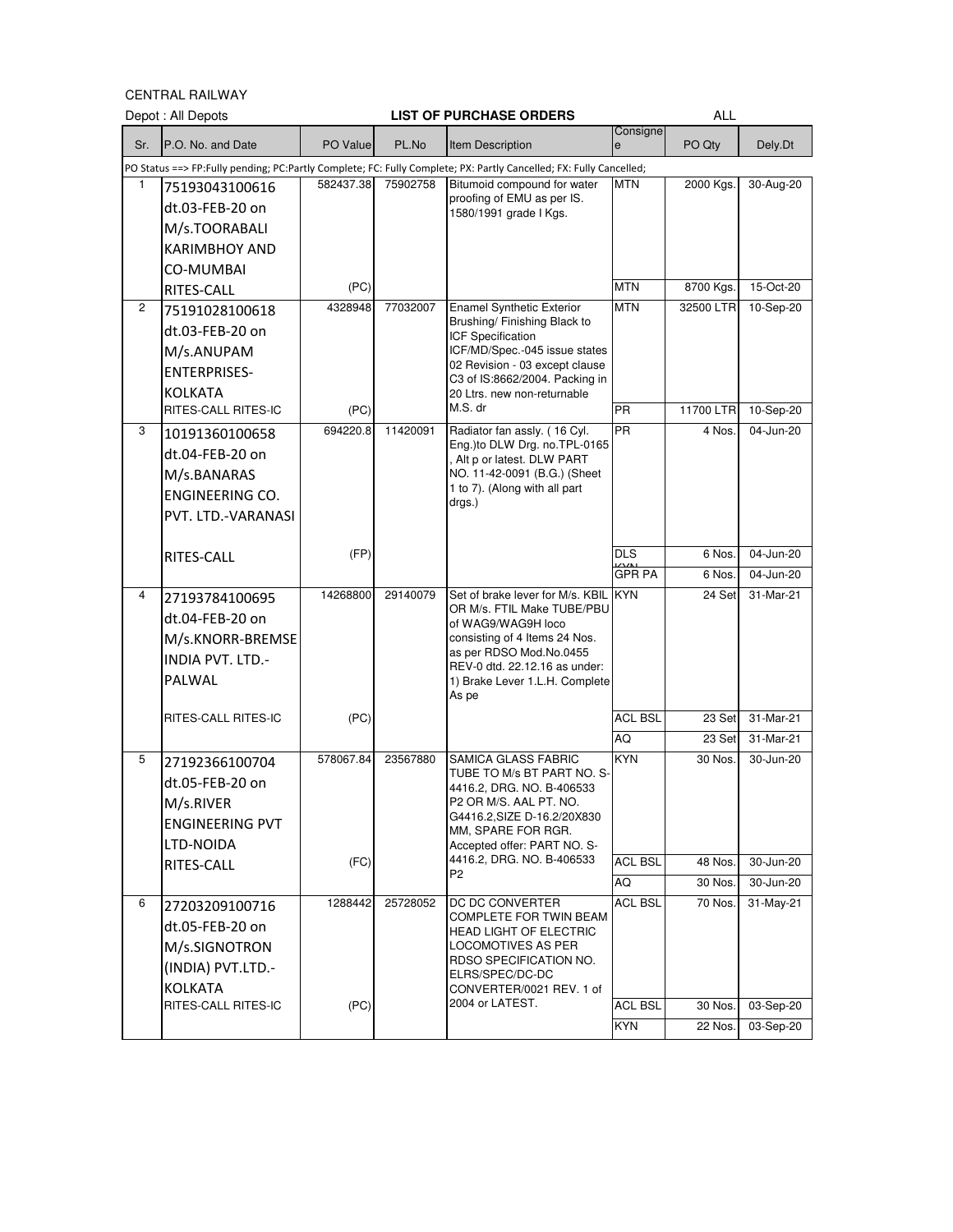CENTRAL RAILWAY

Depot : All Depots **LIST OF PURCHASE ORDERS** ALL

| Sr. | P.O. No. and Date | PO Value | PL.No | Item Description | Consignee | PO Qty | Dely.Dt |
|---|---|---|---|---|---|---|---|
| PO Status ==> FP:Fully pending; PC:Partly Complete; FC: Fully Complete; PX: Partly Cancelled; FX: Fully Cancelled; | | | | | | | |
| 1 | 75193043100616 dt.03-FEB-20 on M/s.TOORABALI KARIMBHOY AND CO-MUMBAI | 582437.38 | 75902758 | Bitumoid compound for water proofing of EMU as per IS. 1580/1991 grade I Kgs. | MTN | 2000 Kgs. | 30-Aug-20 |
| | RITES-CALL | (PC) | | | MTN | 8700 Kgs. | 15-Oct-20 |
| 2 | 75191028100618 dt.03-FEB-20 on M/s.ANUPAM ENTERPRISES-KOLKATA | 4328948 | 77032007 | Enamel Synthetic Exterior Brushing/ Finishing Black to ICF Specification ICF/MD/Spec.-045 issue states 02 Revision - 03 except clause C3 of IS:8662/2004. Packing in 20 Ltrs. new non-returnable M.S. dr | MTN | 32500 LTR | 10-Sep-20 |
| | RITES-CALL RITES-IC | (PC) | | | PR | 11700 LTR | 10-Sep-20 |
| 3 | 10191360100658 dt.04-FEB-20 on M/s.BANARAS ENGINEERING CO. PVT. LTD.-VARANASI | 694220.8 | 11420091 | Radiator fan assly. ( 16 Cyl. Eng.)to DLW Drg. no.TPL-0165 , Alt p or latest. DLW PART NO. 11-42-0091 (B.G.) (Sheet 1 to 7). (Along with all part drgs.) | PR | 4 Nos. | 04-Jun-20 |
| | RITES-CALL | (FP) | | | DLS KYN | 6 Nos. | 04-Jun-20 |
| | | | | | GPR PA | 6 Nos. | 04-Jun-20 |
| 4 | 27193784100695 dt.04-FEB-20 on M/s.KNORR-BREMSE INDIA PVT. LTD.-PALWAL | 14268800 | 29140079 | Set of brake lever for M/s. KBIL OR M/s. FTIL Make TUBE/PBU of WAG9/WAG9H loco consisting of 4 Items 24 Nos. as per RDSO Mod.No.0455 REV-0 dtd. 22.12.16 as under: 1) Brake Lever 1.L.H. Complete As pe | KYN | 24 Set | 31-Mar-21 |
| | RITES-CALL RITES-IC | (PC) | | | ACL BSL | 23 Set | 31-Mar-21 |
| | | | | | AQ | 23 Set | 31-Mar-21 |
| 5 | 27192366100704 dt.05-FEB-20 on M/s.RIVER ENGINEERING PVT LTD-NOIDA | 578067.84 | 23567880 | SAMICA GLASS FABRIC TUBE TO M/s BT PART NO. S-4416.2, DRG. NO. B-406533 P2 OR M/S. AAL PT. NO. G4416.2,SIZE D-16.2/20X830 MM, SPARE FOR RGR. Accepted offer: PART NO. S-4416.2, DRG. NO. B-406533 P2 | KYN | 30 Nos. | 30-Jun-20 |
| | RITES-CALL | (FC) | | | ACL BSL | 48 Nos. | 30-Jun-20 |
| | | | | | AQ | 30 Nos. | 30-Jun-20 |
| 6 | 27203209100716 dt.05-FEB-20 on M/s.SIGNOTRON (INDIA) PVT.LTD.-KOLKATA | 1288442 | 25728052 | DC DC CONVERTER COMPLETE FOR TWIN BEAM HEAD LIGHT OF ELECTRIC LOCOMOTIVES AS PER RDSO SPECIFICATION NO. ELRS/SPEC/DC-DC CONVERTER/0021 REV. 1 of 2004 or LATEST. | ACL BSL | 70 Nos. | 31-May-21 |
| | RITES-CALL RITES-IC | (PC) | | | ACL BSL | 30 Nos. | 03-Sep-20 |
| | | | | | KYN | 22 Nos. | 03-Sep-20 |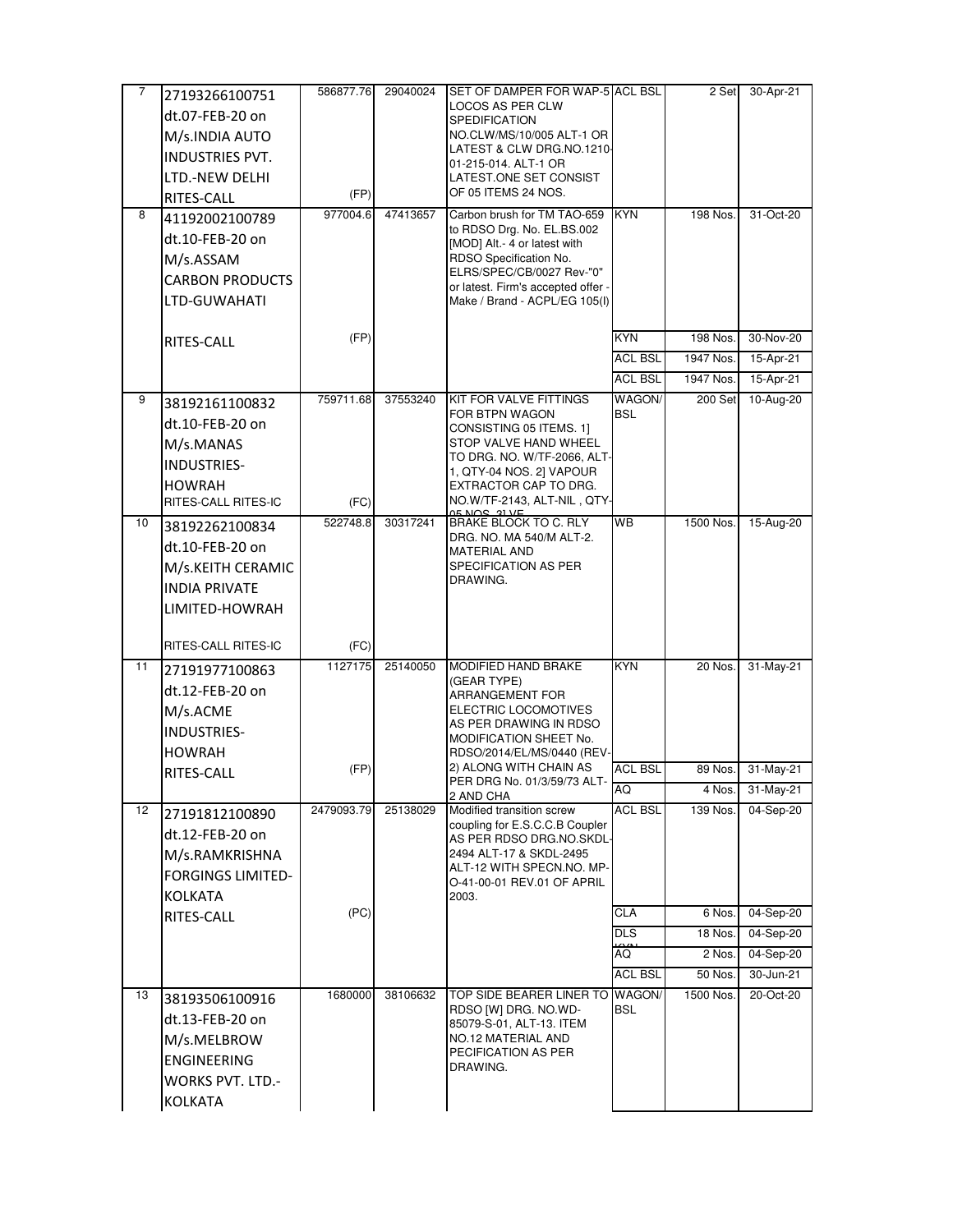| | | | | | | | |
|---|---|---|---|---|---|---|---|
| 7 | 27193266100751 dt.07-FEB-20 on M/s.INDIA AUTO INDUSTRIES PVT. LTD.-NEW DELHI RITES-CALL | 586877.76 (FP) | 29040024 | SET OF DAMPER FOR WAP-5 LOCOS AS PER CLW SPEDIFICATION NO.CLW/MS/10/005 ALT-1 OR LATEST & CLW DRG.NO.1210-01-215-014. ALT-1 OR LATEST.ONE SET CONSIST OF 05 ITEMS 24 NOS. | ACL BSL | 2 Set | 30-Apr-21 |
| 8 | 41192002100789 dt.10-FEB-20 on M/s.ASSAM CARBON PRODUCTS LTD-GUWAHATI RITES-CALL | 977004.6 (FP) | 47413657 | Carbon brush for TM TAO-659 to RDSO Drg. No. EL.BS.002 [MOD] Alt.- 4 or latest with RDSO Specification No. ELRS/SPEC/CB/0027 Rev-"0" or latest. Firm's accepted offer - Make / Brand - ACPL/EG 105(I) | KYN | 198 Nos. | 31-Oct-20 |
| | | | | | KYN | 198 Nos. | 30-Nov-20 |
| | | | | | ACL BSL | 1947 Nos. | 15-Apr-21 |
| | | | | | ACL BSL | 1947 Nos. | 15-Apr-21 |
| 9 | 38192161100832 dt.10-FEB-20 on M/s.MANAS INDUSTRIES-HOWRAH RITES-CALL RITES-IC | 759711.68 (FC) | 37553240 | KIT FOR VALVE FITTINGS FOR BTPN WAGON CONSISTING 05 ITEMS. 1] STOP VALVE HAND WHEEL TO DRG. NO. W/TF-2066, ALT-1, QTY-04 NOS. 2] VAPOUR EXTRACTOR CAP TO DRG. NO.W/TF-2143, ALT-NIL , QTY-05 NOS. 3] VE | WAGON/ BSL | 200 Set | 10-Aug-20 |
| 10 | 38192262100834 dt.10-FEB-20 on M/s.KEITH CERAMIC INDIA PRIVATE LIMITED-HOWRAH RITES-CALL RITES-IC | 522748.8 (FC) | 30317241 | BRAKE BLOCK TO C. RLY DRG. NO. MA 540/M ALT-2. MATERIAL AND SPECIFICATION AS PER DRAWING. | WB | 1500 Nos. | 15-Aug-20 |
| 11 | 27191977100863 dt.12-FEB-20 on M/s.ACME INDUSTRIES-HOWRAH RITES-CALL | 1127175 (FP) | 25140050 | MODIFIED HAND BRAKE (GEAR TYPE) ARRANGEMENT FOR ELECTRIC LOCOMOTIVES AS PER DRAWING IN RDSO MODIFICATION SHEET No. RDSO/2014/EL/MS/0440 (REV-2) ALONG WITH CHAIN AS PER DRG No. 01/3/59/73 ALT-2 AND CHA | KYN | 20 Nos. | 31-May-21 |
| | | | | | ACL BSL | 89 Nos. | 31-May-21 |
| | | | | | AQ | 4 Nos. | 31-May-21 |
| 12 | 27191812100890 dt.12-FEB-20 on M/s.RAMKRISHNA FORGINGS LIMITED-KOLKATA RITES-CALL | 2479093.79 (PC) | 25138029 | Modified transition screw coupling for E.S.C.C.B Coupler AS PER RDSO DRG.NO.SKDL-2494 ALT-17 & SKDL-2495 ALT-12 WITH SPECN.NO. MP-O-41-00-01 REV.01 OF APRIL 2003. | ACL BSL | 139 Nos. | 04-Sep-20 |
| | | | | | CLA | 6 Nos. | 04-Sep-20 |
| | | | | | DLS KYN | 18 Nos. | 04-Sep-20 |
| | | | | | AQ | 2 Nos. | 04-Sep-20 |
| | | | | | ACL BSL | 50 Nos. | 30-Jun-21 |
| 13 | 38193506100916 dt.13-FEB-20 on M/s.MELBROW ENGINEERING WORKS PVT. LTD.-KOLKATA | 1680000 | 38106632 | TOP SIDE BEARER LINER TO RDSO [W] DRG. NO.WD-85079-S-01, ALT-13. ITEM NO.12 MATERIAL AND PECIFICATION AS PER DRAWING. | WAGON/ BSL | 1500 Nos. | 20-Oct-20 |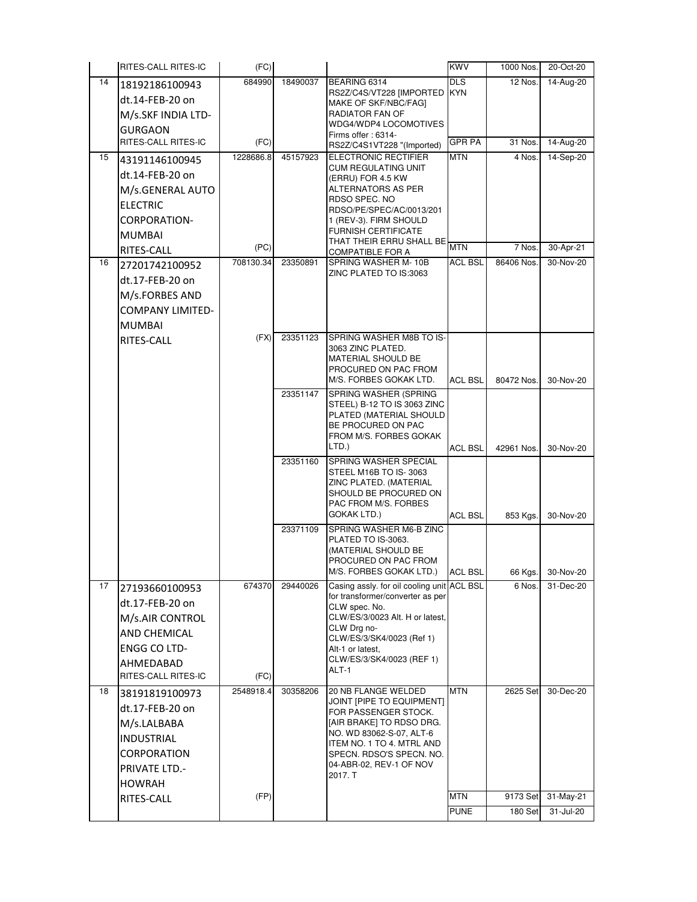| | | | | | | | |
|---|---|---|---|---|---|---|---|
| | RITES-CALL RITES-IC | (FC) | | | KWV | 1000 Nos. | 20-Oct-20 |
| 14 | 18192186100943 dt.14-FEB-20 on M/s.SKF INDIA LTD-GURGAON | 684990 | 18490037 | BEARING 6314 RS2Z/C4S/VT228 [IMPORTED MAKE OF SKF/NBC/FAG] RADIATOR FAN OF WDG4/WDP4 LOCOMOTIVES Firms offer : 6314-RS2Z/C4S1VT228 "(Imported) | DLS KYN | 12 Nos. | 14-Aug-20 |
| | RITES-CALL RITES-IC | (FC) | | | GPR PA | 31 Nos. | 14-Aug-20 |
| 15 | 43191146100945 dt.14-FEB-20 on M/s.GENERAL AUTO ELECTRIC CORPORATION-MUMBAI | 1228686.8 | 45157923 | ELECTRONIC RECTIFIER CUM REGULATING UNIT (ERRU) FOR 4.5 KW ALTERNATORS AS PER RDSO SPEC. NO RDSO/PE/SPEC/AC/0013/2011 (REV-3). FIRM SHOULD FURNISH CERTIFICATE THAT THEIR ERRU SHALL BE COMPATIBLE FOR A | MTN | 4 Nos. | 14-Sep-20 |
| | RITES-CALL | (PC) | | | MTN | 7 Nos. | 30-Apr-21 |
| 16 | 27201742100952 dt.17-FEB-20 on M/s.FORBES AND COMPANY LIMITED-MUMBAI | 708130.34 | 23350891 | SPRING WASHER M- 10B ZINC PLATED TO IS:3063 | ACL BSL | 86406 Nos. | 30-Nov-20 |
| | RITES-CALL | (FX) | 23351123 | SPRING WASHER M8B TO IS-3063 ZINC PLATED. MATERIAL SHOULD BE PROCURED ON PAC FROM M/S. FORBES GOKAK LTD. | ACL BSL | 80472 Nos. | 30-Nov-20 |
| | | | 23351147 | SPRING WASHER (SPRING STEEL) B-12 TO IS 3063 ZINC PLATED (MATERIAL SHOULD BE PROCURED ON PAC FROM M/S. FORBES GOKAK LTD.) | ACL BSL | 42961 Nos. | 30-Nov-20 |
| | | | 23351160 | SPRING WASHER SPECIAL STEEL M16B TO IS- 3063 ZINC PLATED. (MATERIAL SHOULD BE PROCURED ON PAC FROM M/S. FORBES GOKAK LTD.) | ACL BSL | 853 Kgs. | 30-Nov-20 |
| | | | 23371109 | SPRING WASHER M6-B ZINC PLATED TO IS-3063. (MATERIAL SHOULD BE PROCURED ON PAC FROM M/S. FORBES GOKAK LTD.) | ACL BSL | 66 Kgs. | 30-Nov-20 |
| 17 | 27193660100953 dt.17-FEB-20 on M/s.AIR CONTROL AND CHEMICAL ENGG CO LTD-AHMEDABAD RITES-CALL RITES-IC | 674370 (FC) | 29440026 | Casing assly. for oil cooling unit for transformer/converter as per CLW spec. No. CLW/ES/3/0023 Alt. H or latest, CLW Drg no- CLW/ES/3/SK4/0023 (Ref 1) Alt-1 or latest, CLW/ES/3/SK4/0023 (REF 1) ALT-1 | ACL BSL | 6 Nos. | 31-Dec-20 |
| 18 | 38191819100973 dt.17-FEB-20 on M/s.LALBABA INDUSTRIAL CORPORATION PRIVATE LTD.-HOWRAH | 2548918.4 | 30358206 | 20 NB FLANGE WELDED JOINT [PIPE TO EQUIPMENT] FOR PASSENGER STOCK. [AIR BRAKE] TO RDSO DRG. NO. WD 83062-S-07, ALT-6 ITEM NO. 1 TO 4. MTRL AND SPECN. RDSO'S SPECN. NO. 04-ABR-02, REV-1 OF NOV 2017. T | MTN | 2625 Set | 30-Dec-20 |
| | RITES-CALL | (FP) | | | MTN | 9173 Set | 31-May-21 |
| | | | | | PUNE | 180 Set | 31-Jul-20 |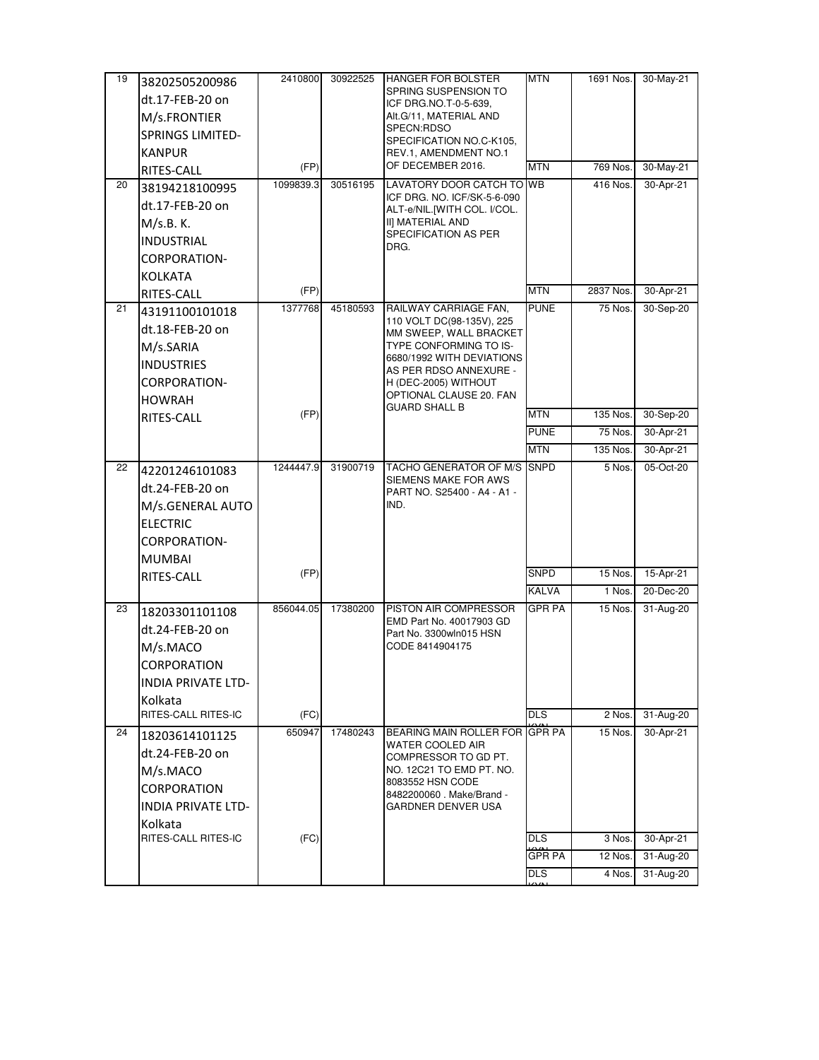| 19 | 38202505200986 dt.17-FEB-20 on M/s.FRONTIER SPRINGS LIMITED-KANPUR RITES-CALL | 2410800 (FP) | 30922525 | HANGER FOR BOLSTER SPRING SUSPENSION TO ICF DRG.NO.T-0-5-639, Alt.G/11, MATERIAL AND SPECN:RDSO SPECIFICATION NO.C-K105, REV.1, AMENDMENT NO.1 OF DECEMBER 2016. | MTN | 1691 Nos. | 30-May-21 |
|---|---|---|---|---|---|---|---|
| | | | | | MTN | 769 Nos. | 30-May-21 |
| 20 | 38194218100995 dt.17-FEB-20 on M/s.B. K. INDUSTRIAL CORPORATION-KOLKATA RITES-CALL | 1099839.3 (FP) | 30516195 | LAVATORY DOOR CATCH TO ICF DRG. NO. ICF/SK-5-6-090 ALT-e/NIL.[WITH COL. I/COL. II] MATERIAL AND SPECIFICATION AS PER DRG. | WB | 416 Nos. | 30-Apr-21 |
| | | | | | MTN | 2837 Nos. | 30-Apr-21 |
| 21 | 43191100101018 dt.18-FEB-20 on M/s.SARIA INDUSTRIES CORPORATION-HOWRAH RITES-CALL | 1377768 (FP) | 45180593 | RAILWAY CARRIAGE FAN, 110 VOLT DC(98-135V), 225 MM SWEEP, WALL BRACKET TYPE CONFORMING TO IS-6680/1992 WITH DEVIATIONS AS PER RDSO ANNEXURE - H (DEC-2005) WITHOUT OPTIONAL CLAUSE 20. FAN GUARD SHALL B | PUNE | 75 Nos. | 30-Sep-20 |
| | | | | | MTN | 135 Nos. | 30-Sep-20 |
| | | | | | PUNE | 75 Nos. | 30-Apr-21 |
| | | | | | MTN | 135 Nos. | 30-Apr-21 |
| 22 | 42201246101083 dt.24-FEB-20 on M/s.GENERAL AUTO ELECTRIC CORPORATION-MUMBAI RITES-CALL | 1244447.9 (FP) | 31900719 | TACHO GENERATOR OF M/S SIEMENS MAKE FOR AWS PART NO. S25400 - A4 - A1 - IND. | SNPD | 5 Nos. | 05-Oct-20 |
| | | | | | SNPD | 15 Nos. | 15-Apr-21 |
| | | | | | KALVA | 1 Nos. | 20-Dec-20 |
| 23 | 18203301101108 dt.24-FEB-20 on M/s.MACO CORPORATION INDIA PRIVATE LTD-Kolkata RITES-CALL RITES-IC | 856044.05 (FC) | 17380200 | PISTON AIR COMPRESSOR EMD Part No. 40017903 GD Part No. 3300wln015 HSN CODE 8414904175 | GPR PA | 15 Nos. | 31-Aug-20 |
| | | | | | DLS KYN | 2 Nos. | 31-Aug-20 |
| 24 | 18203614101125 dt.24-FEB-20 on M/s.MACO CORPORATION INDIA PRIVATE LTD-Kolkata RITES-CALL RITES-IC | 650947 (FC) | 17480243 | BEARING MAIN ROLLER FOR WATER COOLED AIR COMPRESSOR TO GD PT. NO. 12C21 TO EMD PT. NO. 8083552 HSN CODE 8482200060 . Make/Brand - GARDNER DENVER USA | GPR PA | 15 Nos. | 30-Apr-21 |
| | | | | | DLS KYN | 3 Nos. | 30-Apr-21 |
| | | | | | GPR PA | 12 Nos. | 31-Aug-20 |
| | | | | | DLS KYN | 4 Nos. | 31-Aug-20 |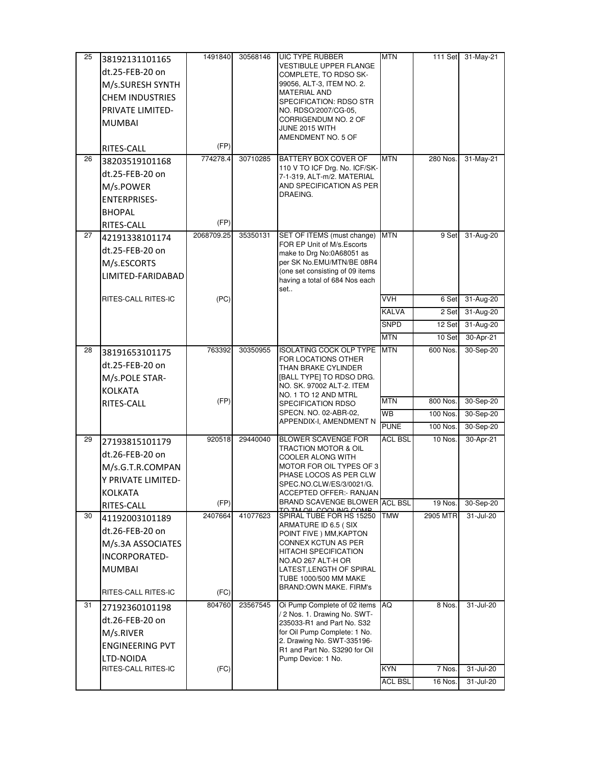| | | | | | | | |
|---|---|---|---|---|---|---|---|
| 25 | 38192131101165 dt.25-FEB-20 on M/s.SURESH SYNTH CHEM INDUSTRIES PRIVATE LIMITED-MUMBAI RITES-CALL | 1491840 (FP) | 30568146 | UIC TYPE RUBBER VESTIBULE UPPER FLANGE COMPLETE, TO RDSO SK-99056, ALT-3, ITEM NO. 2. MATERIAL AND SPECIFICATION: RDSO STR NO. RDSO/2007/CG-05, CORRIGENDUM NO. 2 OF JUNE 2015 WITH AMENDMENT NO. 5 OF | MTN | 111 Set | 31-May-21 |
| 26 | 38203519101168 dt.25-FEB-20 on M/s.POWER ENTERPRISES-BHOPAL RITES-CALL | 774278.4 (FP) | 30710285 | BATTERY BOX COVER OF 110 V TO ICF Drg. No. ICF/SK-7-1-319, ALT-m/2. MATERIAL AND SPECIFICATION AS PER DRAEING. | MTN | 280 Nos. | 31-May-21 |
| 27 | 42191338101174 dt.25-FEB-20 on M/s.ESCORTS LIMITED-FARIDABAD RITES-CALL RITES-IC | 2068709.25 (PC) | 35350131 | SET OF ITEMS (must change) FOR EP Unit of M/s.Escorts make to Drg No:0A68051 as per SK No.EMU/MTN/BE 08R4 (one set consisting of 09 items having a total of 684 Nos each set.. | MTN | 9 Set | 31-Aug-20 |
| | | | | | VVH | 6 Set | 31-Aug-20 |
| | | | | | KALVA | 2 Set | 31-Aug-20 |
| | | | | | SNPD | 12 Set | 31-Aug-20 |
| | | | | | MTN | 10 Set | 30-Apr-21 |
| 28 | 38191653101175 dt.25-FEB-20 on M/s.POLE STAR-KOLKATA RITES-CALL | 763392 (FP) | 30350955 | ISOLATING COCK OLP TYPE FOR LOCATIONS OTHER THAN BRAKE CYLINDER [BALL TYPE] TO RDSO DRG. NO. SK. 97002 ALT-2. ITEM NO. 1 TO 12 AND MTRL SPECIFICATION RDSO SPECN. NO. 02-ABR-02, APPENDIX-I, AMENDMENT N | MTN | 600 Nos. | 30-Sep-20 |
| | | | | | MTN | 800 Nos. | 30-Sep-20 |
| | | | | | WB | 100 Nos. | 30-Sep-20 |
| | | | | | PUNE | 100 Nos. | 30-Sep-20 |
| 29 | 27193815101179 dt.26-FEB-20 on M/s.G.T.R.COMPANY PRIVATE LIMITED-KOLKATA RITES-CALL | 920518 (FP) | 29440040 | BLOWER SCAVENGE FOR TRACTION MOTOR & OIL COOLER ALONG WITH MOTOR FOR OIL TYPES OF 3 PHASE LOCOS AS PER CLW SPEC.NO.CLW/ES/3/0021/G. ACCEPTED OFFER:- RANJAN BRAND SCAVENGE BLOWER TO TM OIL COOLING COMP | ACL BSL | 10 Nos. | 30-Apr-21 |
| | | | | | ACL BSL | 19 Nos. | 30-Sep-20 |
| 30 | 41192003101189 dt.26-FEB-20 on M/s.3A ASSOCIATES INCORPORATED-MUMBAI RITES-CALL RITES-IC | 2407664 (FC) | 41077623 | SPIRAL TUBE FOR HS 15250 ARMATURE ID 6.5 ( SIX POINT FIVE ) MM,KAPTON CONNEX KCTUN AS PER HITACHI SPECIFICATION NO.AO 267 ALT-H OR LATEST,LENGTH OF SPIRAL TUBE 1000/500 MM MAKE BRAND:OWN MAKE. FIRM's | TMW | 2905 MTR | 31-Jul-20 |
| 31 | 27192360101198 dt.26-FEB-20 on M/s.RIVER ENGINEERING PVT LTD-NOIDA RITES-CALL RITES-IC | 804760 (FC) | 23567545 | Oi Pump Complete of 02 items / 2 Nos. 1. Drawing No. SWT-235033-R1 and Part No. S32 for Oil Pump Complete: 1 No. 2. Drawing No. SWT-335196-R1 and Part No. S3290 for Oil Pump Device: 1 No. | AQ | 8 Nos. | 31-Jul-20 |
| | | | | | KYN | 7 Nos. | 31-Jul-20 |
| | | | | | ACL BSL | 16 Nos. | 31-Jul-20 |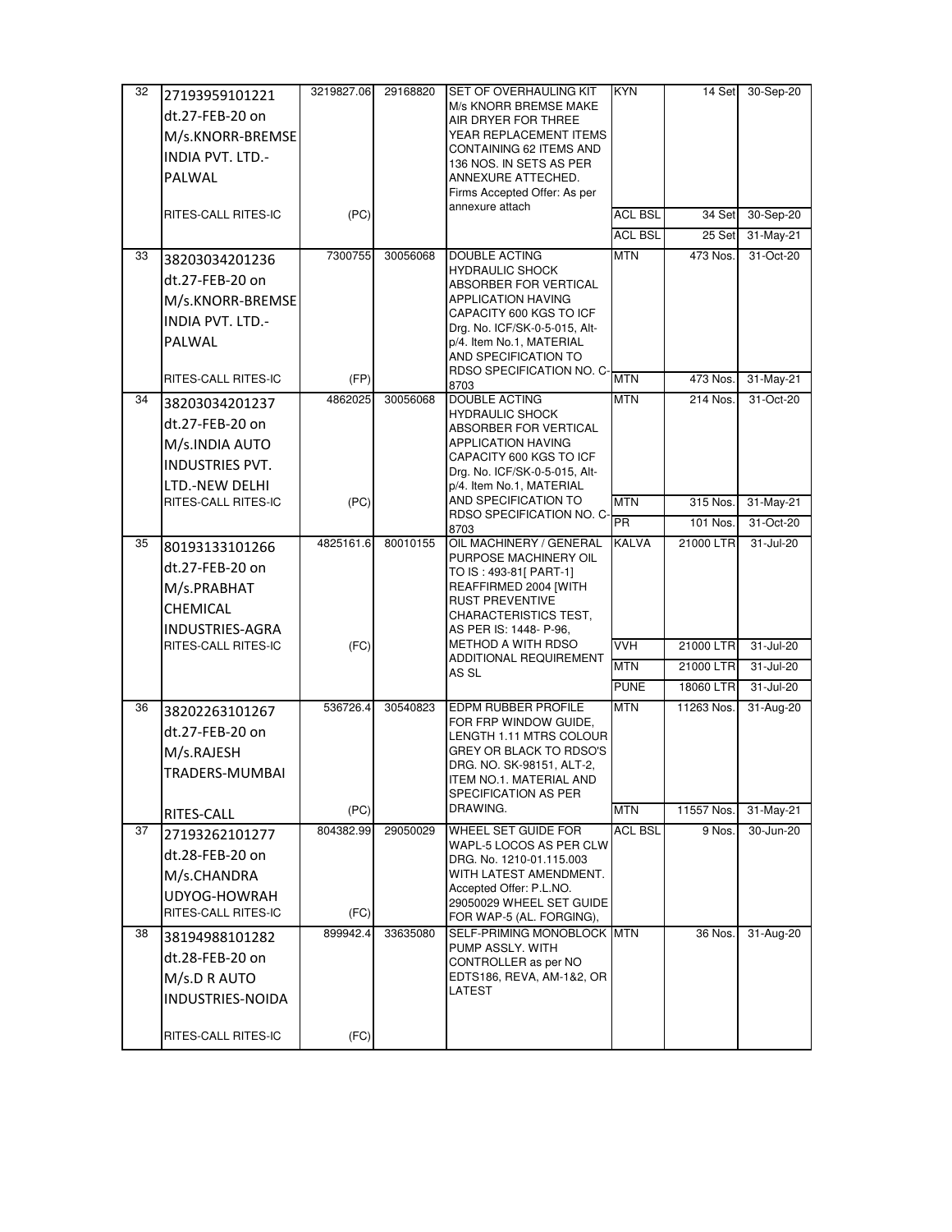| 32 | 27193959101221 dt.27-FEB-20 on M/s.KNORR-BREMSE INDIA PVT. LTD.- PALWAL RITES-CALL RITES-IC | 3219827.06 (PC) | 29168820 | SET OF OVERHAULING KIT M/s KNORR BREMSE MAKE AIR DRYER FOR THREE YEAR REPLACEMENT ITEMS CONTAINING 62 ITEMS AND 136 NOS. IN SETS AS PER ANNEXURE ATTECHED. Firms Accepted Offer: As per annexure attach | KYN | 14 Set | 30-Sep-20 |
|---|---|---|---|---|---|---|---|
| | | | | | ACL BSL | 34 Set | 30-Sep-20 |
| | | | | | ACL BSL | 25 Set | 31-May-21 |
| 33 | 38203034201236 dt.27-FEB-20 on M/s.KNORR-BREMSE INDIA PVT. LTD.- PALWAL RITES-CALL RITES-IC | 7300755 (FP) | 30056068 | DOUBLE ACTING HYDRAULIC SHOCK ABSORBER FOR VERTICAL APPLICATION HAVING CAPACITY 600 KGS TO ICF Drg. No. ICF/SK-0-5-015, Alt-p/4. Item No.1, MATERIAL AND SPECIFICATION TO RDSO SPECIFICATION NO. C-8703 | MTN | 473 Nos. | 31-Oct-20 |
| | | | | | MTN | 473 Nos. | 31-May-21 |
| 34 | 38203034201237 dt.27-FEB-20 on M/s.INDIA AUTO INDUSTRIES PVT. LTD.-NEW DELHI RITES-CALL RITES-IC | 4862025 (PC) | 30056068 | DOUBLE ACTING HYDRAULIC SHOCK ABSORBER FOR VERTICAL APPLICATION HAVING CAPACITY 600 KGS TO ICF Drg. No. ICF/SK-0-5-015, Alt-p/4. Item No.1, MATERIAL AND SPECIFICATION TO RDSO SPECIFICATION NO. C-8703 | MTN | 214 Nos. | 31-Oct-20 |
| | | | | | MTN | 315 Nos. | 31-May-21 |
| | | | | | PR | 101 Nos. | 31-Oct-20 |
| 35 | 80193133101266 dt.27-FEB-20 on M/s.PRABHAT CHEMICAL INDUSTRIES-AGRA RITES-CALL RITES-IC | 4825161.6 (FC) | 80010155 | OIL MACHINERY / GENERAL PURPOSE MACHINERY OIL TO IS : 493-81[ PART-1] REAFFIRMED 2004 [WITH RUST PREVENTIVE CHARACTERISTICS TEST, AS PER IS: 1448- P-96, METHOD A WITH RDSO ADDITIONAL REQUIREMENT AS SL | KALVA | 21000 LTR | 31-Jul-20 |
| | | | | | VVH | 21000 LTR | 31-Jul-20 |
| | | | | | MTN | 21000 LTR | 31-Jul-20 |
| | | | | | PUNE | 18060 LTR | 31-Jul-20 |
| 36 | 38202263101267 dt.27-FEB-20 on M/s.RAJESH TRADERS-MUMBAI RITES-CALL | 536726.4 (PC) | 30540823 | EDPM RUBBER PROFILE FOR FRP WINDOW GUIDE, LENGTH 1.11 MTRS COLOUR GREY OR BLACK TO RDSO'S DRG. NO. SK-98151, ALT-2, ITEM NO.1. MATERIAL AND SPECIFICATION AS PER DRAWING. | MTN | 11263 Nos. | 31-Aug-20 |
| | | | | | MTN | 11557 Nos. | 31-May-21 |
| 37 | 27193262101277 dt.28-FEB-20 on M/s.CHANDRA UDYOG-HOWRAH RITES-CALL RITES-IC | 804382.99 (FC) | 29050029 | WHEEL SET GUIDE FOR WAPL-5 LOCOS AS PER CLW DRG. No. 1210-01.115.003 WITH LATEST AMENDMENT. Accepted Offer: P.L.NO. 29050029 WHEEL SET GUIDE FOR WAP-5 (AL. FORGING), | ACL BSL | 9 Nos. | 30-Jun-20 |
| 38 | 38194988101282 dt.28-FEB-20 on M/s.D R AUTO INDUSTRIES-NOIDA RITES-CALL RITES-IC | 899942.4 (FC) | 33635080 | SELF-PRIMING MONOBLOCK PUMP ASSLY. WITH CONTROLLER as per NO EDTS186, REVA, AM-1&2, OR LATEST | MTN | 36 Nos. | 31-Aug-20 |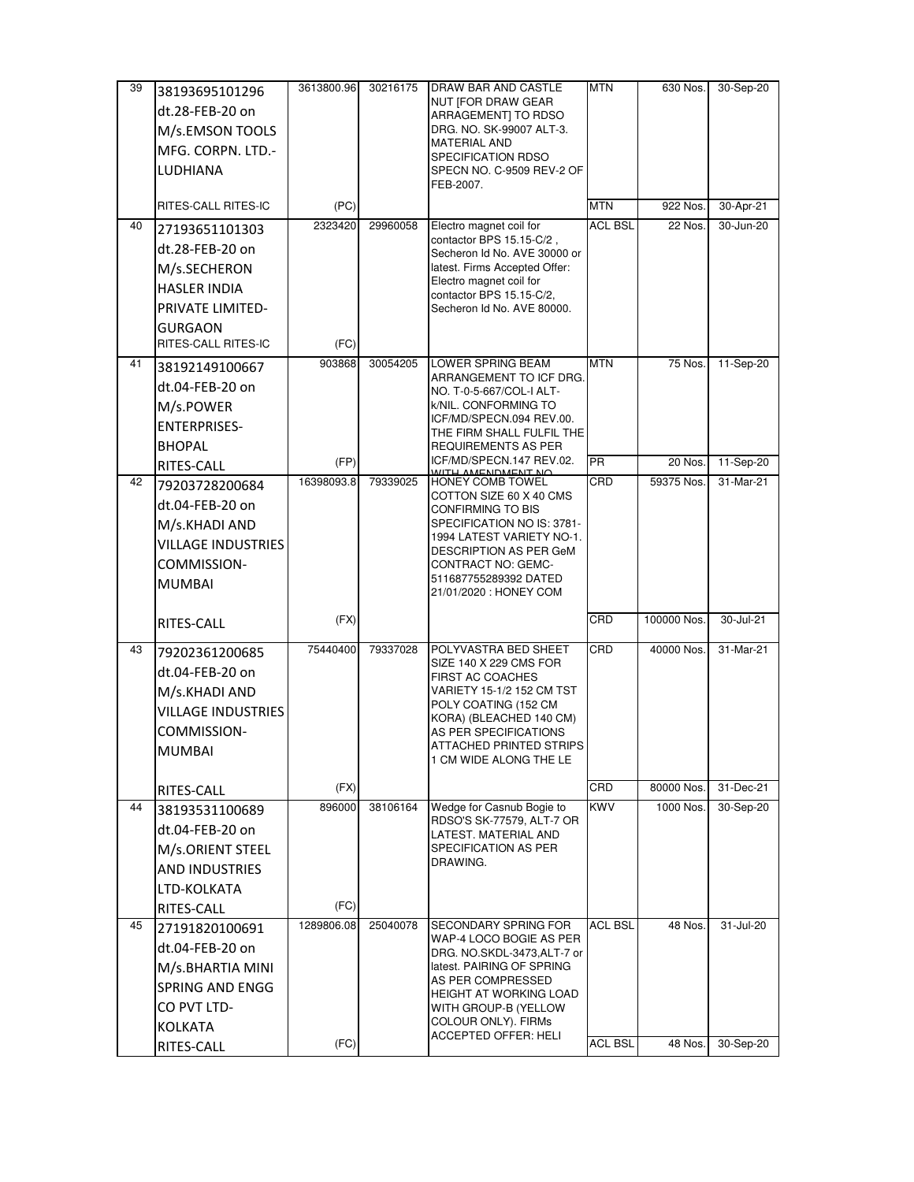| 39 | 38193695101296 dt.28-FEB-20 on M/s.EMSON TOOLS MFG. CORPN. LTD.-LUDHIANA | 3613800.96 | 30216175 | DRAW BAR AND CASTLE NUT [FOR DRAW GEAR ARRANGEMENT] TO RDSO DRG. NO. SK-99007 ALT-3. MATERIAL AND SPECIFICATION RDSO SPECN NO. C-9509 REV-2 OF FEB-2007. | MTN | 630 Nos. | 30-Sep-20 |
|---|---|---|---|---|---|---|---|
| | RITES-CALL RITES-IC | (PC) | | | MTN | 922 Nos. | 30-Apr-21 |
| 40 | 27193651101303 dt.28-FEB-20 on M/s.SECHERON HASLER INDIA PRIVATE LIMITED-GURGAON | 2323420 | 29960058 | Electro magnet coil for contactor BPS 15.15-C/2 , Secheron Id No. AVE 30000 or latest. Firms Accepted Offer: Electro magnet coil for contactor BPS 15.15-C/2, Secheron Id No. AVE 80000. | ACL BSL | 22 Nos. | 30-Jun-20 |
| | RITES-CALL RITES-IC | (FC) | | | | | |
| 41 | 38192149100667 dt.04-FEB-20 on M/s.POWER ENTERPRISES-BHOPAL | 903868 | 30054205 | LOWER SPRING BEAM ARRANGEMENT TO ICF DRG. NO. T-0-5-667/COL-I ALT-k/NIL. CONFORMING TO ICF/MD/SPECN.094 REV.00. THE FIRM SHALL FULFIL THE REQUIREMENTS AS PER ICF/MD/SPECN.147 REV.02. WITH AMENDMENT NO | MTN | 75 Nos. | 11-Sep-20 |
| | RITES-CALL | (FP) | | | PR | 20 Nos. | 11-Sep-20 |
| 42 | 79203728200684 dt.04-FEB-20 on M/s.KHADI AND VILLAGE INDUSTRIES COMMISSION-MUMBAI | 16398093.8 | 79339025 | HONEY COMB TOWEL COTTON SIZE 60 X 40 CMS CONFIRMING TO BIS SPECIFICATION NO IS: 3781-1994 LATEST VARIETY NO-1. DESCRIPTION AS PER GeM CONTRACT NO: GEMC-511687755289392 DATED 21/01/2020 : HONEY COM | CRD | 59375 Nos. | 31-Mar-21 |
| | RITES-CALL | (FX) | | | CRD | 100000 Nos. | 30-Jul-21 |
| 43 | 79202361200685 dt.04-FEB-20 on M/s.KHADI AND VILLAGE INDUSTRIES COMMISSION-MUMBAI | 75440400 | 79337028 | POLYVASTRA BED SHEET SIZE 140 X 229 CMS FOR FIRST AC COACHES VARIETY 15-1/2 152 CM TST POLY COATING (152 CM KORA) (BLEACHED 140 CM) AS PER SPECIFICATIONS ATTACHED PRINTED STRIPS 1 CM WIDE ALONG THE LE | CRD | 40000 Nos. | 31-Mar-21 |
| | RITES-CALL | (FX) | | | CRD | 80000 Nos. | 31-Dec-21 |
| 44 | 38193531100689 dt.04-FEB-20 on M/s.ORIENT STEEL AND INDUSTRIES LTD-KOLKATA | 896000 | 38106164 | Wedge for Casnub Bogie to RDSO'S SK-77579, ALT-7 OR LATEST. MATERIAL AND SPECIFICATION AS PER DRAWING. | KWV | 1000 Nos. | 30-Sep-20 |
| | RITES-CALL | (FC) | | | | | |
| 45 | 27191820100691 dt.04-FEB-20 on M/s.BHARTIA MINI SPRING AND ENGG CO PVT LTD-KOLKATA | 1289806.08 | 25040078 | SECONDARY SPRING FOR WAP-4 LOCO BOGIE AS PER DRG. NO.SKDL-3473,ALT-7 or latest. PAIRING OF SPRING AS PER COMPRESSED HEIGHT AT WORKING LOAD WITH GROUP-B (YELLOW COLOUR ONLY). FIRMs ACCEPTED OFFER: HELI | ACL BSL | 48 Nos. | 31-Jul-20 |
| | RITES-CALL | (FC) | | | ACL BSL | 48 Nos. | 30-Sep-20 |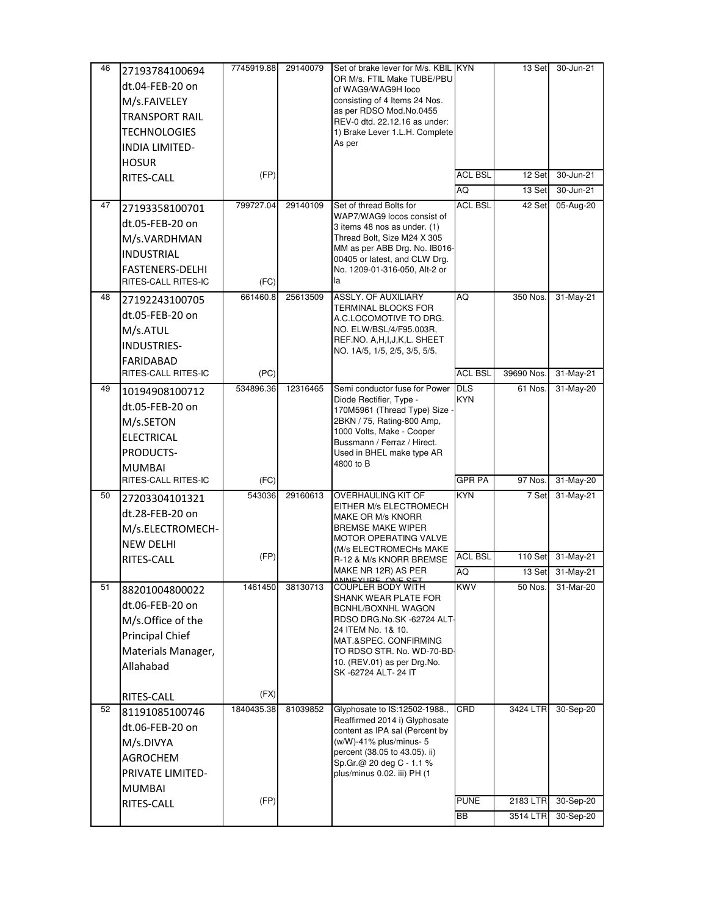| 46 | 27193784100694 dt.04-FEB-20 on M/s.FAIVELEY TRANSPORT RAIL TECHNOLOGIES INDIA LIMITED-HOSUR RITES-CALL | 7745919.88 (FP) | 29140079 | Set of brake lever for M/s. KBIL OR M/s. FTIL Make TUBE/PBU of WAG9/WAG9H loco consisting of 4 Items 24 Nos. as per RDSO Mod.No.0455 REV-0 dtd. 22.12.16 as under: 1) Brake Lever 1.L.H. Complete As per | KYN | 13 Set | 30-Jun-21 |
|---|---|---|---|---|---|---|---|
| | | | | | ACL BSL | 12 Set | 30-Jun-21 |
| | | | | | AQ | 13 Set | 30-Jun-21 |
| 47 | 27193358100701 dt.05-FEB-20 on M/s.VARDHMAN INDUSTRIAL FASTENERS-DELHI RITES-CALL RITES-IC | 799727.04 (FC) | 29140109 | Set of thread Bolts for WAP7/WAG9 locos consist of 3 items 48 nos as under. (1) Thread Bolt, Size M24 X 305 MM as per ABB Drg. No. IB016-00405 or latest, and CLW Drg. No. 1209-01-316-050, Alt-2 or la | ACL BSL | 42 Set | 05-Aug-20 |
| 48 | 27192243100705 dt.05-FEB-20 on M/s.ATUL INDUSTRIES-FARIDABAD RITES-CALL RITES-IC | 661460.8 (PC) | 25613509 | ASSLY. OF AUXILIARY TERMINAL BLOCKS FOR A.C.LOCOMOTIVE TO DRG. NO. ELW/BSL/4/F95.003R, REF.NO. A,H,I,J,K,L. SHEET NO. 1A/5, 1/5, 2/5, 3/5, 5/5. | AQ | 350 Nos. | 31-May-21 |
| | | | | | ACL BSL | 39690 Nos. | 31-May-21 |
| 49 | 10194908100712 dt.05-FEB-20 on M/s.SETON ELECTRICAL PRODUCTS-MUMBAI RITES-CALL RITES-IC | 534896.36 (FC) | 12316465 | Semi conductor fuse for Power Diode Rectifier, Type - 170M5961 (Thread Type) Size - 2BKN / 75, Rating-800 Amp, 1000 Volts, Make - Cooper Bussmann / Ferraz / Hirect. Used in BHEL make type AR 4800 to B | DLS KYN | 61 Nos. | 31-May-20 |
| | | | | | GPR PA | 97 Nos. | 31-May-20 |
| 50 | 27203304101321 dt.28-FEB-20 on M/s.ELECTROMECH-NEW DELHI RITES-CALL | 543036 (FP) | 29160613 | OVERHAULING KIT OF EITHER M/s ELECTROMECH MAKE OR M/s KNORR BREMSE MAKE WIPER MOTOR OPERATING VALVE (M/s ELECTROMECHs MAKE R-12 & M/s KNORR BREMSE MAKE NR 12R) AS PER ANNEXURE ONE SET | KYN | 7 Set | 31-May-21 |
| | | | | | ACL BSL | 110 Set | 31-May-21 |
| | | | | | AQ | 13 Set | 31-May-21 |
| 51 | 88201004800022 dt.06-FEB-20 on M/s.Office of the Principal Chief Materials Manager, Allahabad RITES-CALL | 1461450 (FX) | 38130713 | COUPLER BODY WITH SHANK WEAR PLATE FOR BCNHL/BOXNHL WAGON RDSO DRG.No.SK -62724 ALT-24 ITEM No. 1& 10. MAT.&SPEC. CONFIRMING TO RDSO STR. No. WD-70-BD-10. (REV.01) as per Drg.No. SK -62724 ALT- 24 IT | KWV | 50 Nos. | 31-Mar-20 |
| 52 | 81191085100746 dt.06-FEB-20 on M/s.DIVYA AGROCHEM PRIVATE LIMITED-MUMBAI RITES-CALL | 1840435.38 (FP) | 81039852 | Glyphosate to IS:12502-1988., Reaffirmed 2014 i) Glyphosate content as IPA sal (Percent by (w/W)-41% plus/minus- 5 percent (38.05 to 43.05). ii) Sp.Gr.@ 20 deg C - 1.1 % plus/minus 0.02. iii) PH (1 | CRD | 3424 LTR | 30-Sep-20 |
| | | | | | PUNE | 2183 LTR | 30-Sep-20 |
| | | | | | BB | 3514 LTR | 30-Sep-20 |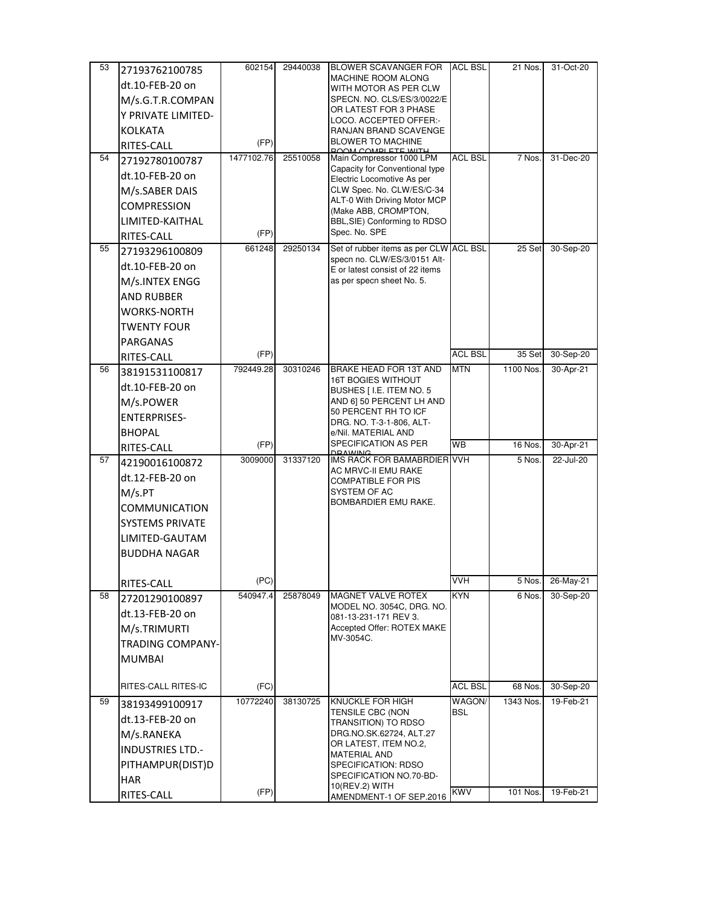| 53 | 27193762100785 dt.10-FEB-20 on M/s.G.T.R.COMPANY PRIVATE LIMITED-KOLKATA RITES-CALL | 602154 (FP) | 29440038 | BLOWER SCAVANGER FOR MACHINE ROOM ALONG WITH MOTOR AS PER CLW SPECN. NO. CLS/ES/3/0022/E OR LATEST FOR 3 PHASE LOCO. ACCEPTED OFFER:- RANJAN BRAND SCAVENGE BLOWER TO MACHINE ROOM COMPLETE WITH | ACL BSL | 21 Nos. | 31-Oct-20 |
|---|---|---|---|---|---|---|---|
| 54 | 27192780100787 dt.10-FEB-20 on M/s.SABER DAIS COMPRESSION LIMITED-KAITHAL RITES-CALL | 1477102.76 (FP) | 25510058 | Main Compressor 1000 LPM Capacity for Conventional type Electric Locomotive As per CLW Spec. No. CLW/ES/C-34 ALT-0 With Driving Motor MCP (Make ABB, CROMPTON, BBL,SIE) Conforming to RDSO Spec. No. SPE | ACL BSL | 7 Nos. | 31-Dec-20 |
| 55 | 27193296100809 dt.10-FEB-20 on M/s.INTEX ENGG AND RUBBER WORKS-NORTH TWENTY FOUR PARGANAS RITES-CALL | 661248 (FP) | 29250134 | Set of rubber items as per CLW specn no. CLW/ES/3/0151 Alt-E or latest consist of 22 items as per specn sheet No. 5. | ACL BSL | 25 Set | 30-Sep-20 |
| | | | | | ACL BSL | 35 Set | 30-Sep-20 |
| 56 | 38191531100817 dt.10-FEB-20 on M/s.POWER ENTERPRISES-BHOPAL RITES-CALL | 792449.28 (FP) | 30310246 | BRAKE HEAD FOR 13T AND 16T BOGIES WITHOUT BUSHES [ I.E. ITEM NO. 5 AND 6] 50 PERCENT LH AND 50 PERCENT RH TO ICF DRG. NO. T-3-1-806, ALT-e/Nil. MATERIAL AND SPECIFICATION AS PER DRAWING | MTN | 1100 Nos. | 30-Apr-21 |
| | | | | | WB | 16 Nos. | 30-Apr-21 |
| 57 | 42190016100872 dt.12-FEB-20 on M/s.PT COMMUNICATION SYSTEMS PRIVATE LIMITED-GAUTAM BUDDHA NAGAR RITES-CALL | 3009000 (PC) | 31337120 | IMS RACK FOR BAMABRDIER AC MRVC-II EMU RAKE COMPATIBLE FOR PIS SYSTEM OF AC BOMBARDIER EMU RAKE. | VVH | 5 Nos. | 22-Jul-20 |
| | | | | | VVH | 5 Nos. | 26-May-21 |
| 58 | 27201290100897 dt.13-FEB-20 on M/s.TRIMURTI TRADING COMPANY-MUMBAI RITES-CALL RITES-IC | 540947.4 (FC) | 25878049 | MAGNET VALVE ROTEX MODEL NO. 3054C, DRG. NO. 081-13-231-171 REV 3. Accepted Offer: ROTEX MAKE MV-3054C. | KYN | 6 Nos. | 30-Sep-20 |
| | | | | | ACL BSL | 68 Nos. | 30-Sep-20 |
| 59 | 38193499100917 dt.13-FEB-20 on M/s.RANEKA INDUSTRIES LTD.-PITHAMPUR(DIST)DHAR RITES-CALL | 10772240 (FP) | 38130725 | KNUCKLE FOR HIGH TENSILE CBC (NON TRANSITION) TO RDSO DRG.NO.SK.62724, ALT.27 OR LATEST, ITEM NO.2, MATERIAL AND SPECIFICATION: RDSO SPECIFICATION NO.70-BD-10(REV.2) WITH AMENDMENT-1 OF SEP.2016 | WAGON/ BSL | 1343 Nos. | 19-Feb-21 |
| | | | | | KWV | 101 Nos. | 19-Feb-21 |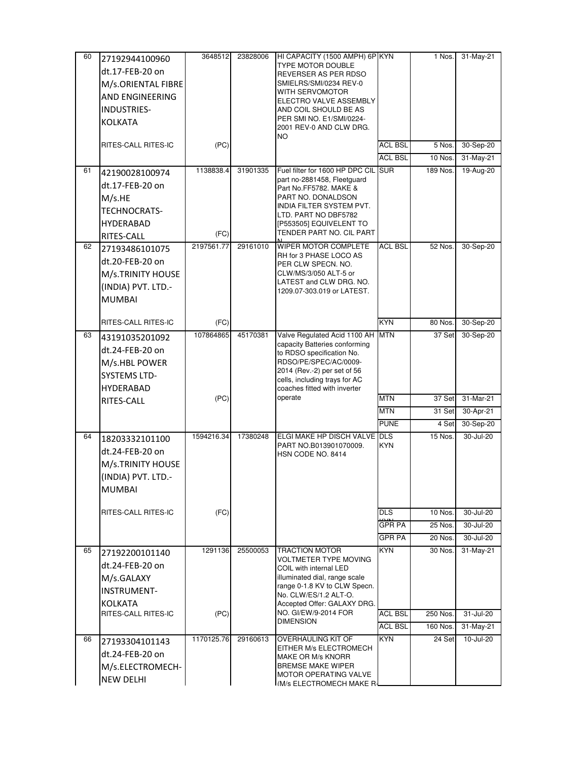| | | | | | | | |
|---|---|---|---|---|---|---|---|
| 60 | 27192944100960 dt.17-FEB-20 on M/s.ORIENTAL FIBRE AND ENGINEERING INDUSTRIES-KOLKATA | 3648512 | 23828006 | HI CAPACITY (1500 AMPH) 6P TYPE MOTOR DOUBLE REVERSER AS PER RDSO SMIELRS/SMI/0234 REV-0 WITH SERVOMOTOR ELECTRO VALVE ASSEMBLY AND COIL SHOULD BE AS PER SMI NO. E1/SMI/0224-2001 REV-0 AND CLW DRG. NO | KYN | 1 Nos. | 31-May-21 |
| | RITES-CALL RITES-IC | (PC) | | | ACL BSL | 5 Nos. | 30-Sep-20 |
| | | | | | ACL BSL | 10 Nos. | 31-May-21 |
| 61 | 42190028100974 dt.17-FEB-20 on M/s.HE TECHNOCRATS-HYDERABAD RITES-CALL | 1138838.4 (FC) | 31901335 | Fuel filter for 1600 HP DPC CIL part no-2881458, Fleetguard Part No.FF5782. MAKE & PART NO. DONALDSON INDIA FILTER SYSTEM PVT. LTD. PART NO DBF5782 [P553505] EQUIVELENT TO TENDER PART NO. CIL PART N | SUR | 189 Nos. | 19-Aug-20 |
| 62 | 27193486101075 dt.20-FEB-20 on M/s.TRINITY HOUSE (INDIA) PVT. LTD.-MUMBAI | 2197561.77 | 29161010 | WIPER MOTOR COMPLETE RH for 3 PHASE LOCO AS PER CLW SPECN. NO. CLW/MS/3/050 ALT-5 or LATEST and CLW DRG. NO. 1209.07-303.019 or LATEST. | ACL BSL | 52 Nos. | 30-Sep-20 |
| | RITES-CALL RITES-IC | (FC) | | | KYN | 80 Nos. | 30-Sep-20 |
| 63 | 43191035201092 dt.24-FEB-20 on M/s.HBL POWER SYSTEMS LTD-HYDERABAD RITES-CALL | 107864865 (PC) | 45170381 | Valve Regulated Acid 1100 AH capacity Batteries conforming to RDSO specification No. RDSO/PE/SPEC/AC/0009-2014 (Rev.-2) per set of 56 cells, including trays for AC coaches fitted with inverter operate | MTN | 37 Set | 30-Sep-20 |
| | | | | | MTN | 37 Set | 31-Mar-21 |
| | | | | | MTN | 31 Set | 30-Apr-21 |
| | | | | | PUNE | 4 Set | 30-Sep-20 |
| 64 | 18203332101100 dt.24-FEB-20 on M/s.TRINITY HOUSE (INDIA) PVT. LTD.-MUMBAI | 1594216.34 | 17380248 | ELGI MAKE HP DISCH VALVE PART NO.B013901070009. HSN CODE NO. 8414 | DLS KYN | 15 Nos. | 30-Jul-20 |
| | RITES-CALL RITES-IC | (FC) | | | DLS KYN | 10 Nos. | 30-Jul-20 |
| | | | | | GPR PA | 25 Nos. | 30-Jul-20 |
| | | | | | GPR PA | 20 Nos. | 30-Jul-20 |
| 65 | 27192200101140 dt.24-FEB-20 on M/s.GALAXY INSTRUMENT-KOLKATA | 1291136 | 25500053 | TRACTION MOTOR VOLTMETER TYPE MOVING COIL with internal LED illuminated dial, range scale range 0-1.8 KV to CLW Specn. No. CLW/ES/1.2 ALT-O. Accepted Offer: GALAXY DRG. NO. GI/EW/9-2014 FOR DIMENSION | KYN | 30 Nos. | 31-May-21 |
| | RITES-CALL RITES-IC | (PC) | | | ACL BSL | 250 Nos. | 31-Jul-20 |
| | | | | | ACL BSL | 160 Nos. | 31-May-21 |
| 66 | 27193304101143 dt.24-FEB-20 on M/s.ELECTROMECH-NEW DELHI | 1170125.76 | 29160613 | OVERHAULING KIT OF EITHER M/s ELECTROMECH MAKE OR M/s KNORR BREMSE MAKE WIPER MOTOR OPERATING VALVE (M/s ELECTROMECH MAKE R- | KYN | 24 Set | 10-Jul-20 |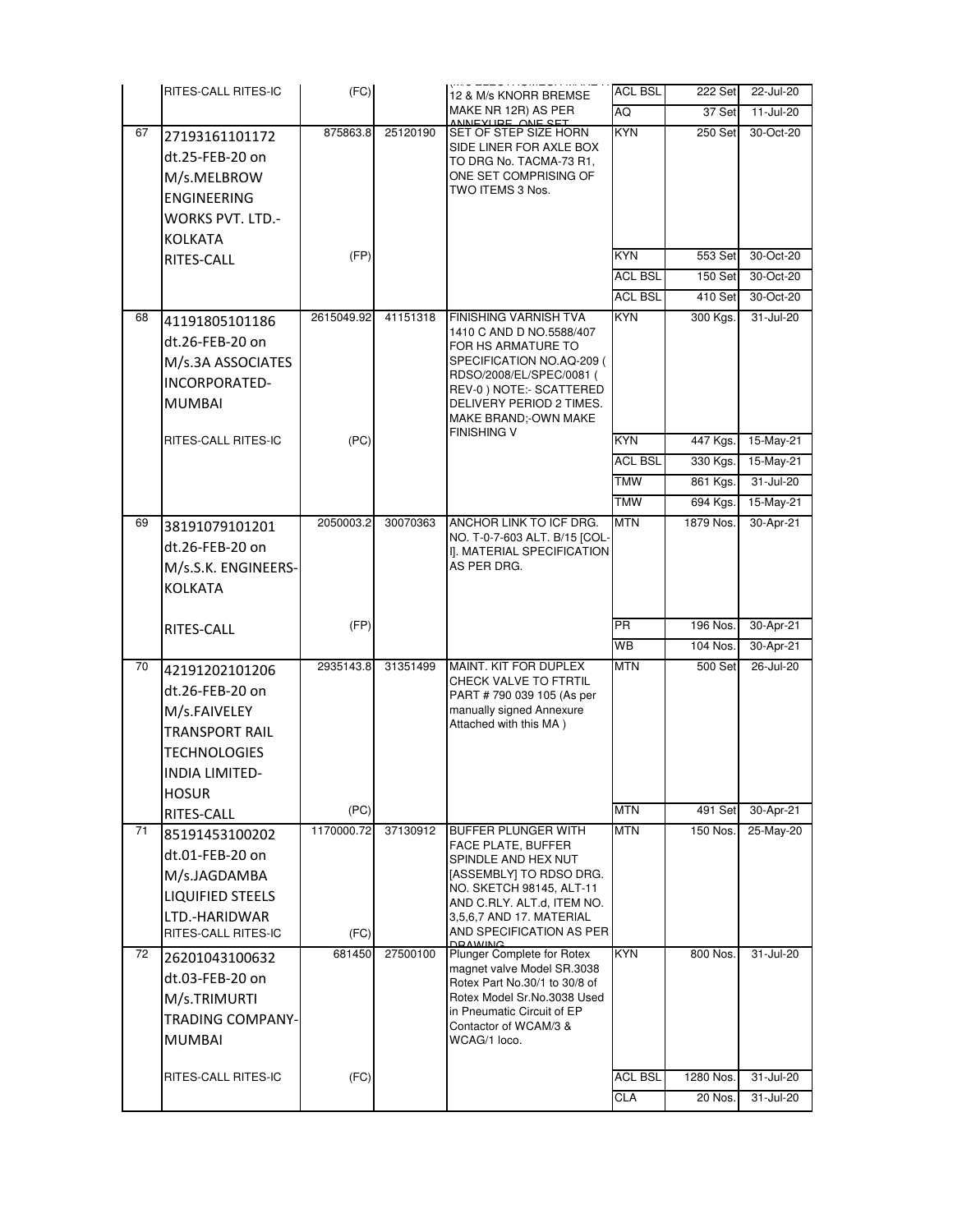| | | | | | | | |
|---|---|---|---|---|---|---|---|
| | RITES-CALL RITES-IC | (FC) | | 12 & M/s KNORR BREMSE MAKE NR 12R) AS PER ANNEXURE, ONE SET | ACL BSL | 222 Set | 22-Jul-20 |
| | | | | | AQ | 37 Set | 11-Jul-20 |
| 67 | 27193161101172 dt.25-FEB-20 on M/s.MELBROW ENGINEERING WORKS PVT. LTD.-KOLKATA | 875863.8 | 25120190 | SET OF STEP SIZE HORN SIDE LINER FOR AXLE BOX TO DRG No. TACMA-73 R1, ONE SET COMPRISING OF TWO ITEMS 3 Nos. | KYN | 250 Set | 30-Oct-20 |
| | RITES-CALL | (FP) | | | KYN | 553 Set | 30-Oct-20 |
| | | | | | ACL BSL | 150 Set | 30-Oct-20 |
| | | | | | ACL BSL | 410 Set | 30-Oct-20 |
| 68 | 41191805101186 dt.26-FEB-20 on M/s.3A ASSOCIATES INCORPORATED-MUMBAI | 2615049.92 | 41151318 | FINISHING VARNISH TVA 1410 C AND D NO.5588/407 FOR HS ARMATURE TO SPECIFICATION NO.AQ-209 ( RDSO/2008/EL/SPEC/0081 ( REV-0 ) NOTE:- SCATTERED DELIVERY PERIOD 2 TIMES. MAKE BRAND;-OWN MAKE FINISHING V | KYN | 300 Kgs. | 31-Jul-20 |
| | RITES-CALL RITES-IC | (PC) | | | KYN | 447 Kgs. | 15-May-21 |
| | | | | | ACL BSL | 330 Kgs. | 15-May-21 |
| | | | | | TMW | 861 Kgs. | 31-Jul-20 |
| | | | | | TMW | 694 Kgs. | 15-May-21 |
| 69 | 38191079101201 dt.26-FEB-20 on M/s.S.K. ENGINEERS-KOLKATA | 2050003.2 | 30070363 | ANCHOR LINK TO ICF DRG. NO. T-0-7-603 ALT. B/15 [COL-I]. MATERIAL SPECIFICATION AS PER DRG. | MTN | 1879 Nos. | 30-Apr-21 |
| | RITES-CALL | (FP) | | | PR | 196 Nos. | 30-Apr-21 |
| | | | | | WB | 104 Nos. | 30-Apr-21 |
| 70 | 42191202101206 dt.26-FEB-20 on M/s.FAIVELEY TRANSPORT RAIL TECHNOLOGIES INDIA LIMITED-HOSUR | 2935143.8 | 31351499 | MAINT. KIT FOR DUPLEX CHECK VALVE TO FTRTIL PART # 790 039 105 (As per manually signed Annexure Attached with this MA ) | MTN | 500 Set | 26-Jul-20 |
| | RITES-CALL | (PC) | | | MTN | 491 Set | 30-Apr-21 |
| 71 | 85191453100202 dt.01-FEB-20 on M/s.JAGDAMBA LIQUIFIED STEELS LTD.-HARIDWAR | 1170000.72 | 37130912 | BUFFER PLUNGER WITH FACE PLATE, BUFFER SPINDLE AND HEX NUT [ASSEMBLY] TO RDSO DRG. NO. SKETCH 98145, ALT-11 AND C.RLY. ALT.d, ITEM NO. 3,5,6,7 AND 17. MATERIAL AND SPECIFICATION AS PER DRAWING | MTN | 150 Nos. | 25-May-20 |
| | RITES-CALL RITES-IC | (FC) | | | | | |
| 72 | 26201043100632 dt.03-FEB-20 on M/s.TRIMURTI TRADING COMPANY-MUMBAI | 681450 | 27500100 | Plunger Complete for Rotex magnet valve Model SR.3038 Rotex Part No.30/1 to 30/8 of Rotex Model Sr.No.3038 Used in Pneumatic Circuit of EP Contactor of WCAM/3 & WCAG/1 loco. | KYN | 800 Nos. | 31-Jul-20 |
| | RITES-CALL RITES-IC | (FC) | | | ACL BSL | 1280 Nos. | 31-Jul-20 |
| | | | | | CLA | 20 Nos. | 31-Jul-20 |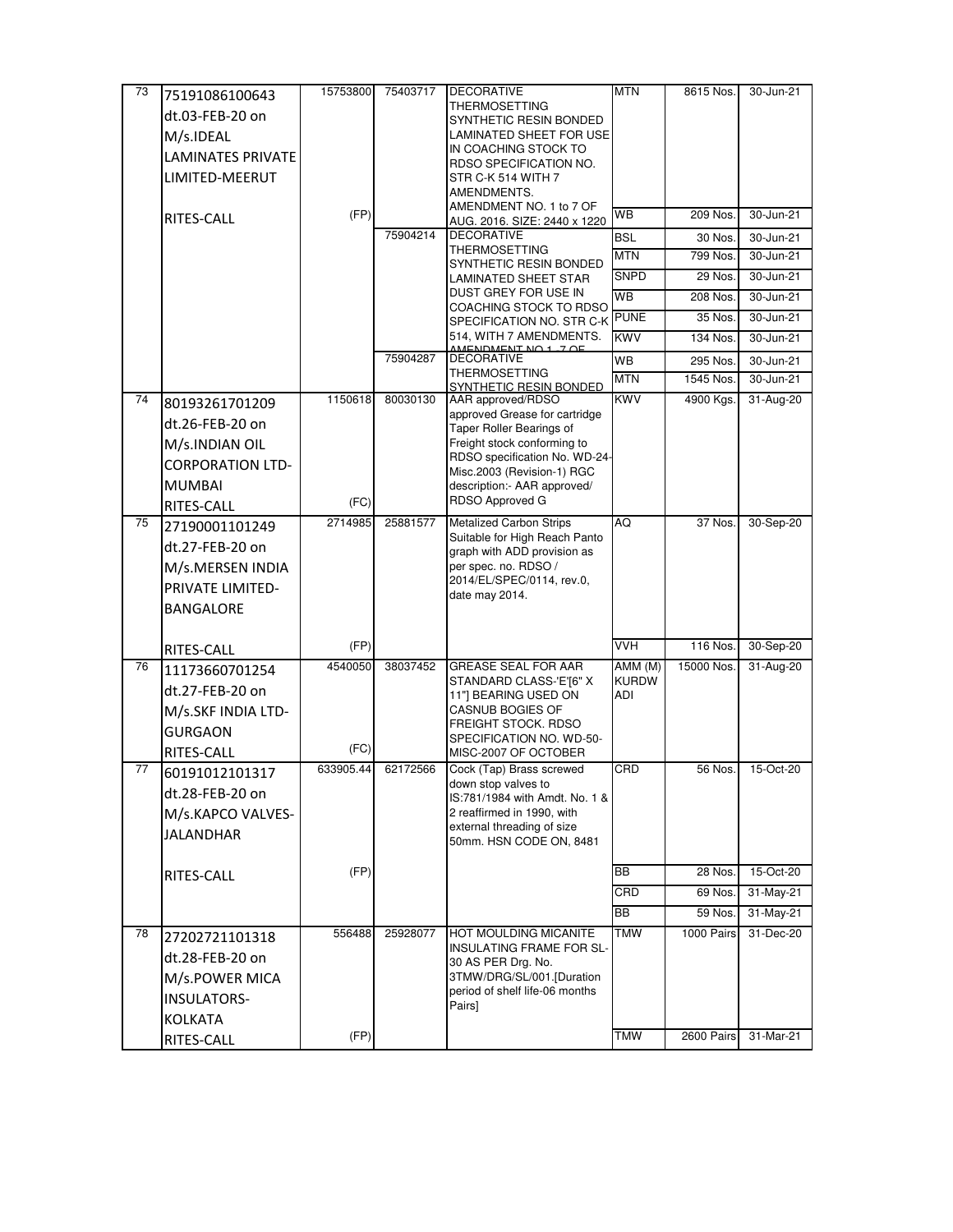| S.No. | PO No. / Date / Firm / Inspection | Value | PL No. | Description | Consignee | Quantity | DP |
|---|---|---|---|---|---|---|---|
| 73 | 75191086100643 dt.03-FEB-20 on M/s.IDEAL LAMINATES PRIVATE LIMITED-MEERUT RITES-CALL | 15753800 (FP) | 75403717 | DECORATIVE THERMOSETTING SYNTHETIC RESIN BONDED LAMINATED SHEET FOR USE IN COACHING STOCK TO RDSO SPECIFICATION NO. STR C-K 514 WITH 7 AMENDMENTS. AMENDMENT NO. 1 to 7 OF AUG. 2016. SIZE: 2440 x 1220 | MTN | 8615 Nos. | 30-Jun-21 |
| | | | | | WB | 209 Nos. | 30-Jun-21 |
| | | | 75904214 | DECORATIVE THERMOSETTING SYNTHETIC RESIN BONDED LAMINATED SHEET STAR DUST GREY FOR USE IN COACHING STOCK TO RDSO SPECIFICATION NO. STR C-K 514, WITH 7 AMENDMENTS. AMENDMENT NO 1 -7 OF | BSL | 30 Nos. | 30-Jun-21 |
| | | | | | MTN | 799 Nos. | 30-Jun-21 |
| | | | | | SNPD | 29 Nos. | 30-Jun-21 |
| | | | | | WB | 208 Nos. | 30-Jun-21 |
| | | | | | PUNE | 35 Nos. | 30-Jun-21 |
| | | | | | KWV | 134 Nos. | 30-Jun-21 |
| | | | 75904287 | DECORATIVE THERMOSETTING SYNTHETIC RESIN BONDED | WB | 295 Nos. | 30-Jun-21 |
| | | | | | MTN | 1545 Nos. | 30-Jun-21 |
| 74 | 80193261701209 dt.26-FEB-20 on M/s.INDIAN OIL CORPORATION LTD-MUMBAI RITES-CALL | 1150618 (FC) | 80030130 | AAR approved/RDSO approved Grease for cartridge Taper Roller Bearings of Freight stock conforming to RDSO specification No. WD-24-Misc.2003 (Revision-1) RGC description:- AAR approved/ RDSO Approved G | KWV | 4900 Kgs. | 31-Aug-20 |
| 75 | 27190001101249 dt.27-FEB-20 on M/s.MERSEN INDIA PRIVATE LIMITED-BANGALORE RITES-CALL | 2714985 (FP) | 25881577 | Metalized Carbon Strips Suitable for High Reach Panto graph with ADD provision as per spec. no. RDSO / 2014/EL/SPEC/0114, rev.0, date may 2014. | AQ | 37 Nos. | 30-Sep-20 |
| | | | | | VVH | 116 Nos. | 30-Sep-20 |
| 76 | 11173660701254 dt.27-FEB-20 on M/s.SKF INDIA LTD-GURGAON RITES-CALL | 4540050 (FC) | 38037452 | GREASE SEAL FOR AAR STANDARD CLASS-'E'[6" X 11"] BEARING USED ON CASNUB BOGIES OF FREIGHT STOCK. RDSO SPECIFICATION NO. WD-50-MISC-2007 OF OCTOBER | AMM (M) KURDWADI | 15000 Nos. | 31-Aug-20 |
| 77 | 60191012101317 dt.28-FEB-20 on M/s.KAPCO VALVES-JALANDHAR RITES-CALL | 633905.44 (FP) | 62172566 | Cock (Tap) Brass screwed down stop valves to IS:781/1984 with Amdt. No. 1 & 2 reaffirmed in 1990, with external threading of size 50mm. HSN CODE ON, 8481 | CRD | 56 Nos. | 15-Oct-20 |
| | | | | | BB | 28 Nos. | 15-Oct-20 |
| | | | | | CRD | 69 Nos. | 31-May-21 |
| | | | | | BB | 59 Nos. | 31-May-21 |
| 78 | 27202721101318 dt.28-FEB-20 on M/s.POWER MICA INSULATORS-KOLKATA RITES-CALL | 556488 (FP) | 25928077 | HOT MOULDING MICANITE INSULATING FRAME FOR SL-30 AS PER Drg. No. 3TMW/DRG/SL/001.[Duration period of shelf life-06 months Pairs] | TMW | 1000 Pairs | 31-Dec-20 |
| | | | | | TMW | 2600 Pairs | 31-Mar-21 |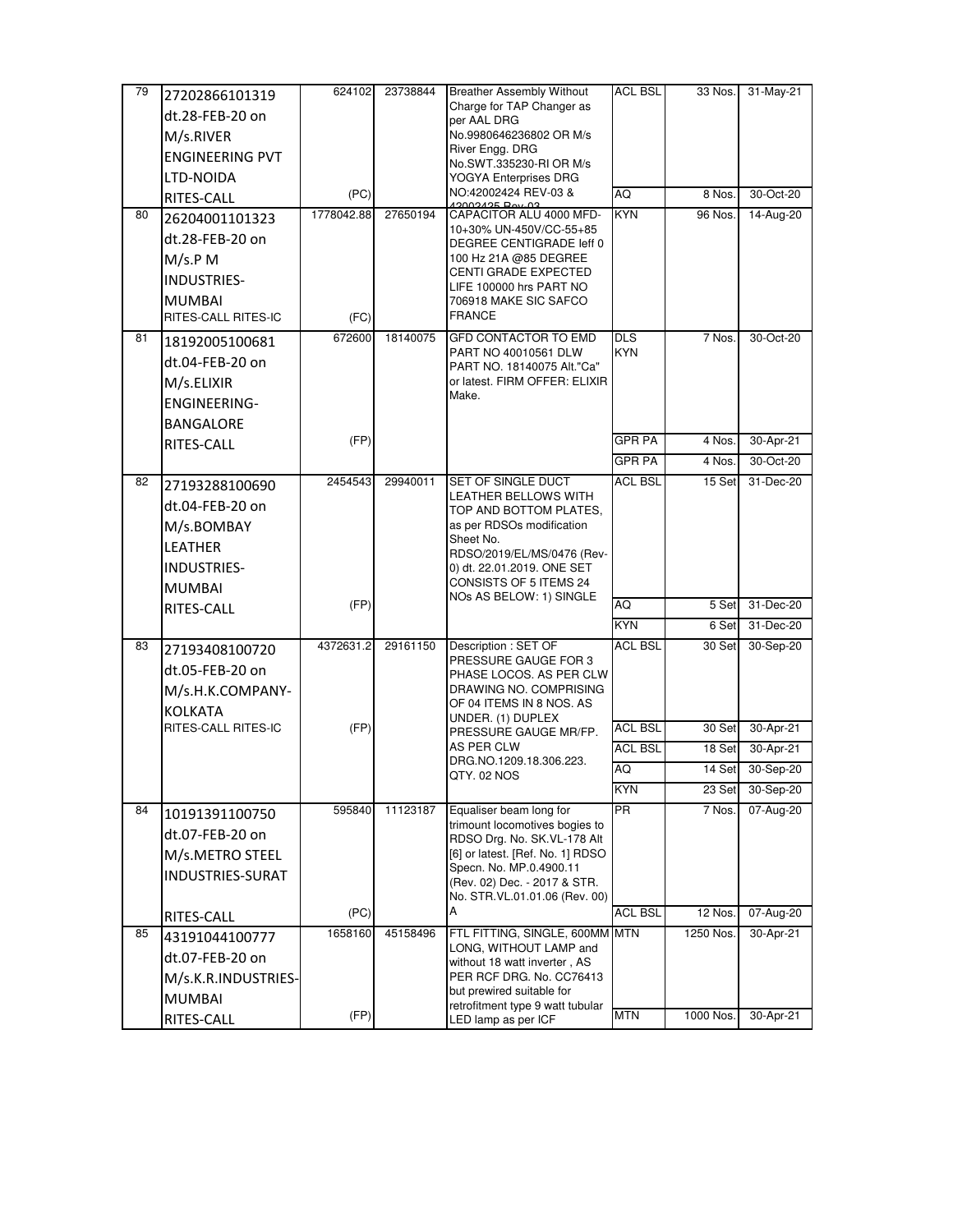| 79 | 27202866101319 dt.28-FEB-20 on M/s.RIVER ENGINEERING PVT LTD-NOIDA RITES-CALL | 624102 (PC) | 23738844 | Breather Assembly Without Charge for TAP Changer as per AAL DRG No.9980646236802 OR M/s River Engg. DRG No.SWT.335230-RI OR M/s YOGYA Enterprises DRG NO:42002424 REV-03 & 42002425 Rev 03 | ACL BSL | 33 Nos. | 31-May-21 |
|---|---|---|---|---|---|---|---|
| | | | | | AQ | 8 Nos. | 30-Oct-20 |
| 80 | 26204001101323 dt.28-FEB-20 on M/s.P M INDUSTRIES-MUMBAI RITES-CALL RITES-IC | 1778042.88 (FC) | 27650194 | CAPACITOR ALU 4000 MFD-10+30% UN-450V/CC-55+85 DEGREE CENTIGRADE Ieff 0 100 Hz 21A @85 DEGREE CENTI GRADE EXPECTED LIFE 100000 hrs PART NO 706918 MAKE SIC SAFCO FRANCE | KYN | 96 Nos. | 14-Aug-20 |
| 81 | 18192005100681 dt.04-FEB-20 on M/s.ELIXIR ENGINEERING-BANGALORE RITES-CALL | 672600 (FP) | 18140075 | GFD CONTACTOR TO EMD PART NO 40010561 DLW PART NO. 18140075 Alt."Ca" or latest. FIRM OFFER: ELIXIR Make. | DLS KYN | 7 Nos. | 30-Oct-20 |
| | | | | | GPR PA | 4 Nos. | 30-Apr-21 |
| | | | | | GPR PA | 4 Nos. | 30-Oct-20 |
| 82 | 27193288100690 dt.04-FEB-20 on M/s.BOMBAY LEATHER INDUSTRIES-MUMBAI RITES-CALL | 2454543 (FP) | 29940011 | SET OF SINGLE DUCT LEATHER BELLOWS WITH TOP AND BOTTOM PLATES, as per RDSOs modification Sheet No. RDSO/2019/EL/MS/0476 (Rev-0) dt. 22.01.2019. ONE SET CONSISTS OF 5 ITEMS 24 NOs AS BELOW: 1) SINGLE | ACL BSL | 15 Set | 31-Dec-20 |
| | | | | | AQ | 5 Set | 31-Dec-20 |
| | | | | | KYN | 6 Set | 31-Dec-20 |
| 83 | 27193408100720 dt.05-FEB-20 on M/s.H.K.COMPANY-KOLKATA RITES-CALL RITES-IC | 4372631.2 (FP) | 29161150 | Description : SET OF PRESSURE GAUGE FOR 3 PHASE LOCOS. AS PER CLW DRAWING NO. COMPRISING OF 04 ITEMS IN 8 NOS. AS UNDER. (1) DUPLEX PRESSURE GAUGE MR/FP. AS PER CLW DRG.NO.1209.18.306.223. QTY. 02 NOS | ACL BSL | 30 Set | 30-Sep-20 |
| | | | | | ACL BSL | 30 Set | 30-Apr-21 |
| | | | | | ACL BSL | 18 Set | 30-Apr-21 |
| | | | | | AQ | 14 Set | 30-Sep-20 |
| | | | | | KYN | 23 Set | 30-Sep-20 |
| 84 | 10191391100750 dt.07-FEB-20 on M/s.METRO STEEL INDUSTRIES-SURAT RITES-CALL | 595840 (PC) | 11123187 | Equaliser beam long for trimount locomotives bogies to RDSO Drg. No. SK.VL-178 Alt [6] or latest. [Ref. No. 1] RDSO Specn. No. MP.0.4900.11 (Rev. 02) Dec. - 2017 & STR. No. STR.VL.01.01.06 (Rev. 00) A | PR | 7 Nos. | 07-Aug-20 |
| | | | | | ACL BSL | 12 Nos. | 07-Aug-20 |
| 85 | 43191044100777 dt.07-FEB-20 on M/s.K.R.INDUSTRIES-MUMBAI RITES-CALL | 1658160 (FP) | 45158496 | FTL FITTING, SINGLE, 600MM LONG, WITHOUT LAMP and without 18 watt inverter , AS PER RCF DRG. No. CC76413 but prewired suitable for retrofitment type 9 watt tubular LED lamp as per ICF | MTN | 1250 Nos. | 30-Apr-21 |
| | | | | | MTN | 1000 Nos. | 30-Apr-21 |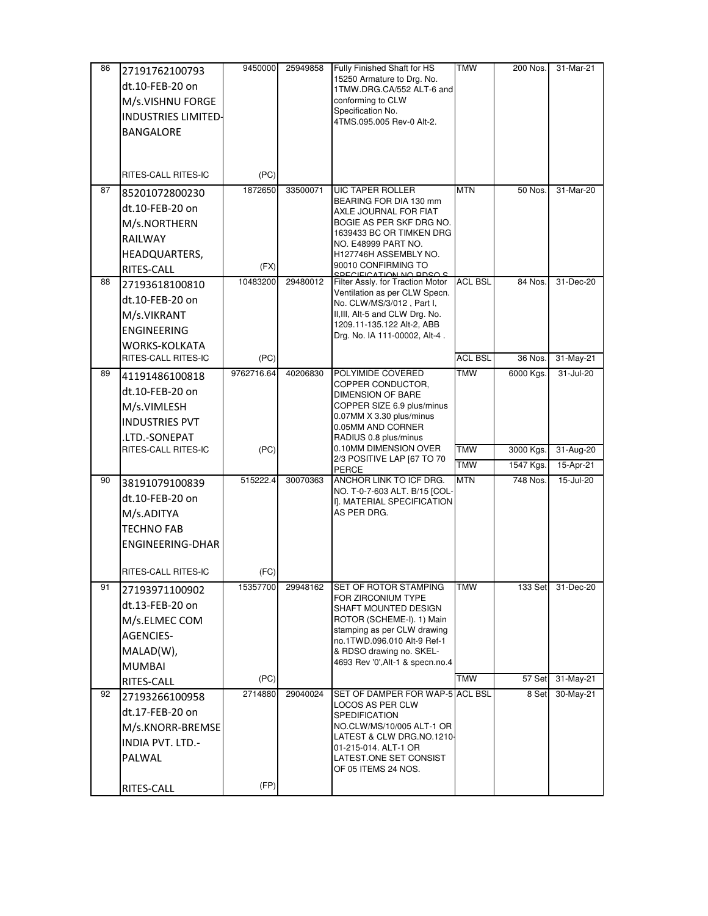| 86 | 27191762100793 dt.10-FEB-20 on M/s.VISHNU FORGE INDUSTRIES LIMITED-BANGALORE RITES-CALL RITES-IC | 9450000 (PC) | 25949858 | Fully Finished Shaft for HS 15250 Armature to Drg. No. 1TMW.DRG.CA/552 ALT-6 and conforming to CLW Specification No. 4TMS.095.005 Rev-0 Alt-2. | TMW | 200 Nos. | 31-Mar-21 |
|---|---|---|---|---|---|---|---|
| 87 | 85201072800230 dt.10-FEB-20 on M/s.NORTHERN RAILWAY HEADQUARTERS, RITES-CALL | 1872650 (FX) | 33500071 | UIC TAPER ROLLER BEARING FOR DIA 130 mm AXLE JOURNAL FOR FIAT BOGIE AS PER SKF DRG NO. 1639433 BC OR TIMKEN DRG NO. E48999 PART NO. H127746H ASSEMBLY NO. 90010 CONFIRMING TO SPECIFICATION NO RDSO S | MTN | 50 Nos. | 31-Mar-20 |
| 88 | 27193618100810 dt.10-FEB-20 on M/s.VIKRANT ENGINEERING WORKS-KOLKATA RITES-CALL RITES-IC | 10483200 (PC) | 29480012 | Filter Assly. for Traction Motor Ventilation as per CLW Specn. No. CLW/MS/3/012 , Part I, II,III, Alt-5 and CLW Drg. No. 1209.11-135.122 Alt-2, ABB Drg. No. IA 111-00002, Alt-4 . | ACL BSL | 84 Nos. | 31-Dec-20 |
| | | | | | ACL BSL | 36 Nos. | 31-May-21 |
| 89 | 41191486100818 dt.10-FEB-20 on M/s.VIMLESH INDUSTRIES PVT .LTD.-SONEPAT RITES-CALL RITES-IC | 9762716.64 (PC) | 40206830 | POLYIMIDE COVERED COPPER CONDUCTOR, DIMENSION OF BARE COPPER SIZE 6.9 plus/minus 0.07MM X 3.30 plus/minus 0.05MM AND CORNER RADIUS 0.8 plus/minus 0.10MM DIMENSION OVER 2/3 POSITIVE LAP [67 TO 70 PERCE | TMW | 6000 Kgs. | 31-Jul-20 |
| | | | | | TMW | 3000 Kgs. | 31-Aug-20 |
| | | | | | TMW | 1547 Kgs. | 15-Apr-21 |
| 90 | 38191079100839 dt.10-FEB-20 on M/s.ADITYA TECHNO FAB ENGINEERING-DHAR RITES-CALL RITES-IC | 515222.4 (FC) | 30070363 | ANCHOR LINK TO ICF DRG. NO. T-0-7-603 ALT. B/15 [COL-I]. MATERIAL SPECIFICATION AS PER DRG. | MTN | 748 Nos. | 15-Jul-20 |
| 91 | 27193971100902 dt.13-FEB-20 on M/s.ELMEC COM AGENCIES-MALAD(W), MUMBAI RITES-CALL | 15357700 (PC) | 29948162 | SET OF ROTOR STAMPING FOR ZIRCONIUM TYPE SHAFT MOUNTED DESIGN ROTOR (SCHEME-I). 1) Main stamping as per CLW drawing no.1TWD.096.010 Alt-9 Ref-1 & RDSO drawing no. SKEL-4693 Rev '0',Alt-1 & specn.no.4 | TMW | 133 Set | 31-Dec-20 |
| | | | | | TMW | 57 Set | 31-May-21 |
| 92 | 27193266100958 dt.17-FEB-20 on M/s.KNORR-BREMSE INDIA PVT. LTD.-PALWAL RITES-CALL | 2714880 (FP) | 29040024 | SET OF DAMPER FOR WAP-5 LOCOS AS PER CLW SPEDIFICATION NO.CLW/MS/10/005 ALT-1 OR LATEST & CLW DRG.NO.1210-01-215-014. ALT-1 OR LATEST.ONE SET CONSIST OF 05 ITEMS 24 NOS. | ACL BSL | 8 Set | 30-May-21 |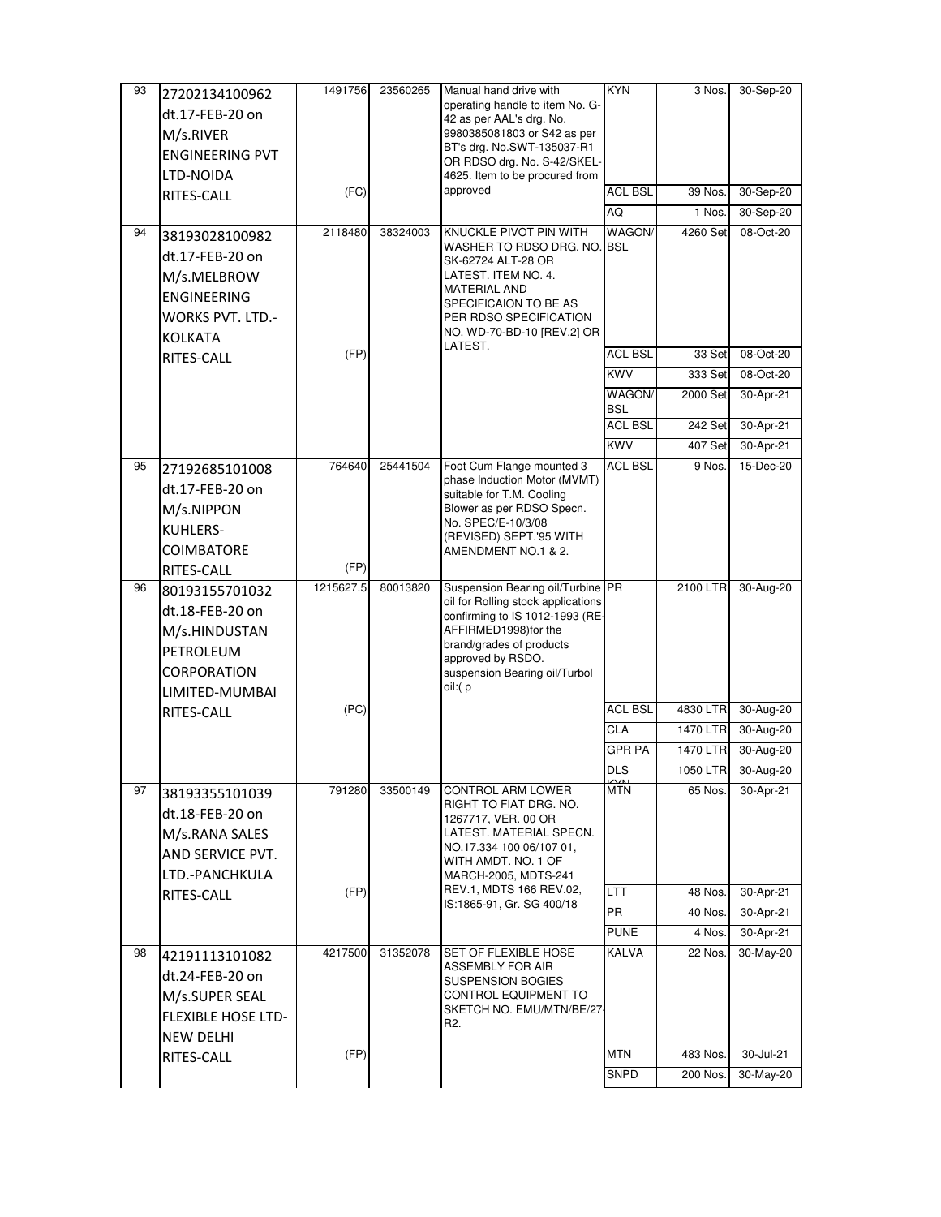| 93 | 27202134100962 dt.17-FEB-20 on M/s.RIVER ENGINEERING PVT LTD-NOIDA RITES-CALL | 1491756 (FC) | 23560265 | Manual hand drive with operating handle to item No. G-42 as per AAL's drg. No. 9980385081803 or S42 as per BT's drg. No.SWT-135037-R1 OR RDSO drg. No. S-42/SKEL-4625. Item to be procured from approved | KYN | 3 Nos. | 30-Sep-20 |
|---|---|---|---|---|---|---|---|
| | | | | | ACL BSL | 39 Nos. | 30-Sep-20 |
| | | | | | AQ | 1 Nos. | 30-Sep-20 |
| 94 | 38193028100982 dt.17-FEB-20 on M/s.MELBROW ENGINEERING WORKS PVT. LTD.-KOLKATA RITES-CALL | 2118480 (FP) | 38324003 | KNUCKLE PIVOT PIN WITH WASHER TO RDSO DRG. NO. SK-62724 ALT-28 OR LATEST. ITEM NO. 4. MATERIAL AND SPECIFICAION TO BE AS PER RDSO SPECIFICATION NO. WD-70-BD-10 [REV.2] OR LATEST. | WAGON/ BSL | 4260 Set | 08-Oct-20 |
| | | | | | ACL BSL | 33 Set | 08-Oct-20 |
| | | | | | KWV | 333 Set | 08-Oct-20 |
| | | | | | WAGON/ BSL | 2000 Set | 30-Apr-21 |
| | | | | | ACL BSL | 242 Set | 30-Apr-21 |
| | | | | | KWV | 407 Set | 30-Apr-21 |
| 95 | 27192685101008 dt.17-FEB-20 on M/s.NIPPON KUHLERS-COIMBATORE RITES-CALL | 764640 (FP) | 25441504 | Foot Cum Flange mounted 3 phase Induction Motor (MVMT) suitable for T.M. Cooling Blower as per RDSO Specn. No. SPEC/E-10/3/08 (REVISED) SEPT.'95 WITH AMENDMENT NO.1 & 2. | ACL BSL | 9 Nos. | 15-Dec-20 |
| 96 | 80193155701032 dt.18-FEB-20 on M/s.HINDUSTAN PETROLEUM CORPORATION LIMITED-MUMBAI RITES-CALL | 1215627.5 (PC) | 80013820 | Suspension Bearing oil/Turbine oil for Rolling stock applications confirming to IS 1012-1993 (RE-AFFIRMED1998)for the brand/grades of products approved by RSDO. suspension Bearing oil/Turbol oil:( p | PR | 2100 LTR | 30-Aug-20 |
| | | | | | ACL BSL | 4830 LTR | 30-Aug-20 |
| | | | | | CLA | 1470 LTR | 30-Aug-20 |
| | | | | | GPR PA | 1470 LTR | 30-Aug-20 |
| | | | | | DLS | 1050 LTR | 30-Aug-20 |
| 97 | 38193355101039 dt.18-FEB-20 on M/s.RANA SALES AND SERVICE PVT. LTD.-PANCHKULA RITES-CALL | 791280 (FP) | 33500149 | CONTROL ARM LOWER RIGHT TO FIAT DRG. NO. 1267717, VER. 00 OR LATEST. MATERIAL SPECN. NO.17.334 100 06/107 01, WITH AMDT. NO. 1 OF MARCH-2005, MDTS-241 REV.1, MDTS 166 REV.02, IS:1865-91, Gr. SG 400/18 | MTN | 65 Nos. | 30-Apr-21 |
| | | | | | LTT | 48 Nos. | 30-Apr-21 |
| | | | | | PR | 40 Nos. | 30-Apr-21 |
| | | | | | PUNE | 4 Nos. | 30-Apr-21 |
| 98 | 42191113101082 dt.24-FEB-20 on M/s.SUPER SEAL FLEXIBLE HOSE LTD-NEW DELHI RITES-CALL | 4217500 (FP) | 31352078 | SET OF FLEXIBLE HOSE ASSEMBLY FOR AIR SUSPENSION BOGIES CONTROL EQUIPMENT TO SKETCH NO. EMU/MTN/BE/27-R2. | KALVA | 22 Nos. | 30-May-20 |
| | | | | | MTN | 483 Nos. | 30-Jul-21 |
| | | | | | SNPD | 200 Nos. | 30-May-20 |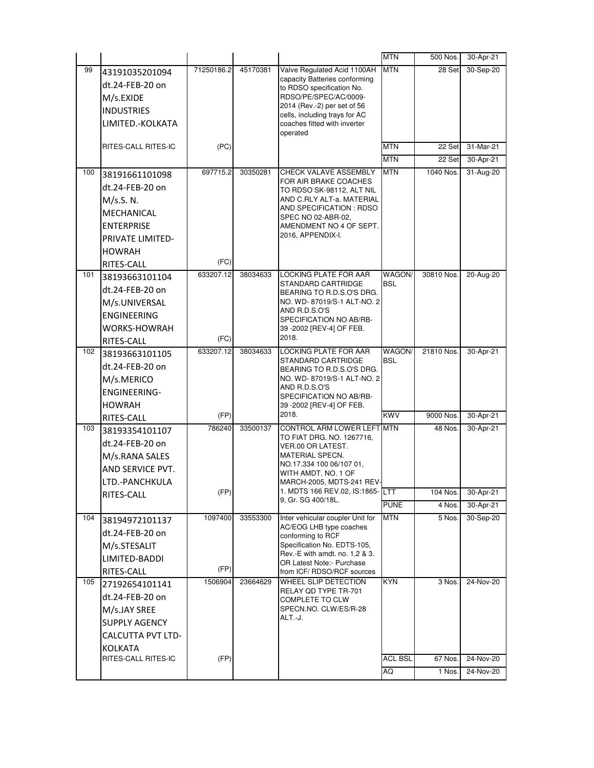| | | | | | MTN | 500 Nos. | 30-Apr-21 |
|---|---|---|---|---|---|---|---|
| 99 | 43191035201094 dt.24-FEB-20 on M/s.EXIDE INDUSTRIES LIMITED.-KOLKATA | 71250186.2 | 45170381 | Valve Regulated Acid 1100AH capacity Batteries conforming to RDSO specification No. RDSO/PE/SPEC/AC/0009-2014 (Rev.-2) per set of 56 cells, including trays for AC coaches fitted with inverter operated | MTN | 28 Set | 30-Sep-20 |
| | RITES-CALL RITES-IC | (PC) | | | MTN | 22 Set | 31-Mar-21 |
| | | | | | MTN | 22 Set | 30-Apr-21 |
| 100 | 38191661101098 dt.24-FEB-20 on M/s.S. N. MECHANICAL ENTERPRISE PRIVATE LIMITED-HOWRAH RITES-CALL | 697715.2 (FC) | 30350281 | CHECK VALAVE ASSEMBLY FOR AIR BRAKE COACHES TO RDSO SK-98112, ALT NIL AND C.RLY ALT-a. MATERIAL AND SPECIFICATION : RDSO SPEC NO 02-ABR-02, AMENDMENT NO 4 OF SEPT. 2016, APPENDIX-I. | MTN | 1040 Nos. | 31-Aug-20 |
| 101 | 38193663101104 dt.24-FEB-20 on M/s.UNIVERSAL ENGINEERING WORKS-HOWRAH RITES-CALL | 633207.12 (FC) | 38034633 | LOCKING PLATE FOR AAR STANDARD CARTRIDGE BEARING TO R.D.S.O'S DRG. NO. WD- 87019/S-1 ALT-NO. 2 AND R.D.S.O'S SPECIFICATION NO AB/RB-39 -2002 [REV-4] OF FEB. 2018. | WAGON/ BSL | 30810 Nos. | 20-Aug-20 |
| 102 | 38193663101105 dt.24-FEB-20 on M/s.MERICO ENGINEERING-HOWRAH RITES-CALL | 633207.12 (FP) | 38034633 | LOCKING PLATE FOR AAR STANDARD CARTRIDGE BEARING TO R.D.S.O'S DRG. NO. WD- 87019/S-1 ALT-NO. 2 AND R.D.S.O'S SPECIFICATION NO AB/RB-39 -2002 [REV-4] OF FEB. 2018. | WAGON/ BSL | 21810 Nos. | 30-Apr-21 |
| | | | | | KWV | 9000 Nos. | 30-Apr-21 |
| 103 | 38193354101107 dt.24-FEB-20 on M/s.RANA SALES AND SERVICE PVT. LTD.-PANCHKULA RITES-CALL | 786240 (FP) | 33500137 | CONTROL ARM LOWER LEFT TO FIAT DRG. NO. 1267716, VER.00 OR LATEST. MATERIAL SPECN. NO.17.334 100 06/107 01, WITH AMDT. NO. 1 OF MARCH-2005, MDTS-241 REV-1. MDTS 166 REV.02, IS:1865-9, Gr. SG 400/18L. | MTN | 48 Nos. | 30-Apr-21 |
| | | | | | LTT | 104 Nos. | 30-Apr-21 |
| | | | | | PUNE | 4 Nos. | 30-Apr-21 |
| 104 | 38194972101137 dt.24-FEB-20 on M/s.STESALIT LIMITED-BADDI RITES-CALL | 1097400 (FP) | 33553300 | Inter vehicular coupler Unit for AC/EOG LHB type coaches conforming to RCF Specification No. EDTS-105, Rev.-E with amdt. no. 1,2 & 3. OR Latest Note:- Purchase from ICF/ RDSO/RCF sources | MTN | 5 Nos. | 30-Sep-20 |
| 105 | 27192654101141 dt.24-FEB-20 on M/s.JAY SREE SUPPLY AGENCY CALCUTTA PVT LTD-KOLKATA | 1506904 | 23664629 | WHEEL SLIP DETECTION RELAY QD TYPE TR-701 COMPLETE TO CLW SPECN.NO. CLW/ES/R-28 ALT.-J. | KYN | 3 Nos. | 24-Nov-20 |
| | RITES-CALL RITES-IC | (FP) | | | ACL BSL | 67 Nos. | 24-Nov-20 |
| | | | | | AQ | 1 Nos. | 24-Nov-20 |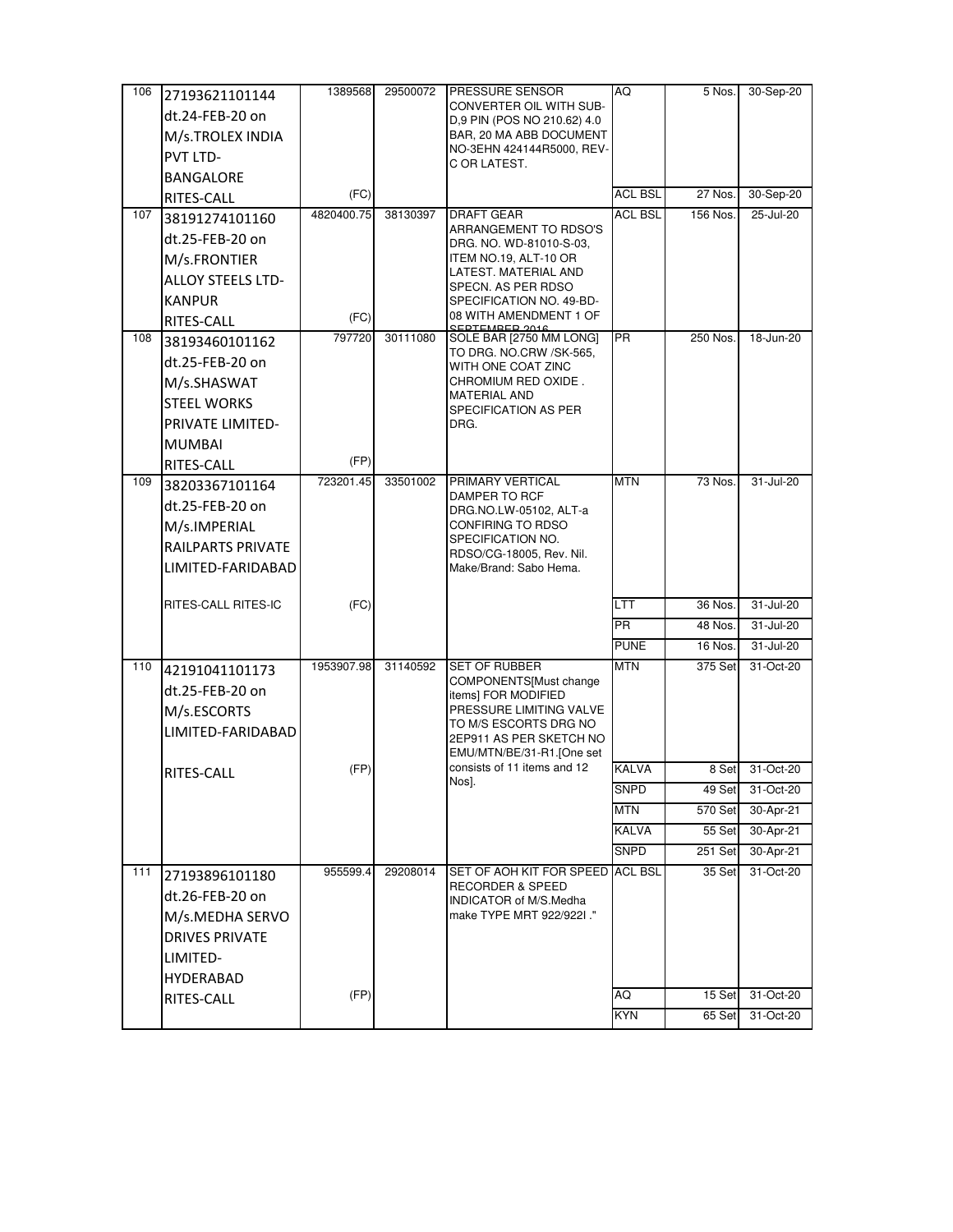| 106 | 27193621101144 dt.24-FEB-20 on M/s.TROLEX INDIA PVT LTD-BANGALORE RITES-CALL | 1389568 (FC) | 29500072 | PRESSURE SENSOR CONVERTER OIL WITH SUB-D,9 PIN (POS NO 210.62) 4.0 BAR, 20 MA ABB DOCUMENT NO-3EHN 424144R5000, REV-C OR LATEST. | AQ | 5 Nos. | 30-Sep-20 |
|---|---|---|---|---|---|---|---|
| | | | | | ACL BSL | 27 Nos. | 30-Sep-20 |
| 107 | 38191274101160 dt.25-FEB-20 on M/s.FRONTIER ALLOY STEELS LTD-KANPUR RITES-CALL | 4820400.75 (FC) | 38130397 | DRAFT GEAR ARRANGEMENT TO RDSO'S DRG. NO. WD-81010-S-03, ITEM NO.19, ALT-10 OR LATEST. MATERIAL AND SPECN. AS PER RDSO SPECIFICATION NO. 49-BD-08 WITH AMENDMENT 1 OF SEPTEMBER 2016 | ACL BSL | 156 Nos. | 25-Jul-20 |
| 108 | 38193460101162 dt.25-FEB-20 on M/s.SHASWAT STEEL WORKS PRIVATE LIMITED-MUMBAI RITES-CALL | 797720 (FP) | 30111080 | SOLE BAR [2750 MM LONG] TO DRG. NO.CRW /SK-565, WITH ONE COAT ZINC CHROMIUM RED OXIDE . MATERIAL AND SPECIFICATION AS PER DRG. | PR | 250 Nos. | 18-Jun-20 |
| 109 | 38203367101164 dt.25-FEB-20 on M/s.IMPERIAL RAILPARTS PRIVATE LIMITED-FARIDABAD RITES-CALL RITES-IC | 723201.45 (FC) | 33501002 | PRIMARY VERTICAL DAMPER TO RCF DRG.NO.LW-05102, ALT-a CONFIRING TO RDSO SPECIFICATION NO. RDSO/CG-18005, Rev. Nil. Make/Brand: Sabo Hema. | MTN | 73 Nos. | 31-Jul-20 |
| | | | | | LTT | 36 Nos. | 31-Jul-20 |
| | | | | | PR | 48 Nos. | 31-Jul-20 |
| | | | | | PUNE | 16 Nos. | 31-Jul-20 |
| 110 | 42191041101173 dt.25-FEB-20 on M/s.ESCORTS LIMITED-FARIDABAD RITES-CALL | 1953907.98 (FP) | 31140592 | SET OF RUBBER COMPONENTS[Must change items] FOR MODIFIED PRESSURE LIMITING VALVE TO M/S ESCORTS DRG NO 2EP911 AS PER SKETCH NO EMU/MTN/BE/31-R1.[One set consists of 11 items and 12 Nos]. | MTN | 375 Set | 31-Oct-20 |
| | | | | | KALVA | 8 Set | 31-Oct-20 |
| | | | | | SNPD | 49 Set | 31-Oct-20 |
| | | | | | MTN | 570 Set | 30-Apr-21 |
| | | | | | KALVA | 55 Set | 30-Apr-21 |
| | | | | | SNPD | 251 Set | 30-Apr-21 |
| 111 | 27193896101180 dt.26-FEB-20 on M/s.MEDHA SERVO DRIVES PRIVATE LIMITED-HYDERABAD RITES-CALL | 955599.4 (FP) | 29208014 | SET OF AOH KIT FOR SPEED RECORDER & SPEED INDICATOR of M/S.Medha make TYPE MRT 922/922I ." | ACL BSL | 35 Set | 31-Oct-20 |
| | | | | | AQ | 15 Set | 31-Oct-20 |
| | | | | | KYN | 65 Set | 31-Oct-20 |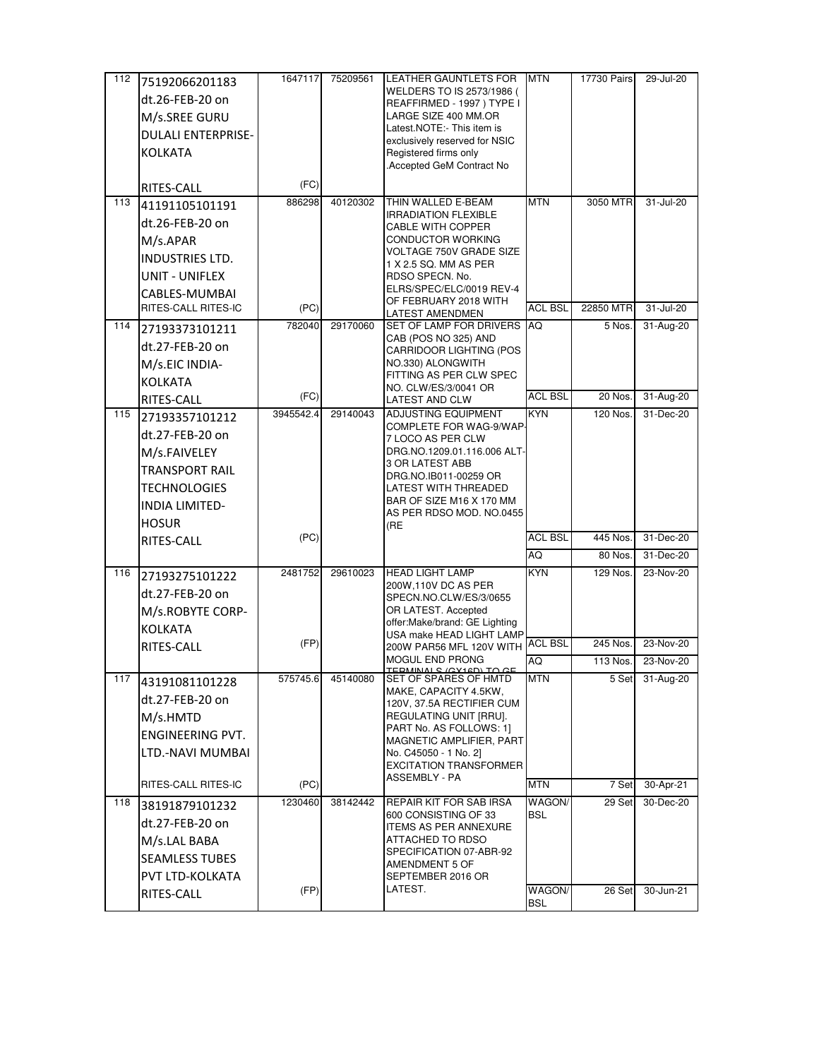| | | | | | | | |
|---|---|---|---|---|---|---|---|
| 112 | 75192066201183 dt.26-FEB-20 on M/s.SREE GURU DULALI ENTERPRISE-KOLKATA RITES-CALL | 1647117 (FC) | 75209561 | LEATHER GAUNTLETS FOR WELDERS TO IS 2573/1986 ( REAFFIRMED - 1997 ) TYPE I LARGE SIZE 400 MM.OR Latest.NOTE:- This item is exclusively reserved for NSIC Registered firms only .Accepted GeM Contract No | MTN | 17730 Pairs | 29-Jul-20 |
| 113 | 41191105101191 dt.26-FEB-20 on M/s.APAR INDUSTRIES LTD. UNIT - UNIFLEX CABLES-MUMBAI RITES-CALL RITES-IC | 886298 (PC) | 40120302 | THIN WALLED E-BEAM IRRADIATION FLEXIBLE CABLE WITH COPPER CONDUCTOR WORKING VOLTAGE 750V GRADE SIZE 1 X 2.5 SQ. MM AS PER RDSO SPECN. No. ELRS/SPEC/ELC/0019 REV-4 OF FEBRUARY 2018 WITH LATEST AMENDMEN | MTN | 3050 MTR | 31-Jul-20 |
| | | | | | ACL BSL | 22850 MTR | 31-Jul-20 |
| 114 | 27193373101211 dt.27-FEB-20 on M/s.EIC INDIA-KOLKATA RITES-CALL | 782040 (FC) | 29170060 | SET OF LAMP FOR DRIVERS CAB (POS NO 325) AND CARRIDOOR LIGHTING (POS NO.330) ALONGWITH FITTING AS PER CLW SPEC NO. CLW/ES/3/0041 OR LATEST AND CLW | AQ | 5 Nos. | 31-Aug-20 |
| | | | | | ACL BSL | 20 Nos. | 31-Aug-20 |
| 115 | 27193357101212 dt.27-FEB-20 on M/s.FAIVELEY TRANSPORT RAIL TECHNOLOGIES INDIA LIMITED-HOSUR RITES-CALL | 3945542.4 (PC) | 29140043 | ADJUSTING EQUIPMENT COMPLETE FOR WAG-9/WAP-7 LOCO AS PER CLW DRG.NO.1209.01.116.006 ALT-3 OR LATEST ABB DRG.NO.IB011-00259 OR LATEST WITH THREADED BAR OF SIZE M16 X 170 MM AS PER RDSO MOD. NO.0455 (RE | KYN | 120 Nos. | 31-Dec-20 |
| | | | | | ACL BSL | 445 Nos. | 31-Dec-20 |
| | | | | | AQ | 80 Nos. | 31-Dec-20 |
| 116 | 27193275101222 dt.27-FEB-20 on M/s.ROBYTE CORP-KOLKATA RITES-CALL | 2481752 (FP) | 29610023 | HEAD LIGHT LAMP 200W,110V DC AS PER SPECN.NO.CLW/ES/3/0655 OR LATEST. Accepted offer:Make/brand: GE Lighting USA make HEAD LIGHT LAMP 200W PAR56 MFL 120V WITH MOGUL END PRONG TERMINALS (GX16D) TO GE | KYN | 129 Nos. | 23-Nov-20 |
| | | | | | ACL BSL | 245 Nos. | 23-Nov-20 |
| | | | | | AQ | 113 Nos. | 23-Nov-20 |
| 117 | 43191081101228 dt.27-FEB-20 on M/s.HMTD ENGINEERING PVT. LTD.-NAVI MUMBAI RITES-CALL RITES-IC | 575745.6 (PC) | 45140080 | SET OF SPARES OF HMTD MAKE, CAPACITY 4.5KW, 120V, 37.5A RECTIFIER CUM REGULATING UNIT [RRU]. PART No. AS FOLLOWS: 1] MAGNETIC AMPLIFIER, PART No. C45050 - 1 No. 2] EXCITATION TRANSFORMER ASSEMBLY - PA | MTN | 5 Set | 31-Aug-20 |
| | | | | | MTN | 7 Set | 30-Apr-21 |
| 118 | 38191879101232 dt.27-FEB-20 on M/s.LAL BABA SEAMLESS TUBES PVT LTD-KOLKATA RITES-CALL | 1230460 (FP) | 38142442 | REPAIR KIT FOR SAB IRSA 600 CONSISTING OF 33 ITEMS AS PER ANNEXURE ATTACHED TO RDSO SPECIFICATION 07-ABR-92 AMENDMENT 5 OF SEPTEMBER 2016 OR LATEST. | WAGON/ BSL | 29 Set | 30-Dec-20 |
| | | | | | WAGON/ BSL | 26 Set | 30-Jun-21 |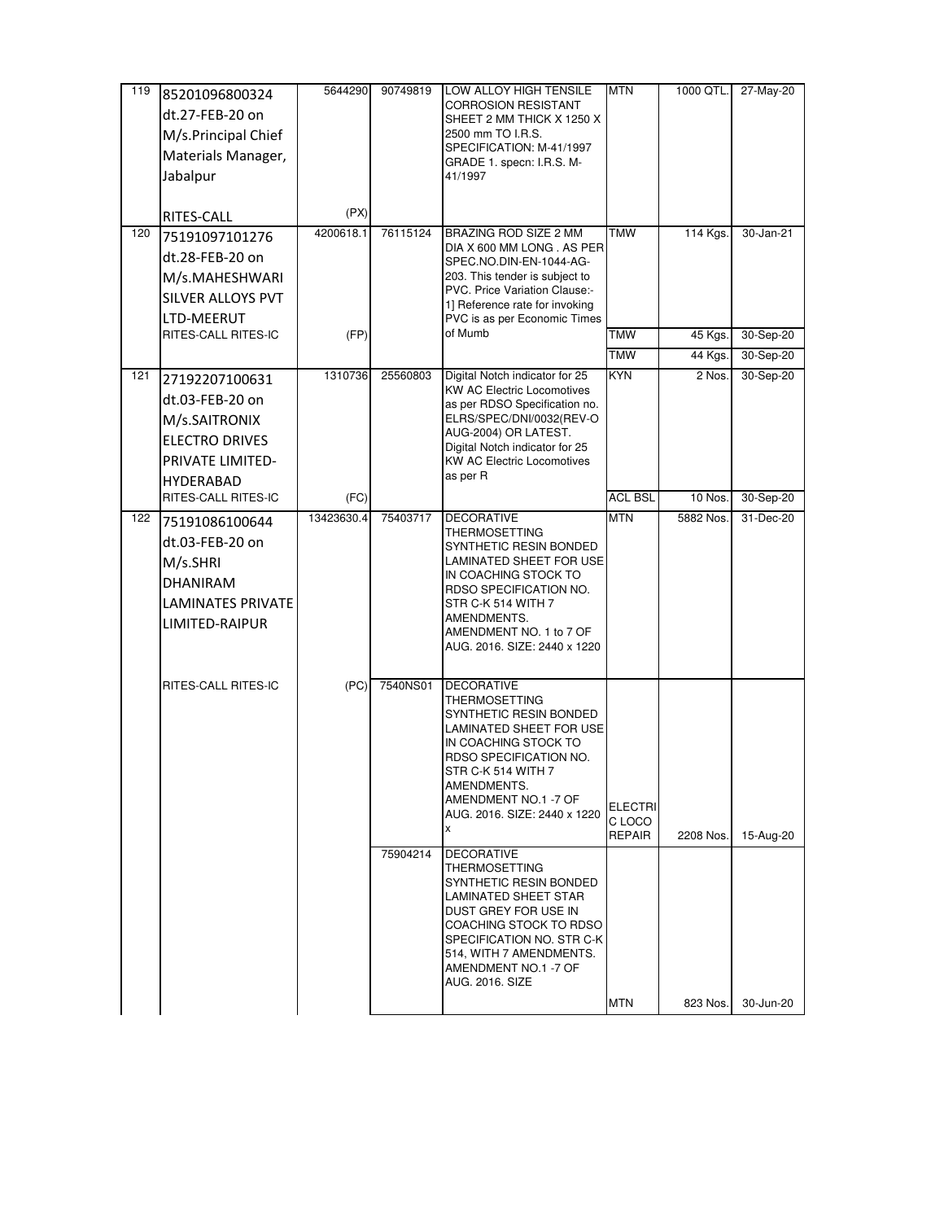| | | | | | | | |
|---|---|---|---|---|---|---|---|
| 119 | 85201096800324 dt.27-FEB-20 on M/s.Principal Chief Materials Manager, Jabalpur RITES-CALL | 5644290 (PX) | 90749819 | LOW ALLOY HIGH TENSILE CORROSION RESISTANT SHEET 2 MM THICK X 1250 X 2500 mm TO I.R.S. SPECIFICATION: M-41/1997 GRADE 1. specn: I.R.S. M-41/1997 | MTN | 1000 QTL. | 27-May-20 |
| 120 | 75191097101276 dt.28-FEB-20 on M/s.MAHESHWARI SILVER ALLOYS PVT LTD-MEERUT RITES-CALL RITES-IC | 4200618.1 (FP) | 76115124 | BRAZING ROD SIZE 2 MM DIA X 600 MM LONG . AS PER SPEC.NO.DIN-EN-1044-AG-203. This tender is subject to PVC. Price Variation Clause:- 1] Reference rate for invoking PVC is as per Economic Times of Mumb | TMW | 114 Kgs. | 30-Jan-21 |
| | | | | | TMW | 45 Kgs. | 30-Sep-20 |
| | | | | | TMW | 44 Kgs. | 30-Sep-20 |
| 121 | 27192207100631 dt.03-FEB-20 on M/s.SAITRONIX ELECTRO DRIVES PRIVATE LIMITED-HYDERABAD RITES-CALL RITES-IC | 1310736 (FC) | 25560803 | Digital Notch indicator for 25 KW AC Electric Locomotives as per RDSO Specification no. ELRS/SPEC/DNI/0032(REV-O AUG-2004) OR LATEST. Digital Notch indicator for 25 KW AC Electric Locomotives as per R | KYN | 2 Nos. | 30-Sep-20 |
| | | | | | ACL BSL | 10 Nos. | 30-Sep-20 |
| 122 | 75191086100644 dt.03-FEB-20 on M/s.SHRI DHANIRAM LAMINATES PRIVATE LIMITED-RAIPUR RITES-CALL RITES-IC | 13423630.4 (PC) | 75403717 | DECORATIVE THERMOSETTING SYNTHETIC RESIN BONDED LAMINATED SHEET FOR USE IN COACHING STOCK TO RDSO SPECIFICATION NO. STR C-K 514 WITH 7 AMENDMENTS. AMENDMENT NO. 1 to 7 OF AUG. 2016. SIZE: 2440 x 1220 | MTN | 5882 Nos. | 31-Dec-20 |
| | | | 7540NS01 | DECORATIVE THERMOSETTING SYNTHETIC RESIN BONDED LAMINATED SHEET FOR USE IN COACHING STOCK TO RDSO SPECIFICATION NO. STR C-K 514 WITH 7 AMENDMENTS. AMENDMENT NO.1 -7 OF AUG. 2016. SIZE: 2440 x 1220 x | ELECTRIC LOCO REPAIR | 2208 Nos. | 15-Aug-20 |
| | | | 75904214 | DECORATIVE THERMOSETTING SYNTHETIC RESIN BONDED LAMINATED SHEET STAR DUST GREY FOR USE IN COACHING STOCK TO RDSO SPECIFICATION NO. STR C-K 514, WITH 7 AMENDMENTS. AMENDMENT NO.1 -7 OF AUG. 2016. SIZE | MTN | 823 Nos. | 30-Jun-20 |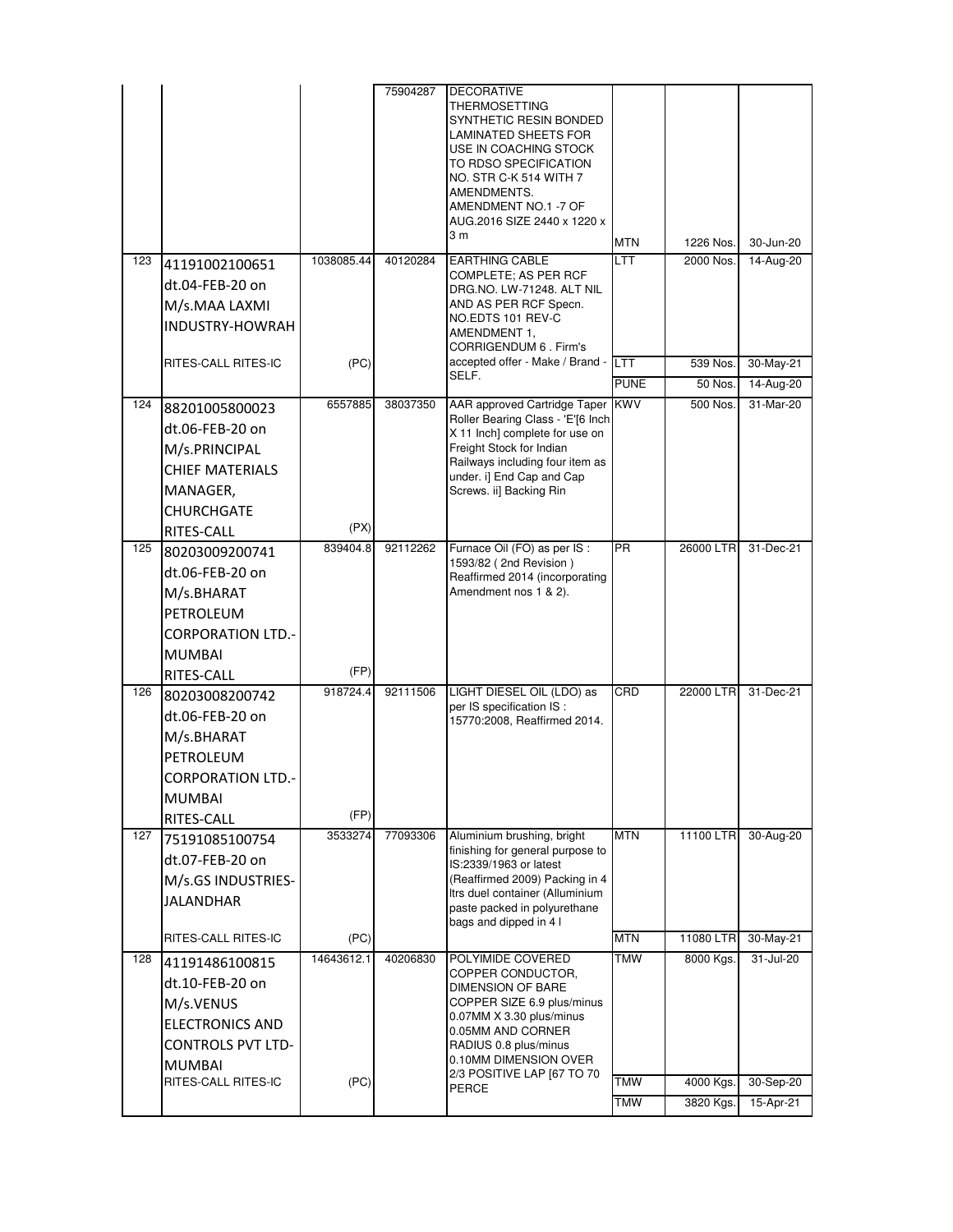| | | | | | | | |
|---|---|---|---|---|---|---|---|
| | | | 75904287 | DECORATIVE THERMOSETTING SYNTHETIC RESIN BONDED LAMINATED SHEETS FOR USE IN COACHING STOCK TO RDSO SPECIFICATION NO. STR C-K 514 WITH 7 AMENDMENTS. AMENDMENT NO.1 -7 OF AUG.2016 SIZE 2440 x 1220 x 3 m | MTN | 1226 Nos. | 30-Jun-20 |
| 123 | 41191002100651 dt.04-FEB-20 on M/s.MAA LAXMI INDUSTRY-HOWRAH RITES-CALL RITES-IC | 1038085.44 (PC) | 40120284 | EARTHING CABLE COMPLETE; AS PER RCF DRG.NO. LW-71248. ALT NIL AND AS PER RCF Specn. NO.EDTS 101 REV-C AMENDMENT 1, CORRIGENDUM 6 . Firm's accepted offer - Make / Brand - SELF. | LTT | 2000 Nos. | 14-Aug-20 |
| | | | | | LTT | 539 Nos. | 30-May-21 |
| | | | | | PUNE | 50 Nos. | 14-Aug-20 |
| 124 | 88201005800023 dt.06-FEB-20 on M/s.PRINCIPAL CHIEF MATERIALS MANAGER, CHURCHGATE RITES-CALL | 6557885 (PX) | 38037350 | AAR approved Cartridge Taper Roller Bearing Class - 'E'[6 Inch X 11 Inch] complete for use on Freight Stock for Indian Railways including four item as under. i] End Cap and Cap Screws. ii] Backing Rin | KWV | 500 Nos. | 31-Mar-20 |
| 125 | 80203009200741 dt.06-FEB-20 on M/s.BHARAT PETROLEUM CORPORATION LTD.-MUMBAI RITES-CALL | 839404.8 (FP) | 92112262 | Furnace Oil (FO) as per IS : 1593/82 ( 2nd Revision ) Reaffirmed 2014 (incorporating Amendment nos 1 & 2). | PR | 26000 LTR | 31-Dec-21 |
| 126 | 80203008200742 dt.06-FEB-20 on M/s.BHARAT PETROLEUM CORPORATION LTD.-MUMBAI RITES-CALL | 918724.4 (FP) | 92111506 | LIGHT DIESEL OIL (LDO) as per IS specification IS : 15770:2008, Reaffirmed 2014. | CRD | 22000 LTR | 31-Dec-21 |
| 127 | 75191085100754 dt.07-FEB-20 on M/s.GS INDUSTRIES-JALANDHAR RITES-CALL RITES-IC | 3533274 (PC) | 77093306 | Aluminium brushing, bright finishing for general purpose to IS:2339/1963 or latest (Reaffirmed 2009) Packing in 4 ltrs duel container (Alluminium paste packed in polyurethane bags and dipped in 4 l | MTN | 11100 LTR | 30-Aug-20 |
| | | | | | MTN | 11080 LTR | 30-May-21 |
| 128 | 41191486100815 dt.10-FEB-20 on M/s.VENUS ELECTRONICS AND CONTROLS PVT LTD-MUMBAI RITES-CALL RITES-IC | 14643612.1 (PC) | 40206830 | POLYIMIDE COVERED COPPER CONDUCTOR, DIMENSION OF BARE COPPER SIZE 6.9 plus/minus 0.07MM X 3.30 plus/minus 0.05MM AND CORNER RADIUS 0.8 plus/minus 0.10MM DIMENSION OVER 2/3 POSITIVE LAP [67 TO 70 PERCE | TMW | 8000 Kgs. | 31-Jul-20 |
| | | | | | TMW | 4000 Kgs. | 30-Sep-20 |
| | | | | | TMW | 3820 Kgs. | 15-Apr-21 |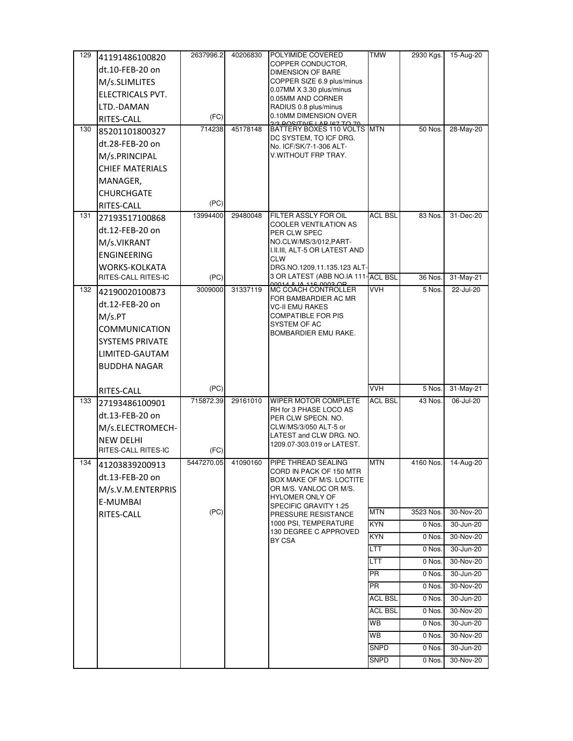| 129 | 41191486100820 dt.10-FEB-20 on M/s.SLIMLITES ELECTRICALS PVT. LTD.-DAMAN RITES-CALL | 2637996.2 (FC) | 40206830 | POLYIMIDE COVERED COPPER CONDUCTOR, DIMENSION OF BARE COPPER SIZE 6.9 plus/minus 0.07MM X 3.30 plus/minus 0.05MM AND CORNER RADIUS 0.8 plus/minus 0.10MM DIMENSION OVER 2/3 POSITIVE LAP [67 TO 70 | TMW | 2930 Kgs. | 15-Aug-20 |
|---|---|---|---|---|---|---|---|
| 130 | 85201101800327 dt.28-FEB-20 on M/s.PRINCIPAL CHIEF MATERIALS MANAGER, CHURCHGATE RITES-CALL | 714238 (PC) | 45178148 | BATTERY BOXES 110 VOLTS DC SYSTEM, TO ICF DRG. No. ICF/SK/7-1-306 ALT-V.WITHOUT FRP TRAY. | MTN | 50 Nos. | 28-May-20 |
| 131 | 27193517100868 dt.12-FEB-20 on M/s.VIKRANT ENGINEERING WORKS-KOLKATA RITES-CALL RITES-IC | 13994400 (PC) | 29480048 | FILTER ASSLY FOR OIL COOLER VENTILATION AS PER CLW SPEC NO.CLW/MS/3/012,PART-I.II.III, ALT-5 OR LATEST AND CLW DRG.NO.1209.11.135.123 ALT-3 OR LATEST (ABB NO.IA 111-00014 & IA 116-0003 OR | ACL BSL | 83 Nos. | 31-Dec-20 |
| | | | | | ACL BSL | 36 Nos. | 31-May-21 |
| 132 | 42190020100873 dt.12-FEB-20 on M/s.PT COMMUNICATION SYSTEMS PRIVATE LIMITED-GAUTAM BUDDHA NAGAR RITES-CALL | 3009000 (PC) | 31337119 | MC COACH CONTROLLER FOR BAMBARDIER AC MR VC-II EMU RAKES COMPATIBLE FOR PIS SYSTEM OF AC BOMBARDIER EMU RAKE. | VVH | 5 Nos. | 22-Jul-20 |
| | | | | | VVH | 5 Nos. | 31-May-21 |
| 133 | 27193486100901 dt.13-FEB-20 on M/s.ELECTROMECH-NEW DELHI RITES-CALL RITES-IC | 715872.39 (FC) | 29161010 | WIPER MOTOR COMPLETE RH for 3 PHASE LOCO AS PER CLW SPECN. NO. CLW/MS/3/050 ALT-5 or LATEST and CLW DRG. NO. 1209.07-303.019 or LATEST. | ACL BSL | 43 Nos. | 06-Jul-20 |
| 134 | 41203839200913 dt.13-FEB-20 on M/s.V.M.ENTERPRISE-MUMBAI RITES-CALL | 5447270.05 (PC) | 41090160 | PIPE THREAD SEALING CORD IN PACK OF 150 MTR BOX MAKE OF M/S. LOCTITE OR M/S. VANLOC OR M/S. HYLOMER ONLY OF SPECIFIC GRAVITY 1.25 PRESSURE RESISTANCE 1000 PSI, TEMPERATURE 130 DEGREE C APPROVED BY CSA | MTN | 4160 Nos. | 14-Aug-20 |
| | | | | | MTN | 3523 Nos. | 30-Nov-20 |
| | | | | | KYN | 0 Nos. | 30-Jun-20 |
| | | | | | KYN | 0 Nos. | 30-Nov-20 |
| | | | | | LTT | 0 Nos. | 30-Jun-20 |
| | | | | | LTT | 0 Nos. | 30-Nov-20 |
| | | | | | PR | 0 Nos. | 30-Jun-20 |
| | | | | | PR | 0 Nos. | 30-Nov-20 |
| | | | | | ACL BSL | 0 Nos. | 30-Jun-20 |
| | | | | | ACL BSL | 0 Nos. | 30-Nov-20 |
| | | | | | WB | 0 Nos. | 30-Jun-20 |
| | | | | | WB | 0 Nos. | 30-Nov-20 |
| | | | | | SNPD | 0 Nos. | 30-Jun-20 |
| | | | | | SNPD | 0 Nos. | 30-Nov-20 |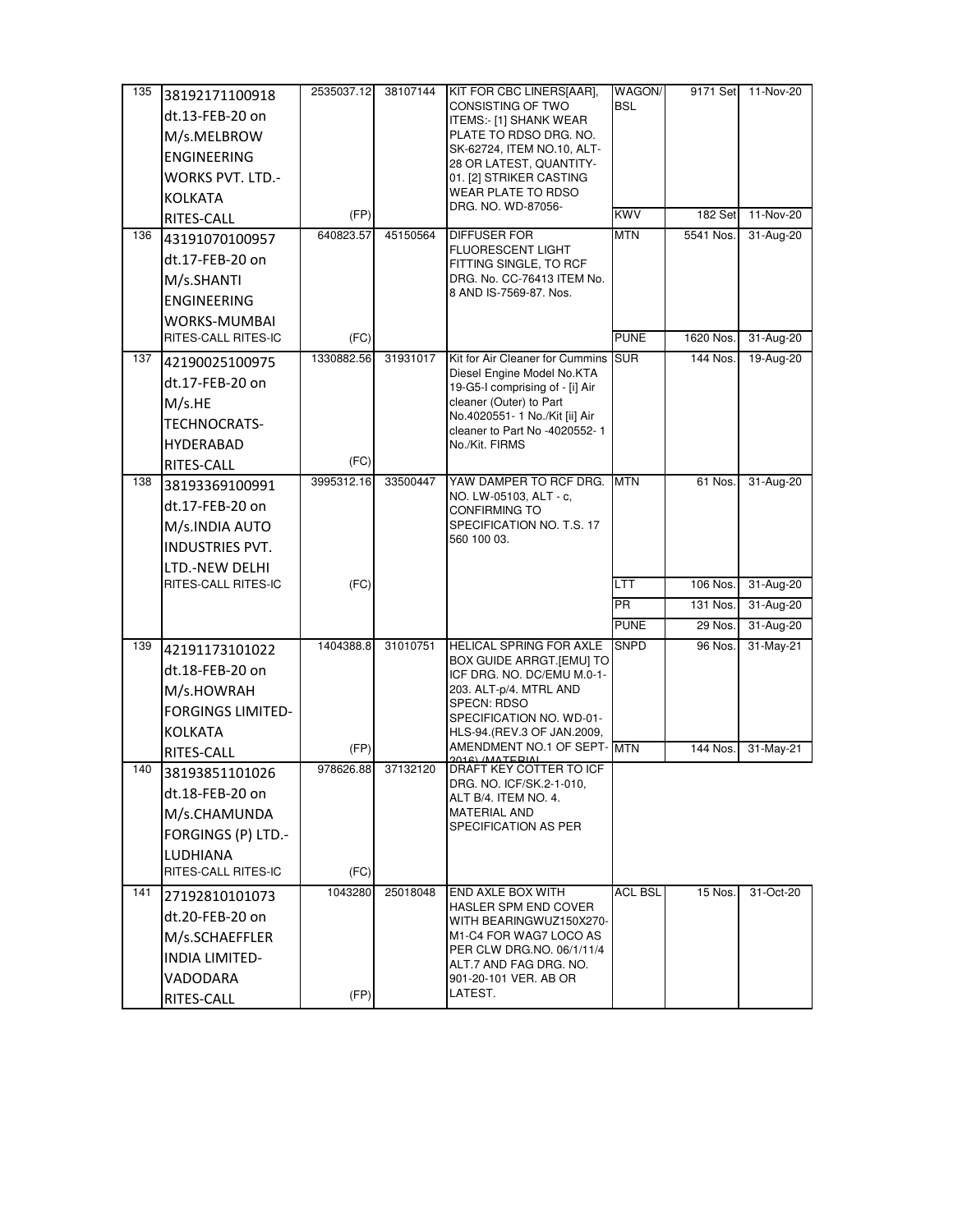| 135 | 38192171100918 dt.13-FEB-20 on M/s.MELBROW ENGINEERING WORKS PVT. LTD.-KOLKATA RITES-CALL | 2535037.12 (FP) | 38107144 | KIT FOR CBC LINERS[AAR], CONSISTING OF TWO ITEMS:- [1] SHANK WEAR PLATE TO RDSO DRG. NO. SK-62724, ITEM NO.10, ALT-28 OR LATEST, QUANTITY-01. [2] STRIKER CASTING WEAR PLATE TO RDSO DRG. NO. WD-87056- | WAGON/BSL | 9171 Set | 11-Nov-20 |
|---|---|---|---|---|---|---|---|
| | | | | | KWV | 182 Set | 11-Nov-20 |
| 136 | 43191070100957 dt.17-FEB-20 on M/s.SHANTI ENGINEERING WORKS-MUMBAI RITES-CALL RITES-IC | 640823.57 (FC) | 45150564 | DIFFUSER FOR FLUORESCENT LIGHT FITTING SINGLE, TO RCF DRG. No. CC-76413 ITEM No. 8 AND IS-7569-87. Nos. | MTN | 5541 Nos. | 31-Aug-20 |
| | | | | | PUNE | 1620 Nos. | 31-Aug-20 |
| 137 | 42190025100975 dt.17-FEB-20 on M/s.HE TECHNOCRATS-HYDERABAD RITES-CALL | 1330882.56 (FC) | 31931017 | Kit for Air Cleaner for Cummins Diesel Engine Model No.KTA 19-G5-I comprising of - [i] Air cleaner (Outer) to Part No.4020551- 1 No./Kit [ii] Air cleaner to Part No -4020552- 1 No./Kit. FIRMS | SUR | 144 Nos. | 19-Aug-20 |
| 138 | 38193369100991 dt.17-FEB-20 on M/s.INDIA AUTO INDUSTRIES PVT. LTD.-NEW DELHI RITES-CALL RITES-IC | 3995312.16 (FC) | 33500447 | YAW DAMPER TO RCF DRG. NO. LW-05103, ALT - c, CONFIRMING TO SPECIFICATION NO. T.S. 17 560 100 03. | MTN | 61 Nos. | 31-Aug-20 |
| | | | | | LTT | 106 Nos. | 31-Aug-20 |
| | | | | | PR | 131 Nos. | 31-Aug-20 |
| | | | | | PUNE | 29 Nos. | 31-Aug-20 |
| 139 | 42191173101022 dt.18-FEB-20 on M/s.HOWRAH FORGINGS LIMITED-KOLKATA RITES-CALL | 1404388.8 (FP) | 31010751 | HELICAL SPRING FOR AXLE BOX GUIDE ARRGT.[EMU] TO ICF DRG. NO. DC/EMU M.0-1-203. ALT-p/4. MTRL AND SPECN: RDSO SPECIFICATION NO. WD-01-HLS-94.(REV.3 OF JAN.2009, AMENDMENT NO.1 OF SEPT-2016) (MATERIAL | SNPD | 96 Nos. | 31-May-21 |
| | | | | | MTN | 144 Nos. | 31-May-21 |
| 140 | 38193851101026 dt.18-FEB-20 on M/s.CHAMUNDA FORGINGS (P) LTD.-LUDHIANA RITES-CALL RITES-IC | 978626.88 (FC) | 37132120 | DRAFT KEY COTTER TO ICF DRG. NO. ICF/SK.2-1-010, ALT B/4. ITEM NO. 4. MATERIAL AND SPECIFICATION AS PER | | | |
| 141 | 27192810101073 dt.20-FEB-20 on M/s.SCHAEFFLER INDIA LIMITED-VADODARA RITES-CALL | 1043280 (FP) | 25018048 | END AXLE BOX WITH HASLER SPM END COVER WITH BEARINGWUZ150X270-M1-C4 FOR WAG7 LOCO AS PER CLW DRG.NO. 06/1/11/4 ALT.7 AND FAG DRG. NO. 901-20-101 VER. AB OR LATEST. | ACL BSL | 15 Nos. | 31-Oct-20 |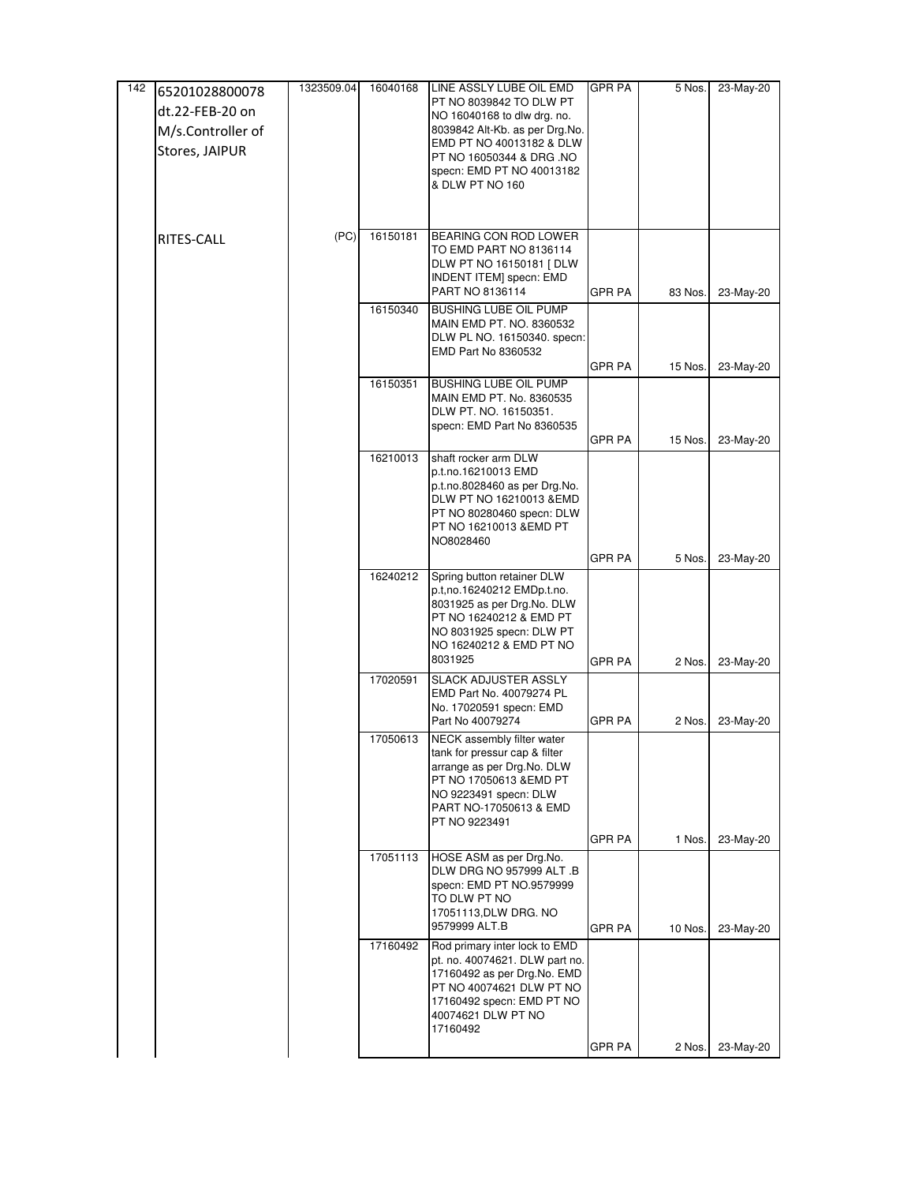| | | | | | | | |
|---|---|---|---|---|---|---|---|
| 142 | 65201028800078 dt.22-FEB-20 on M/s.Controller of Stores, JAIPUR | 1323509.04 | 16040168 | LINE ASSLY LUBE OIL EMD PT NO 8039842 TO DLW PT NO 16040168 to dlw drg. no. 8039842 Alt-Kb. as per Drg.No. EMD PT NO 40013182 & DLW PT NO 16050344 & DRG .NO specn: EMD PT NO 40013182 & DLW PT NO 160 | GPR PA | 5 Nos. | 23-May-20 |
| | RITES-CALL | (PC) | 16150181 | BEARING CON ROD LOWER TO EMD PART NO 8136114 DLW PT NO 16150181 [ DLW INDENT ITEM] specn: EMD PART NO 8136114 | GPR PA | 83 Nos. | 23-May-20 |
| | | | 16150340 | BUSHING LUBE OIL PUMP MAIN EMD PT. NO. 8360532 DLW PL NO. 16150340. specn: EMD Part No 8360532 | GPR PA | 15 Nos. | 23-May-20 |
| | | | 16150351 | BUSHING LUBE OIL PUMP MAIN EMD PT. No. 8360535 DLW PT. NO. 16150351. specn: EMD Part No 8360535 | GPR PA | 15 Nos. | 23-May-20 |
| | | | 16210013 | shaft rocker arm DLW p.t.no.16210013 EMD p.t.no.8028460 as per Drg.No. DLW PT NO 16210013 &EMD PT NO 80280460 specn: DLW PT NO 16210013 &EMD PT NO8028460 | GPR PA | 5 Nos. | 23-May-20 |
| | | | 16240212 | Spring button retainer DLW p.t,no.16240212 EMDp.t.no. 8031925 as per Drg.No. DLW PT NO 16240212 & EMD PT NO 8031925 specn: DLW PT NO 16240212 & EMD PT NO 8031925 | GPR PA | 2 Nos. | 23-May-20 |
| | | | 17020591 | SLACK ADJUSTER ASSLY EMD Part No. 40079274 PL No. 17020591 specn: EMD Part No 40079274 | GPR PA | 2 Nos. | 23-May-20 |
| | | | 17050613 | NECK assembly filter water tank for pressur cap & filter arrange as per Drg.No. DLW PT NO 17050613 &EMD PT NO 9223491 specn: DLW PART NO-17050613 & EMD PT NO 9223491 | GPR PA | 1 Nos. | 23-May-20 |
| | | | 17051113 | HOSE ASM as per Drg.No. DLW DRG NO 957999 ALT .B specn: EMD PT NO.9579999 TO DLW PT NO 17051113,DLW DRG. NO 9579999 ALT.B | GPR PA | 10 Nos. | 23-May-20 |
| | | | 17160492 | Rod primary inter lock to EMD pt. no. 40074621. DLW part no. 17160492 as per Drg.No. EMD PT NO 40074621 DLW PT NO 17160492 specn: EMD PT NO 40074621 DLW PT NO 17160492 | GPR PA | 2 Nos. | 23-May-20 |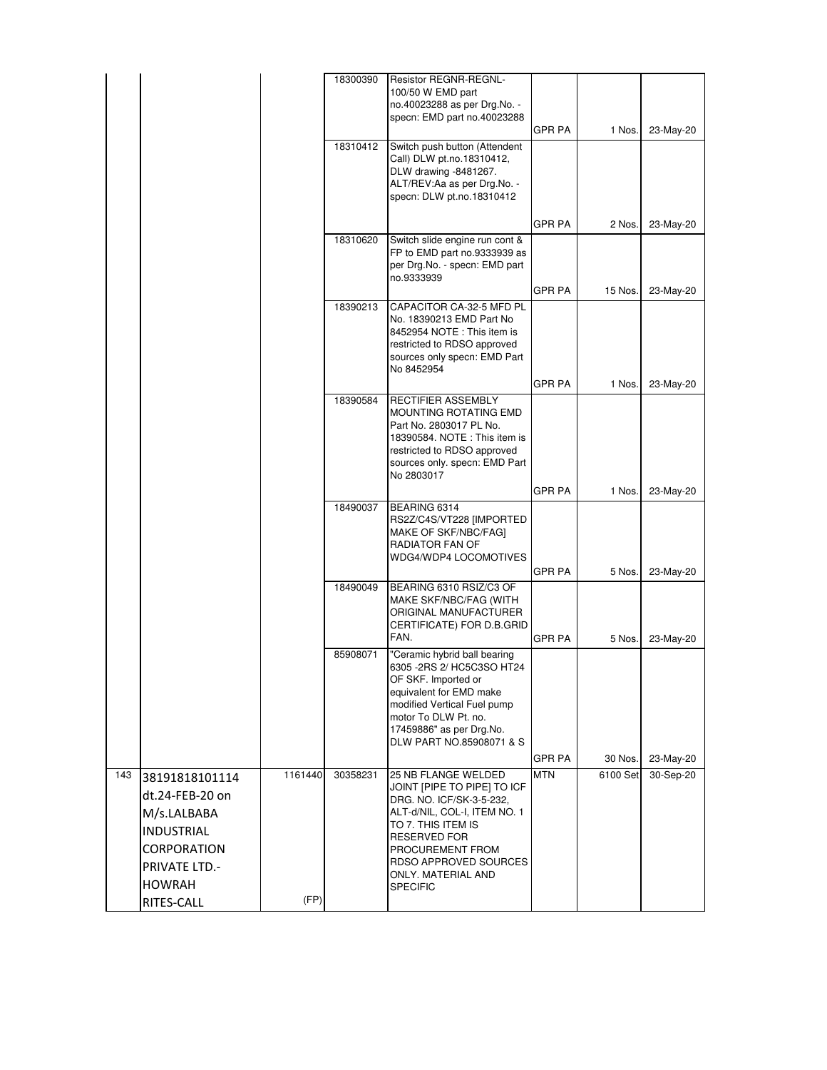| | | | | | | | |
|---|---|---|---|---|---|---|---|
| | | | 18300390 | Resistor REGNR-REGNL-100/50 W EMD part no.40023288 as per Drg.No. - specn: EMD part no.40023288 | GPR PA | 1 Nos. | 23-May-20 |
| | | | 18310412 | Switch push button (Attendent Call) DLW pt.no.18310412, DLW drawing -8481267. ALT/REV:Aa as per Drg.No. - specn: DLW pt.no.18310412 | GPR PA | 2 Nos. | 23-May-20 |
| | | | 18310620 | Switch slide engine run cont & FP to EMD part no.9333939 as per Drg.No. - specn: EMD part no.9333939 | GPR PA | 15 Nos. | 23-May-20 |
| | | | 18390213 | CAPACITOR CA-32-5 MFD PL No. 18390213 EMD Part No 8452954 NOTE : This item is restricted to RDSO approved sources only specn: EMD Part No 8452954 | GPR PA | 1 Nos. | 23-May-20 |
| | | | 18390584 | RECTIFIER ASSEMBLY MOUNTING ROTATING EMD Part No. 2803017 PL No. 18390584. NOTE : This item is restricted to RDSO approved sources only. specn: EMD Part No 2803017 | GPR PA | 1 Nos. | 23-May-20 |
| | | | 18490037 | BEARING 6314 RS2Z/C4S/VT228 [IMPORTED MAKE OF SKF/NBC/FAG] RADIATOR FAN OF WDG4/WDP4 LOCOMOTIVES | GPR PA | 5 Nos. | 23-May-20 |
| | | | 18490049 | BEARING 6310 RSIZ/C3 OF MAKE SKF/NBC/FAG (WITH ORIGINAL MANUFACTURER CERTIFICATE) FOR D.B.GRID FAN. | GPR PA | 5 Nos. | 23-May-20 |
| | | | 85908071 | "Ceramic hybrid ball bearing 6305 -2RS 2/ HC5C3SO HT24 OF SKF. Imported or equivalent for EMD make modified Vertical Fuel pump motor To DLW Pt. no. 17459886" as per Drg.No. DLW PART NO.85908071 & S | GPR PA | 30 Nos. | 23-May-20 |
| 143 | 38191818101114 dt.24-FEB-20 on M/s.LALBABA INDUSTRIAL CORPORATION PRIVATE LTD.-HOWRAH RITES-CALL | 1161440 (FP) | 30358231 | 25 NB FLANGE WELDED JOINT [PIPE TO PIPE] TO ICF DRG. NO. ICF/SK-3-5-232, ALT-d/NIL, COL-I, ITEM NO. 1 TO 7. THIS ITEM IS RESERVED FOR PROCUREMENT FROM RDSO APPROVED SOURCES ONLY. MATERIAL AND SPECIFIC | MTN | 6100 Set | 30-Sep-20 |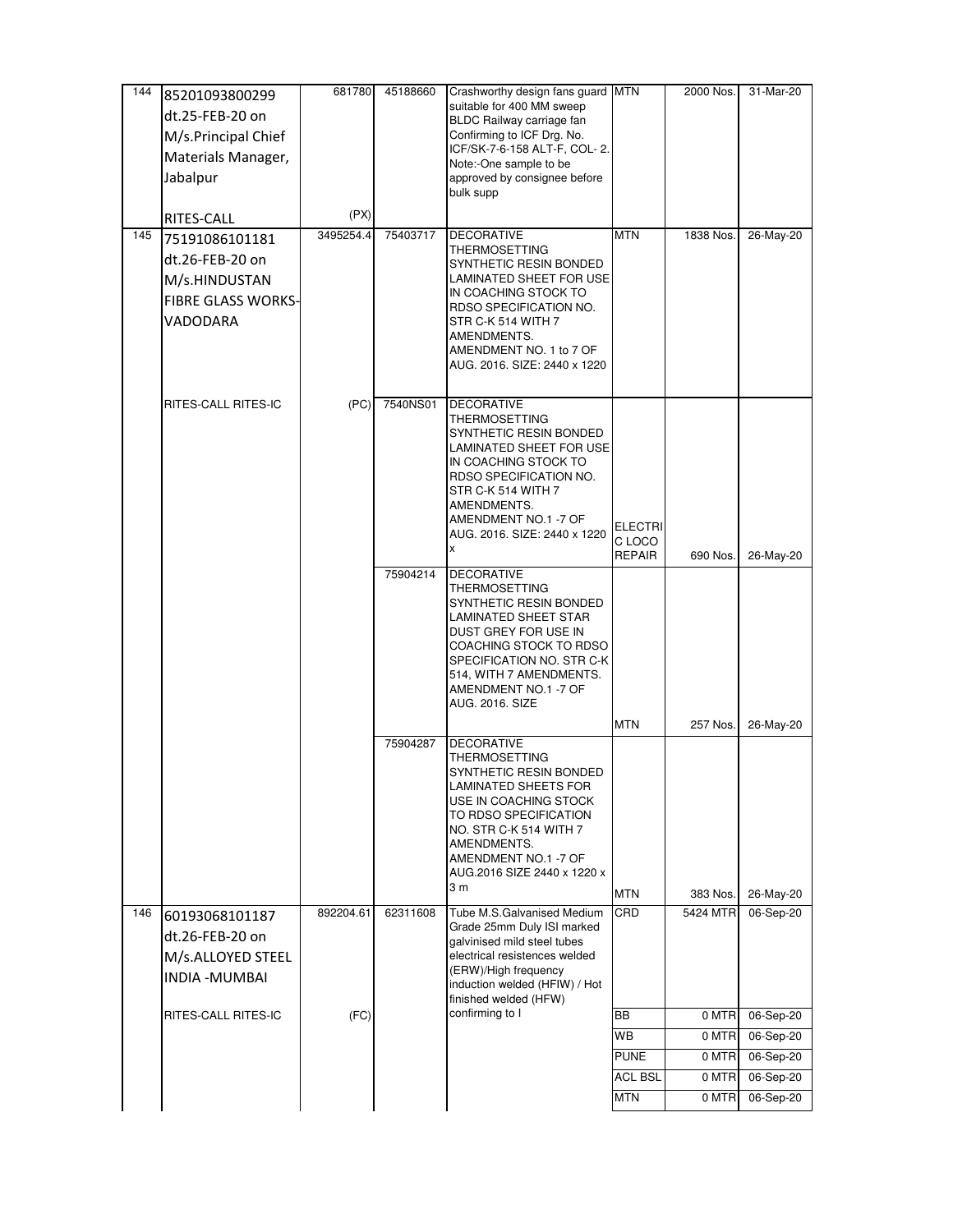| 144 | 85201093800299 dt.25-FEB-20 on M/s.Principal Chief Materials Manager, Jabalpur RITES-CALL | 681780 (PX) | 45188660 | Crashworthy design fans guard suitable for 400 MM sweep BLDC Railway carriage fan Confirming to ICF Drg. No. ICF/SK-7-6-158 ALT-F, COL- 2. Note:-One sample to be approved by consignee before bulk supp | MTN | 2000 Nos. | 31-Mar-20 |
|---|---|---|---|---|---|---|---|
| 145 | 75191086101181 dt.26-FEB-20 on M/s.HINDUSTAN FIBRE GLASS WORKS-VADODARA | 3495254.4 | 75403717 | DECORATIVE THERMOSETTING SYNTHETIC RESIN BONDED LAMINATED SHEET FOR USE IN COACHING STOCK TO RDSO SPECIFICATION NO. STR C-K 514 WITH 7 AMENDMENTS. AMENDMENT NO. 1 to 7 OF AUG. 2016. SIZE: 2440 x 1220 | MTN | 1838 Nos. | 26-May-20 |
| | RITES-CALL RITES-IC | (PC) | 7540NS01 | DECORATIVE THERMOSETTING SYNTHETIC RESIN BONDED LAMINATED SHEET FOR USE IN COACHING STOCK TO RDSO SPECIFICATION NO. STR C-K 514 WITH 7 AMENDMENTS. AMENDMENT NO.1 -7 OF AUG. 2016. SIZE: 2440 x 1220 x | ELECTRIC LOCO REPAIR | 690 Nos. | 26-May-20 |
| | | | 75904214 | DECORATIVE THERMOSETTING SYNTHETIC RESIN BONDED LAMINATED SHEET STAR DUST GREY FOR USE IN COACHING STOCK TO RDSO SPECIFICATION NO. STR C-K 514, WITH 7 AMENDMENTS. AMENDMENT NO.1 -7 OF AUG. 2016. SIZE | MTN | 257 Nos. | 26-May-20 |
| | | | 75904287 | DECORATIVE THERMOSETTING SYNTHETIC RESIN BONDED LAMINATED SHEETS FOR USE IN COACHING STOCK TO RDSO SPECIFICATION NO. STR C-K 514 WITH 7 AMENDMENTS. AMENDMENT NO.1 -7 OF AUG.2016 SIZE 2440 x 1220 x 3 m | MTN | 383 Nos. | 26-May-20 |
| 146 | 60193068101187 dt.26-FEB-20 on M/s.ALLOYED STEEL INDIA -MUMBAI | 892204.61 | 62311608 | Tube M.S.Galvanised Medium Grade 25mm Duly ISI marked galvinised mild steel tubes electrical resistences welded (ERW)/High frequency induction welded (HFIW) / Hot finished welded (HFW) confirming to I | CRD | 5424 MTR | 06-Sep-20 |
| | RITES-CALL RITES-IC | (FC) | | | BB | 0 MTR | 06-Sep-20 |
| | | | | | WB | 0 MTR | 06-Sep-20 |
| | | | | | PUNE | 0 MTR | 06-Sep-20 |
| | | | | | ACL BSL | 0 MTR | 06-Sep-20 |
| | | | | | MTN | 0 MTR | 06-Sep-20 |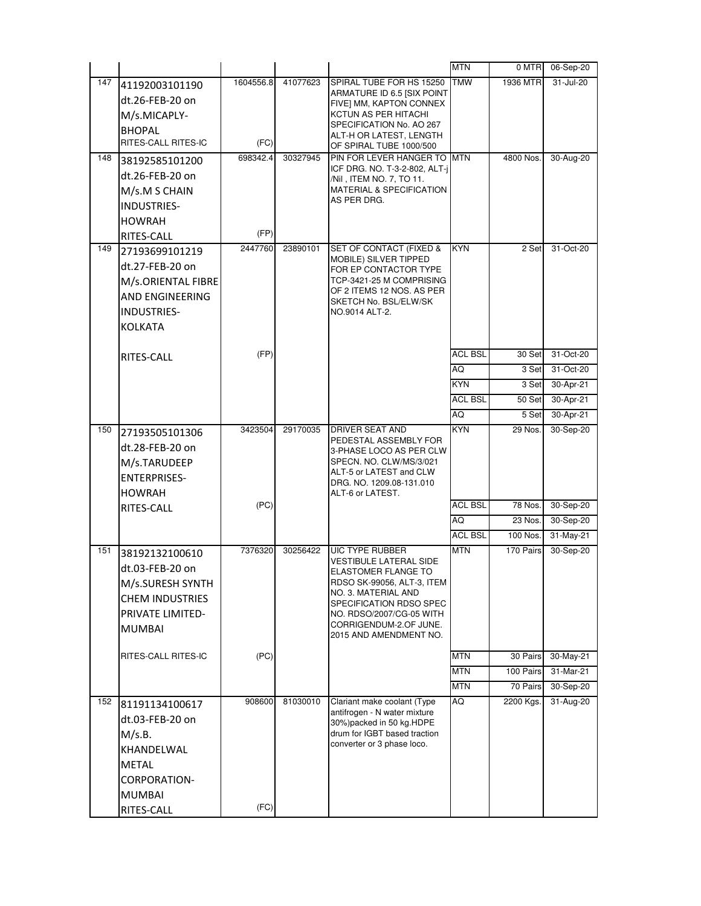| | | | | | | | |
|---|---|---|---|---|---|---|---|
| | | | | | MTN | 0 MTR | 06-Sep-20 |
| 147 | 41192003101190 dt.26-FEB-20 on M/s.MICAPLY-BHOPAL RITES-CALL RITES-IC | 1604556.8 (FC) | 41077623 | SPIRAL TUBE FOR HS 15250 ARMATURE ID 6.5 [SIX POINT FIVE] MM, KAPTON CONNEX KCTUN AS PER HITACHI SPECIFICATION No. AO 267 ALT-H OR LATEST, LENGTH OF SPIRAL TUBE 1000/500 | TMW | 1936 MTR | 31-Jul-20 |
| 148 | 38192585101200 dt.26-FEB-20 on M/s.M S CHAIN INDUSTRIES-HOWRAH RITES-CALL | 698342.4 (FP) | 30327945 | PIN FOR LEVER HANGER TO ICF DRG. NO. T-3-2-802, ALT-j /Nil , ITEM NO. 7, TO 11. MATERIAL & SPECIFICATION AS PER DRG. | MTN | 4800 Nos. | 30-Aug-20 |
| 149 | 27193699101219 dt.27-FEB-20 on M/s.ORIENTAL FIBRE AND ENGINEERING INDUSTRIES-KOLKATA RITES-CALL | 2447760 (FP) | 23890101 | SET OF CONTACT (FIXED & MOBILE) SILVER TIPPED FOR EP CONTACTOR TYPE TCP-3421-25 M COMPRISING OF 2 ITEMS 12 NOS. AS PER SKETCH No. BSL/ELW/SK NO.9014 ALT-2. | KYN | 2 Set | 31-Oct-20 |
| | | | | | ACL BSL | 30 Set | 31-Oct-20 |
| | | | | | AQ | 3 Set | 31-Oct-20 |
| | | | | | KYN | 3 Set | 30-Apr-21 |
| | | | | | ACL BSL | 50 Set | 30-Apr-21 |
| | | | | | AQ | 5 Set | 30-Apr-21 |
| 150 | 27193505101306 dt.28-FEB-20 on M/s.TARUDEEP ENTERPRISES-HOWRAH RITES-CALL | 3423504 (PC) | 29170035 | DRIVER SEAT AND PEDESTAL ASSEMBLY FOR 3-PHASE LOCO AS PER CLW SPECN. NO. CLW/MS/3/021 ALT-5 or LATEST and CLW DRG. NO. 1209.08-131.010 ALT-6 or LATEST. | KYN | 29 Nos. | 30-Sep-20 |
| | | | | | ACL BSL | 78 Nos. | 30-Sep-20 |
| | | | | | AQ | 23 Nos. | 30-Sep-20 |
| | | | | | ACL BSL | 100 Nos. | 31-May-21 |
| 151 | 38192132100610 dt.03-FEB-20 on M/s.SURESH SYNTH CHEM INDUSTRIES PRIVATE LIMITED-MUMBAI RITES-CALL RITES-IC | 7376320 (PC) | 30256422 | UIC TYPE RUBBER VESTIBULE LATERAL SIDE ELASTOMER FLANGE TO RDSO SK-99056, ALT-3, ITEM NO. 3. MATERIAL AND SPECIFICATION RDSO SPEC NO. RDSO/2007/CG-05 WITH CORRIGENDUM-2.OF JUNE. 2015 AND AMENDMENT NO. | MTN | 170 Pairs | 30-Sep-20 |
| | | | | | MTN | 30 Pairs | 30-May-21 |
| | | | | | MTN | 100 Pairs | 31-Mar-21 |
| | | | | | MTN | 70 Pairs | 30-Sep-20 |
| 152 | 81191134100617 dt.03-FEB-20 on M/s.B. KHANDELWAL METAL CORPORATION-MUMBAI RITES-CALL | 908600 (FC) | 81030010 | Clariant make coolant (Type antifrogen - N water mixture 30%)packed in 50 kg.HDPE drum for IGBT based traction converter or 3 phase loco. | AQ | 2200 Kgs. | 31-Aug-20 |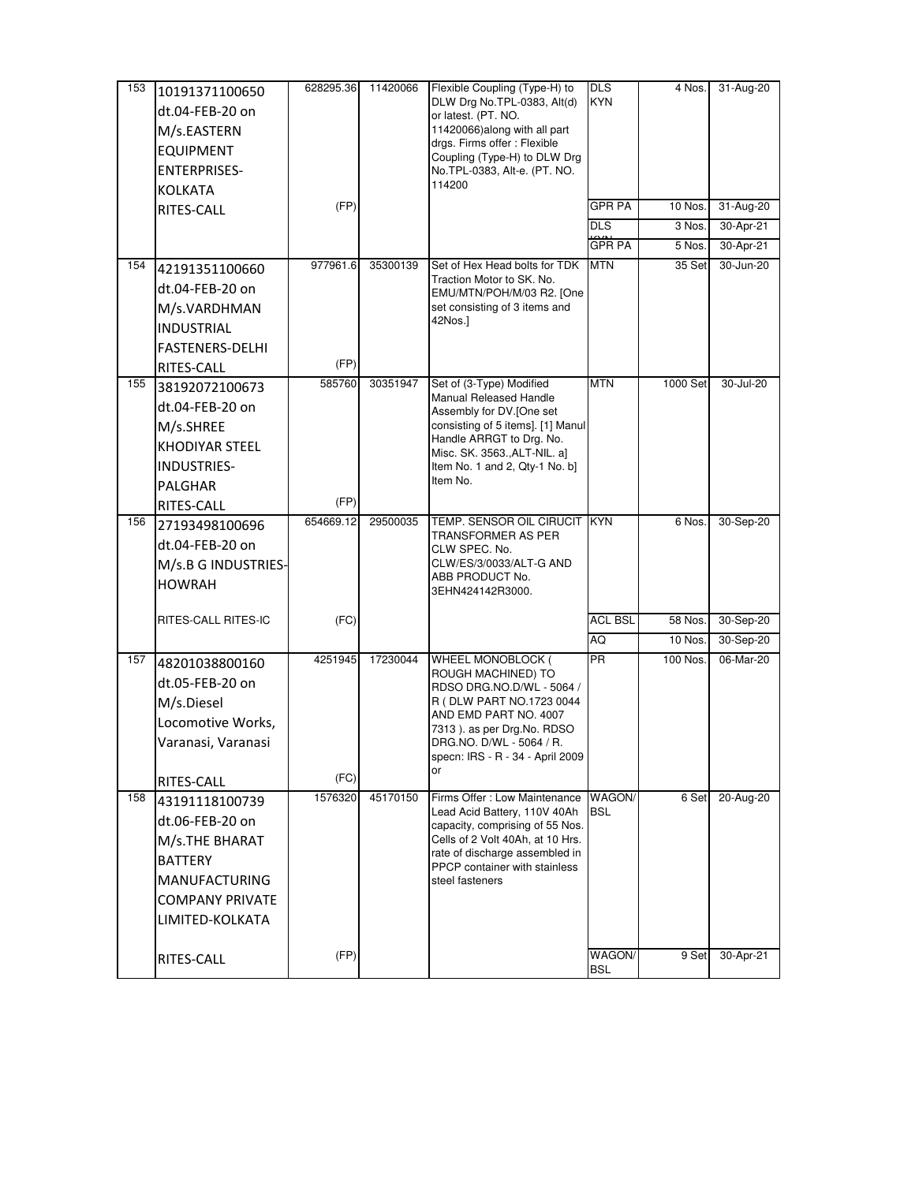| | | | | | | | |
|---|---|---|---|---|---|---|---|
| 153 | 10191371100650 dt.04-FEB-20 on M/s.EASTERN EQUIPMENT ENTERPRISES-KOLKATA RITES-CALL | 628295.36 (FP) | 11420066 | Flexible Coupling (Type-H) to DLW Drg No.TPL-0383, Alt(d) or latest. (PT. NO. 11420066)along with all part drgs. Firms offer : Flexible Coupling (Type-H) to DLW Drg No.TPL-0383, Alt-e. (PT. NO. 114200 | DLS KYN | 4 Nos. | 31-Aug-20 |
| | | | | | GPR PA | 10 Nos. | 31-Aug-20 |
| | | | | | DLS KYN | 3 Nos. | 30-Apr-21 |
| | | | | | GPR PA | 5 Nos. | 30-Apr-21 |
| 154 | 42191351100660 dt.04-FEB-20 on M/s.VARDHMAN INDUSTRIAL FASTENERS-DELHI RITES-CALL | 977961.6 (FP) | 35300139 | Set of Hex Head bolts for TDK Traction Motor to SK. No. EMU/MTN/POH/M/03 R2. [One set consisting of 3 items and 42Nos.] | MTN | 35 Set | 30-Jun-20 |
| 155 | 38192072100673 dt.04-FEB-20 on M/s.SHREE KHODIYAR STEEL INDUSTRIES-PALGHAR RITES-CALL | 585760 (FP) | 30351947 | Set of (3-Type) Modified Manual Released Handle Assembly for DV.[One set consisting of 5 items]. [1] Manul Handle ARRGT to Drg. No. Misc. SK. 3563.,ALT-NIL. a] Item No. 1 and 2, Qty-1 No. b] Item No. | MTN | 1000 Set | 30-Jul-20 |
| 156 | 27193498100696 dt.04-FEB-20 on M/s.B G INDUSTRIES-HOWRAH RITES-CALL RITES-IC | 654669.12 (FC) | 29500035 | TEMP. SENSOR OIL CIRUCIT TRANSFORMER AS PER CLW SPEC. No. CLW/ES/3/0033/ALT-G AND ABB PRODUCT No. 3EHN424142R3000. | KYN | 6 Nos. | 30-Sep-20 |
| | | | | | ACL BSL | 58 Nos. | 30-Sep-20 |
| | | | | | AQ | 10 Nos. | 30-Sep-20 |
| 157 | 48201038800160 dt.05-FEB-20 on M/s.Diesel Locomotive Works, Varanasi, Varanasi RITES-CALL | 4251945 (FC) | 17230044 | WHEEL MONOBLOCK ( ROUGH MACHINED) TO RDSO DRG.NO.D/WL - 5064 / R ( DLW PART NO.1723 0044 AND EMD PART NO. 4007 7313 ). as per Drg.No. RDSO DRG.NO. D/WL - 5064 / R. specn: IRS - R - 34 - April 2009 or | PR | 100 Nos. | 06-Mar-20 |
| 158 | 43191118100739 dt.06-FEB-20 on M/s.THE BHARAT BATTERY MANUFACTURING COMPANY PRIVATE LIMITED-KOLKATA RITES-CALL | 1576320 (FP) | 45170150 | Firms Offer : Low Maintenance Lead Acid Battery, 110V 40Ah capacity, comprising of 55 Nos. Cells of 2 Volt 40Ah, at 10 Hrs. rate of discharge assembled in PPCP container with stainless steel fasteners | WAGON/ BSL | 6 Set | 20-Aug-20 |
| | | | | | WAGON/ BSL | 9 Set | 30-Apr-21 |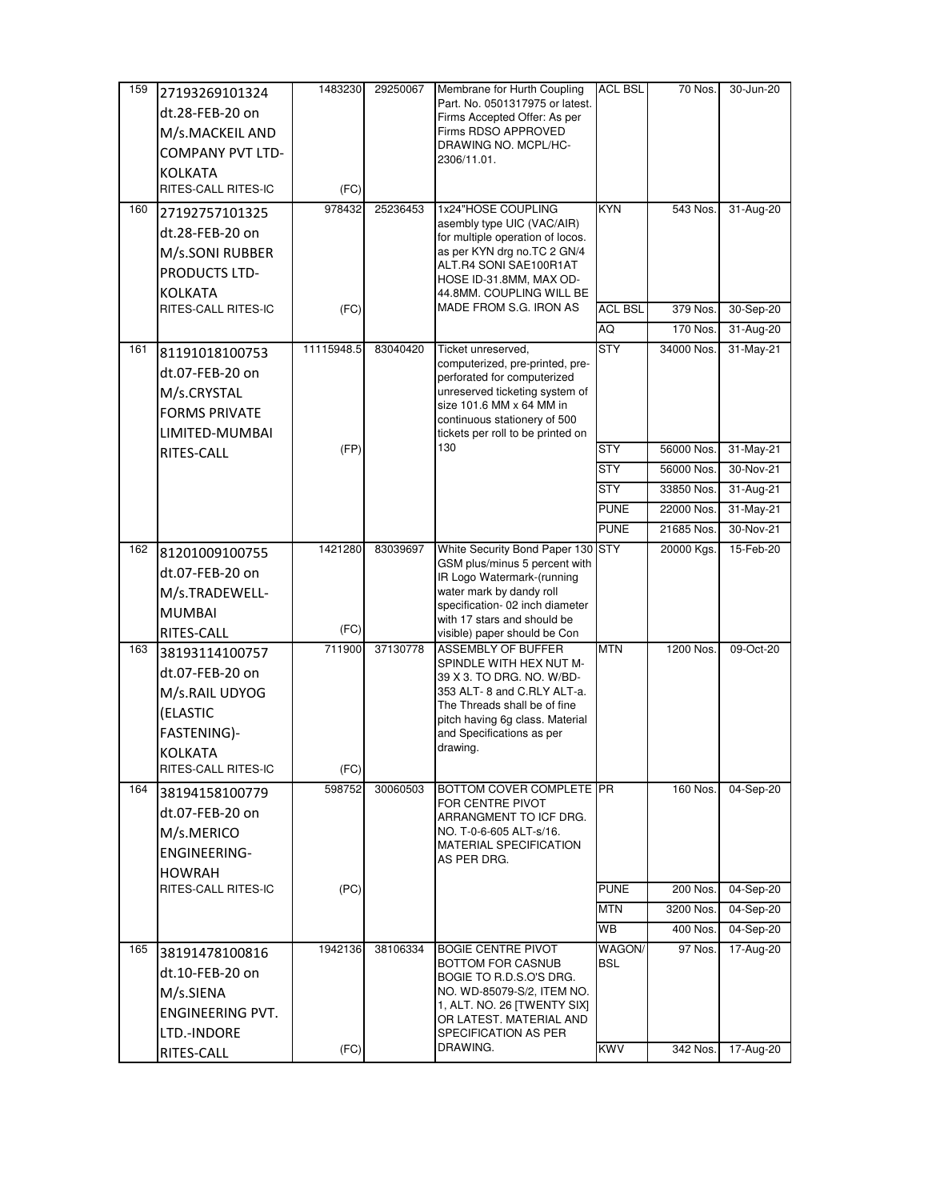| | | | | | | | |
|---|---|---|---|---|---|---|---|
| 159 | 27193269101324 dt.28-FEB-20 on M/s.MACKEIL AND COMPANY PVT LTD-KOLKATA RITES-CALL RITES-IC | 1483230 (FC) | 29250067 | Membrane for Hurth Coupling Part. No. 0501317975 or latest. Firms Accepted Offer: As per Firms RDSO APPROVED DRAWING NO. MCPL/HC-2306/11.01. | ACL BSL | 70 Nos. | 30-Jun-20 |
| 160 | 27192757101325 dt.28-FEB-20 on M/s.SONI RUBBER PRODUCTS LTD-KOLKATA RITES-CALL RITES-IC | 978432 (FC) | 25236453 | 1x24"HOSE COUPLING asembly type UIC (VAC/AIR) for multiple operation of locos. as per KYN drg no.TC 2 GN/4 ALT.R4 SONI SAE100R1AT HOSE ID-31.8MM, MAX OD-44.8MM. COUPLING WILL BE MADE FROM S.G. IRON AS | KYN | 543 Nos. | 31-Aug-20 |
| | | | | | ACL BSL | 379 Nos. | 30-Sep-20 |
| | | | | | AQ | 170 Nos. | 31-Aug-20 |
| 161 | 81191018100753 dt.07-FEB-20 on M/s.CRYSTAL FORMS PRIVATE LIMITED-MUMBAI RITES-CALL | 11115948.5 (FP) | 83040420 | Ticket unreserved, computerized, pre-printed, pre-perforated for computerized unreserved ticketing system of size 101.6 MM x 64 MM in continuous stationery of 500 tickets per roll to be printed on 130 | STY | 34000 Nos. | 31-May-21 |
| | | | | | STY | 56000 Nos. | 31-May-21 |
| | | | | | STY | 56000 Nos. | 30-Nov-21 |
| | | | | | STY | 33850 Nos. | 31-Aug-21 |
| | | | | | PUNE | 22000 Nos. | 31-May-21 |
| | | | | | PUNE | 21685 Nos. | 30-Nov-21 |
| 162 | 81201009100755 dt.07-FEB-20 on M/s.TRADEWELL-MUMBAI RITES-CALL | 1421280 (FC) | 83039697 | White Security Bond Paper 130 GSM plus/minus 5 percent with IR Logo Watermark-(running water mark by dandy roll specification- 02 inch diameter with 17 stars and should be visible) paper should be Con | STY | 20000 Kgs. | 15-Feb-20 |
| 163 | 38193114100757 dt.07-FEB-20 on M/s.RAIL UDYOG (ELASTIC FASTENING)-KOLKATA RITES-CALL RITES-IC | 711900 (FC) | 37130778 | ASSEMBLY OF BUFFER SPINDLE WITH HEX NUT M-39 X 3. TO DRG. NO. W/BD-353 ALT- 8 and C.RLY ALT-a. The Threads shall be of fine pitch having 6g class. Material and Specifications as per drawing. | MTN | 1200 Nos. | 09-Oct-20 |
| 164 | 38194158100779 dt.07-FEB-20 on M/s.MERICO ENGINEERING-HOWRAH RITES-CALL RITES-IC | 598752 (PC) | 30060503 | BOTTOM COVER COMPLETE FOR CENTRE PIVOT ARRANGMENT TO ICF DRG. NO. T-0-6-605 ALT-s/16. MATERIAL SPECIFICATION AS PER DRG. | PR | 160 Nos. | 04-Sep-20 |
| | | | | | PUNE | 200 Nos. | 04-Sep-20 |
| | | | | | MTN | 3200 Nos. | 04-Sep-20 |
| | | | | | WB | 400 Nos. | 04-Sep-20 |
| 165 | 38191478100816 dt.10-FEB-20 on M/s.SIENA ENGINEERING PVT. LTD.-INDORE RITES-CALL | 1942136 (FC) | 38106334 | BOGIE CENTRE PIVOT BOTTOM FOR CASNUB BOGIE TO R.D.S.O'S DRG. NO. WD-85079-S/2, ITEM NO. 1, ALT. NO. 26 [TWENTY SIX] OR LATEST. MATERIAL AND SPECIFICATION AS PER DRAWING. | WAGON/ BSL | 97 Nos. | 17-Aug-20 |
| | | | | | KWV | 342 Nos. | 17-Aug-20 |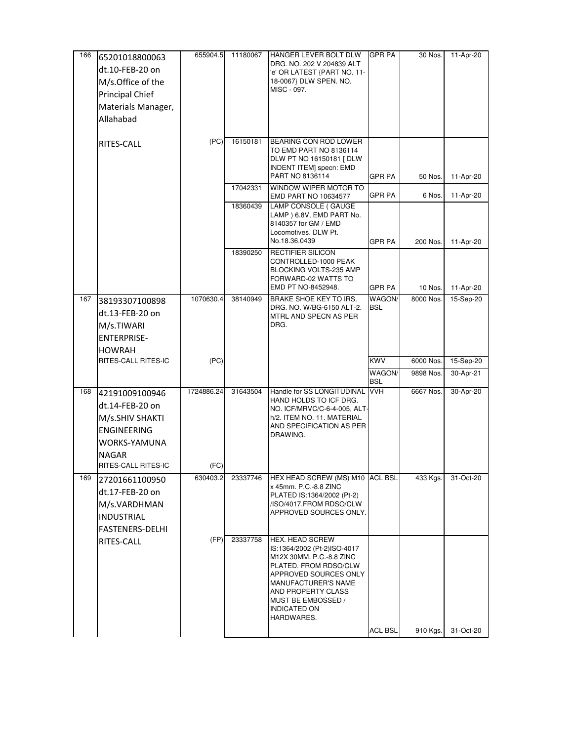| 166 | 65201018800063 dt.10-FEB-20 on M/s.Office of the Principal Chief Materials Manager, Allahabad RITES-CALL | 655904.5 (PC) | 11180067 | HANGER LEVER BOLT DLW DRG. NO. 202 V 204839 ALT 'e' OR LATEST {PART NO. 11-18-0067} DLW SPEN. NO. MISC - 097. | GPR PA | 30 Nos. | 11-Apr-20 |
|---|---|---|---|---|---|---|---|
| | | | 16150181 | BEARING CON ROD LOWER TO EMD PART NO 8136114 DLW PT NO 16150181 [ DLW INDENT ITEM] specn: EMD PART NO 8136114 | GPR PA | 50 Nos. | 11-Apr-20 |
| | | | 17042331 | WINDOW WIPER MOTOR TO EMD PART NO 10634577 | GPR PA | 6 Nos. | 11-Apr-20 |
| | | | 18360439 | LAMP CONSOLE ( GAUGE LAMP ) 6.8V, EMD PART No. 8140357 for GM / EMD Locomotives. DLW Pt. No.18.36.0439 | GPR PA | 200 Nos. | 11-Apr-20 |
| | | | 18390250 | RECTIFIER SILICON CONTROLLED-1000 PEAK BLOCKING VOLTS-235 AMP FORWARD-02 WATTS TO EMD PT NO-8452948. | GPR PA | 10 Nos. | 11-Apr-20 |
| 167 | 38193307100898 dt.13-FEB-20 on M/s.TIWARI ENTERPRISE-HOWRAH RITES-CALL RITES-IC | 1070630.4 (PC) | 38140949 | BRAKE SHOE KEY TO IRS. DRG. NO. W/BG-6150 ALT-2. MTRL AND SPECN AS PER DRG. | WAGON/ BSL | 8000 Nos. | 15-Sep-20 |
| | | | | | KWV | 6000 Nos. | 15-Sep-20 |
| | | | | | WAGON/ BSL | 9898 Nos. | 30-Apr-21 |
| 168 | 42191009100946 dt.14-FEB-20 on M/s.SHIV SHAKTI ENGINEERING WORKS-YAMUNA NAGAR RITES-CALL RITES-IC | 1724886.24 (FC) | 31643504 | Handle for SS LONGITUDINAL HAND HOLDS TO ICF DRG. NO. ICF/MRVC/C-6-4-005, ALT-h/2. ITEM NO. 11. MATERIAL AND SPECIFICATION AS PER DRAWING. | VVH | 6667 Nos. | 30-Apr-20 |
| 169 | 27201661100950 dt.17-FEB-20 on M/s.VARDHMAN INDUSTRIAL FASTENERS-DELHI RITES-CALL | 630403.2 (FP) | 23337746 | HEX HEAD SCREW (MS) M10 x 45mm. P.C.-8.8 ZINC PLATED IS:1364/2002 (Pt-2) /ISO/4017.FROM RDSO/CLW APPROVED SOURCES ONLY. | ACL BSL | 433 Kgs. | 31-Oct-20 |
| | | | 23337758 | HEX. HEAD SCREW IS:1364/2002 (Pt-2)ISO-4017 M12X 30MM. P.C.-8.8 ZINC PLATED. FROM RDSO/CLW APPROVED SOURCES ONLY MANUFACTURER'S NAME AND PROPERTY CLASS MUST BE EMBOSSED / INDICATED ON HARDWARES. | ACL BSL | 910 Kgs. | 31-Oct-20 |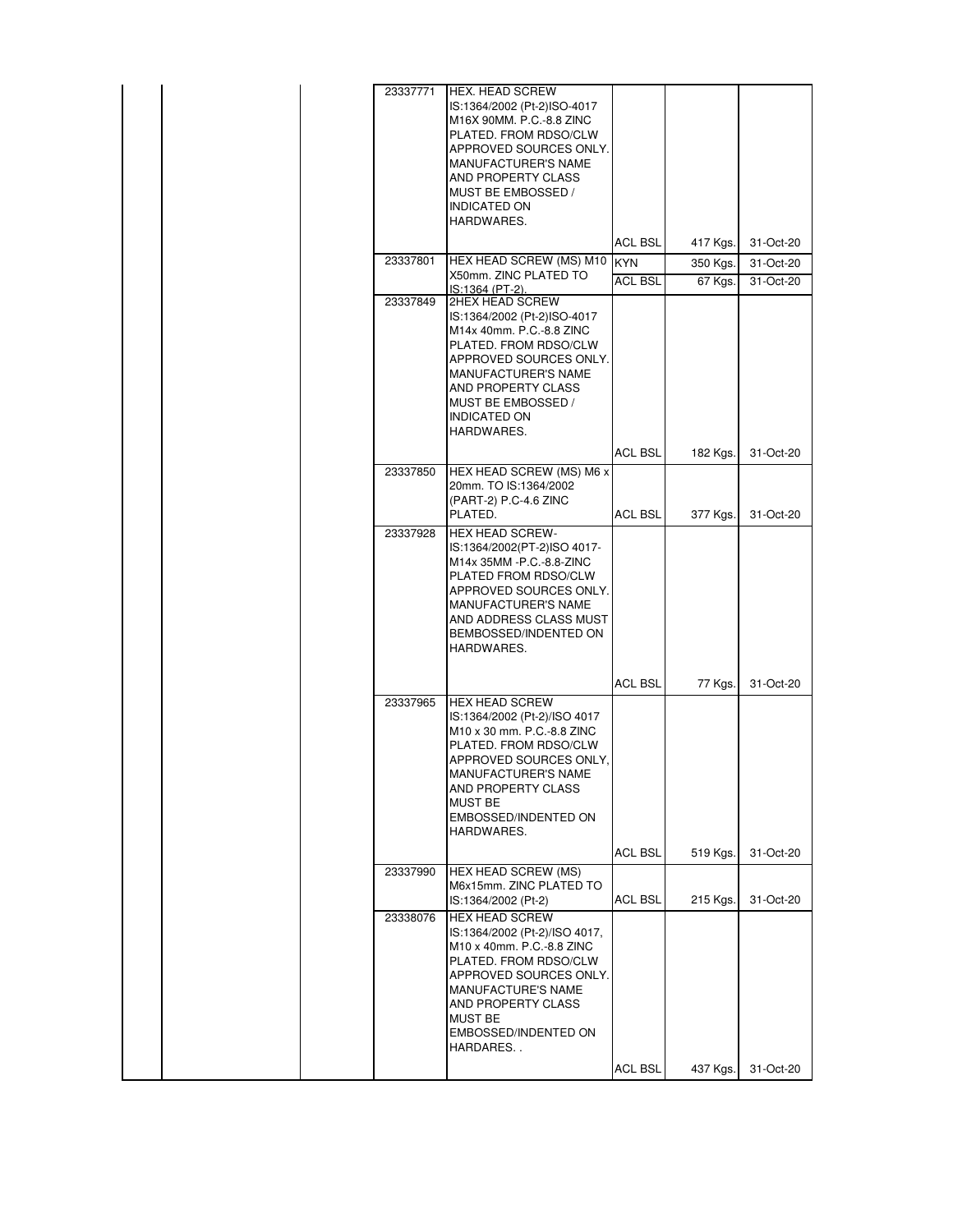| | | | | | | | |
|---|---|---|---|---|---|---|---|
| | | | 23337771 | HEX. HEAD SCREW IS:1364/2002 (Pt-2)ISO-4017 M16X 90MM. P.C.-8.8 ZINC PLATED. FROM RDSO/CLW APPROVED SOURCES ONLY. MANUFACTURER'S NAME AND PROPERTY CLASS MUST BE EMBOSSED / INDICATED ON HARDWARES. | ACL BSL | 417 Kgs. | 31-Oct-20 |
| | | | 23337801 | HEX HEAD SCREW (MS) M10 X50mm. ZINC PLATED TO IS:1364 (PT-2). | KYN | 350 Kgs. | 31-Oct-20 |
| | | | | | ACL BSL | 67 Kgs. | 31-Oct-20 |
| | | | 23337849 | 2HEX HEAD SCREW IS:1364/2002 (Pt-2)ISO-4017 M14x 40mm. P.C.-8.8 ZINC PLATED. FROM RDSO/CLW APPROVED SOURCES ONLY. MANUFACTURER'S NAME AND PROPERTY CLASS MUST BE EMBOSSED / INDICATED ON HARDWARES. | ACL BSL | 182 Kgs. | 31-Oct-20 |
| | | | 23337850 | HEX HEAD SCREW (MS) M6 x 20mm. TO IS:1364/2002 (PART-2) P.C-4.6 ZINC PLATED. | ACL BSL | 377 Kgs. | 31-Oct-20 |
| | | | 23337928 | HEX HEAD SCREW-IS:1364/2002(PT-2)ISO 4017-M14x 35MM -P.C.-8.8-ZINC PLATED FROM RDSO/CLW APPROVED SOURCES ONLY. MANUFACTURER'S NAME AND ADDRESS CLASS MUST BEMBOSSED/INDENTED ON HARDWARES. | ACL BSL | 77 Kgs. | 31-Oct-20 |
| | | | 23337965 | HEX HEAD SCREW IS:1364/2002 (Pt-2)/ISO 4017 M10 x 30 mm. P.C.-8.8 ZINC PLATED. FROM RDSO/CLW APPROVED SOURCES ONLY, MANUFACTURER'S NAME AND PROPERTY CLASS MUST BE EMBOSSED/INDENTED ON HARDWARES. | ACL BSL | 519 Kgs. | 31-Oct-20 |
| | | | 23337990 | HEX HEAD SCREW (MS) M6x15mm. ZINC PLATED TO IS:1364/2002 (Pt-2) | ACL BSL | 215 Kgs. | 31-Oct-20 |
| | | | 23338076 | HEX HEAD SCREW IS:1364/2002 (Pt-2)/ISO 4017, M10 x 40mm. P.C.-8.8 ZINC PLATED. FROM RDSO/CLW APPROVED SOURCES ONLY. MANUFACTURE'S NAME AND PROPERTY CLASS MUST BE EMBOSSED/INDENTED ON HARDARES. . | ACL BSL | 437 Kgs. | 31-Oct-20 |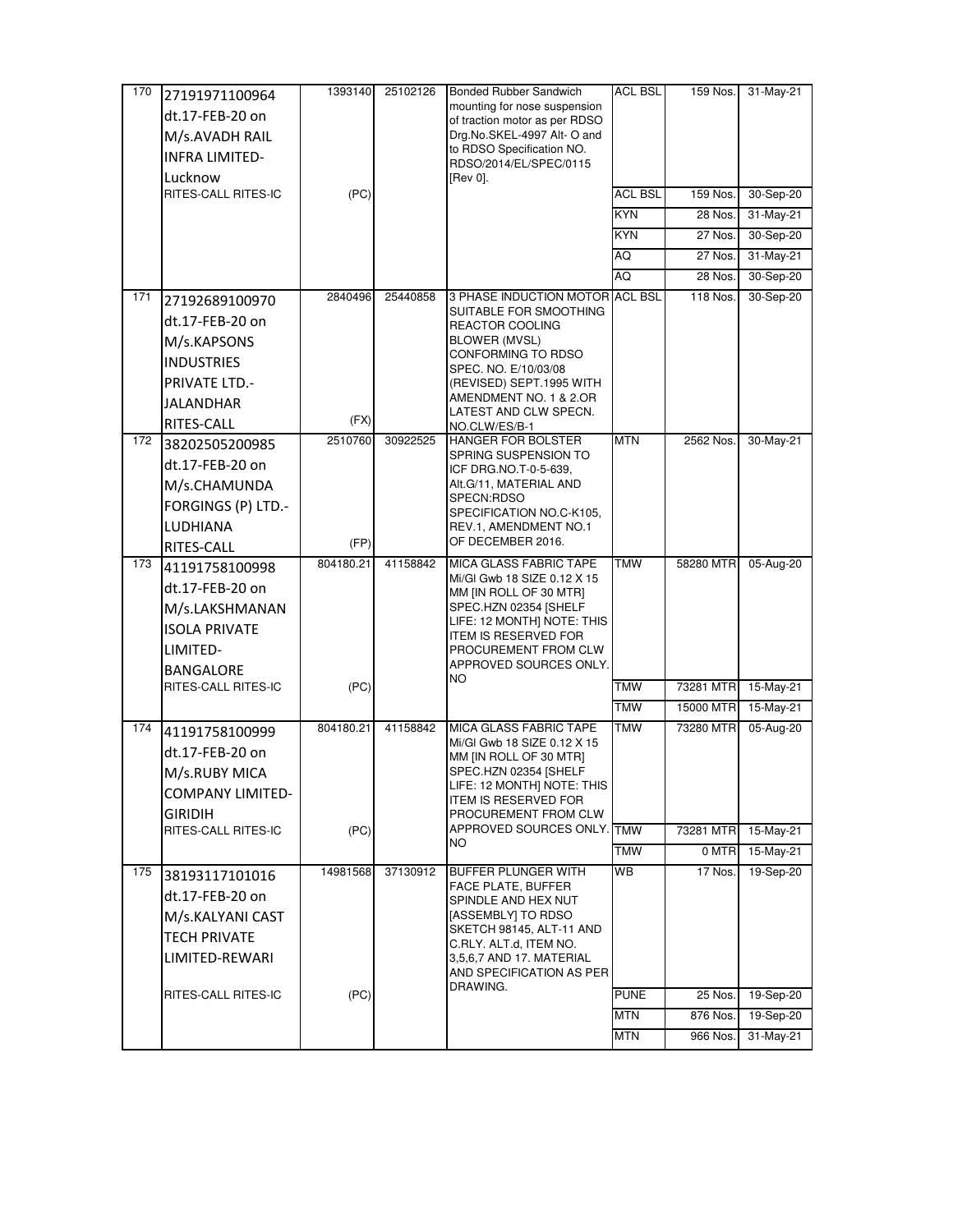| 170 | 27191971100964 dt.17-FEB-20 on M/s.AVADH RAIL INFRA LIMITED-Lucknow | 1393140 | 25102126 | Bonded Rubber Sandwich mounting for nose suspension of traction motor as per RDSO Drg.No.SKEL-4997 Alt- O and to RDSO Specification NO. RDSO/2014/EL/SPEC/0115 [Rev 0]. | ACL BSL | 159 Nos. | 31-May-21 |
|---|---|---|---|---|---|---|---|
| | RITES-CALL RITES-IC | (PC) | | | ACL BSL | 159 Nos. | 30-Sep-20 |
| | | | | | KYN | 28 Nos. | 31-May-21 |
| | | | | | KYN | 27 Nos. | 30-Sep-20 |
| | | | | | AQ | 27 Nos. | 31-May-21 |
| | | | | | AQ | 28 Nos. | 30-Sep-20 |
| 171 | 27192689100970 dt.17-FEB-20 on M/s.KAPSONS INDUSTRIES PRIVATE LTD.-JALANDHAR RITES-CALL | 2840496 (FX) | 25440858 | 3 PHASE INDUCTION MOTOR SUITABLE FOR SMOOTHING REACTOR COOLING BLOWER (MVSL) CONFORMING TO RDSO SPEC. NO. E/10/03/08 (REVISED) SEPT.1995 WITH AMENDMENT NO. 1 & 2.OR LATEST AND CLW SPECN. NO.CLW/ES/B-1 | ACL BSL | 118 Nos. | 30-Sep-20 |
| 172 | 38202505200985 dt.17-FEB-20 on M/s.CHAMUNDA FORGINGS (P) LTD.-LUDHIANA RITES-CALL | 2510760 (FP) | 30922525 | HANGER FOR BOLSTER SPRING SUSPENSION TO ICF DRG.NO.T-0-5-639, Alt.G/11, MATERIAL AND SPECN:RDSO SPECIFICATION NO.C-K105, REV.1, AMENDMENT NO.1 OF DECEMBER 2016. | MTN | 2562 Nos. | 30-May-21 |
| 173 | 41191758100998 dt.17-FEB-20 on M/s.LAKSHMANAN ISOLA PRIVATE LIMITED-BANGALORE | 804180.21 | 41158842 | MICA GLASS FABRIC TAPE Mi/Gl Gwb 18 SIZE 0.12 X 15 MM [IN ROLL OF 30 MTR] SPEC.HZN 02354 [SHELF LIFE: 12 MONTH] NOTE: THIS ITEM IS RESERVED FOR PROCUREMENT FROM CLW APPROVED SOURCES ONLY. NO | TMW | 58280 MTR | 05-Aug-20 |
| | RITES-CALL RITES-IC | (PC) | | | TMW | 73281 MTR | 15-May-21 |
| | | | | | TMW | 15000 MTR | 15-May-21 |
| 174 | 41191758100999 dt.17-FEB-20 on M/s.RUBY MICA COMPANY LIMITED-GIRIDIH | 804180.21 | 41158842 | MICA GLASS FABRIC TAPE Mi/Gl Gwb 18 SIZE 0.12 X 15 MM [IN ROLL OF 30 MTR] SPEC.HZN 02354 [SHELF LIFE: 12 MONTH] NOTE: THIS ITEM IS RESERVED FOR PROCUREMENT FROM CLW APPROVED SOURCES ONLY. NO | TMW | 73280 MTR | 05-Aug-20 |
| | RITES-CALL RITES-IC | (PC) | | | TMW | 73281 MTR | 15-May-21 |
| | | | | | TMW | 0 MTR | 15-May-21 |
| 175 | 38193117101016 dt.17-FEB-20 on M/s.KALYANI CAST TECH PRIVATE LIMITED-REWARI | 14981568 | 37130912 | BUFFER PLUNGER WITH FACE PLATE, BUFFER SPINDLE AND HEX NUT [ASSEMBLY] TO RDSO SKETCH 98145, ALT-11 AND C.RLY. ALT.d, ITEM NO. 3,5,6,7 AND 17. MATERIAL AND SPECIFICATION AS PER DRAWING. | WB | 17 Nos. | 19-Sep-20 |
| | RITES-CALL RITES-IC | (PC) | | | PUNE | 25 Nos. | 19-Sep-20 |
| | | | | | MTN | 876 Nos. | 19-Sep-20 |
| | | | | | MTN | 966 Nos. | 31-May-21 |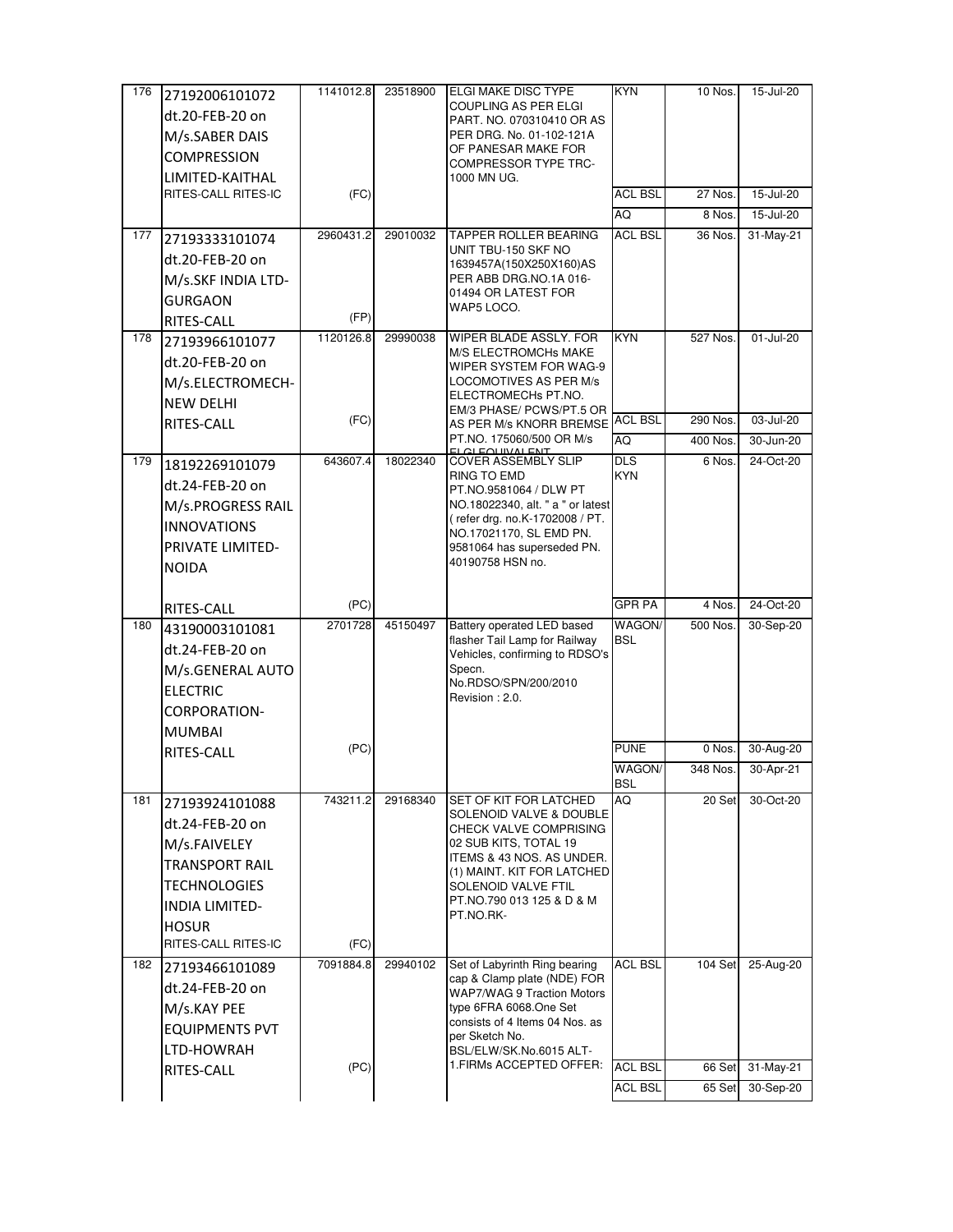| 176 | 27192006101072 dt.20-FEB-20 on M/s.SABER DAIS COMPRESSION LIMITED-KAITHAL RITES-CALL RITES-IC | 1141012.8 (FC) | 23518900 | ELGI MAKE DISC TYPE COUPLING AS PER ELGI PART. NO. 070310410 OR AS PER DRG. No. 01-102-121A OF PANESAR MAKE FOR COMPRESSOR TYPE TRC-1000 MN UG. | KYN | 10 Nos. | 15-Jul-20 |
|---|---|---|---|---|---|---|---|
| | | | | | ACL BSL | 27 Nos. | 15-Jul-20 |
| | | | | | AQ | 8 Nos. | 15-Jul-20 |
| 177 | 27193333101074 dt.20-FEB-20 on M/s.SKF INDIA LTD-GURGAON RITES-CALL | 2960431.2 (FP) | 29010032 | TAPPER ROLLER BEARING UNIT TBU-150 SKF NO 1639457A(150X250X160)AS PER ABB DRG.NO.1A 016-01494 OR LATEST FOR WAP5 LOCO. | ACL BSL | 36 Nos. | 31-May-21 |
| 178 | 27193966101077 dt.20-FEB-20 on M/s.ELECTROMECH-NEW DELHI RITES-CALL | 1120126.8 (FC) | 29990038 | WIPER BLADE ASSLY. FOR M/S ELECTROMCHs MAKE WIPER SYSTEM FOR WAG-9 LOCOMOTIVES AS PER M/s ELECTROMECHs PT.NO. EM/3 PHASE/ PCWS/PT.5 OR AS PER M/s KNORR BREMSE PT.NO. 175060/500 OR M/s ELGI EQUIVALENT | KYN | 527 Nos. | 01-Jul-20 |
| | | | | | ACL BSL | 290 Nos. | 03-Jul-20 |
| | | | | | AQ | 400 Nos. | 30-Jun-20 |
| 179 | 18192269101079 dt.24-FEB-20 on M/s.PROGRESS RAIL INNOVATIONS PRIVATE LIMITED-NOIDA RITES-CALL | 643607.4 (PC) | 18022340 | COVER ASSEMBLY SLIP RING TO EMD PT.NO.9581064 / DLW PT NO.18022340, alt. " a " or latest ( refer drg. no.K-1702008 / PT. NO.17021170, SL EMD PN. 9581064 has superseded PN. 40190758 HSN no. | DLS KYN | 6 Nos. | 24-Oct-20 |
| | | | | | GPR PA | 4 Nos. | 24-Oct-20 |
| 180 | 43190003101081 dt.24-FEB-20 on M/s.GENERAL AUTO ELECTRIC CORPORATION-MUMBAI RITES-CALL | 2701728 (PC) | 45150497 | Battery operated LED based flasher Tail Lamp for Railway Vehicles, confirming to RDSO's Specn. No.RDSO/SPN/200/2010 Revision : 2.0. | WAGON/ BSL | 500 Nos. | 30-Sep-20 |
| | | | | | PUNE | 0 Nos. | 30-Aug-20 |
| | | | | | WAGON/ BSL | 348 Nos. | 30-Apr-21 |
| 181 | 27193924101088 dt.24-FEB-20 on M/s.FAIVELEY TRANSPORT RAIL TECHNOLOGIES INDIA LIMITED-HOSUR RITES-CALL RITES-IC | 743211.2 (FC) | 29168340 | SET OF KIT FOR LATCHED SOLENOID VALVE & DOUBLE CHECK VALVE COMPRISING 02 SUB KITS, TOTAL 19 ITEMS & 43 NOS. AS UNDER. (1) MAINT. KIT FOR LATCHED SOLENOID VALVE FTIL PT.NO.790 013 125 & D & M PT.NO.RK- | AQ | 20 Set | 30-Oct-20 |
| 182 | 27193466101089 dt.24-FEB-20 on M/s.KAY PEE EQUIPMENTS PVT LTD-HOWRAH RITES-CALL | 7091884.8 (PC) | 29940102 | Set of Labyrinth Ring bearing cap & Clamp plate (NDE) FOR WAP7/WAG 9 Traction Motors type 6FRA 6068.One Set consists of 4 Items 04 Nos. as per Sketch No. BSL/ELW/SK.No.6015 ALT-1.FIRMs ACCEPTED OFFER: | ACL BSL | 104 Set | 25-Aug-20 |
| | | | | | ACL BSL | 66 Set | 31-May-21 |
| | | | | | ACL BSL | 65 Set | 30-Sep-20 |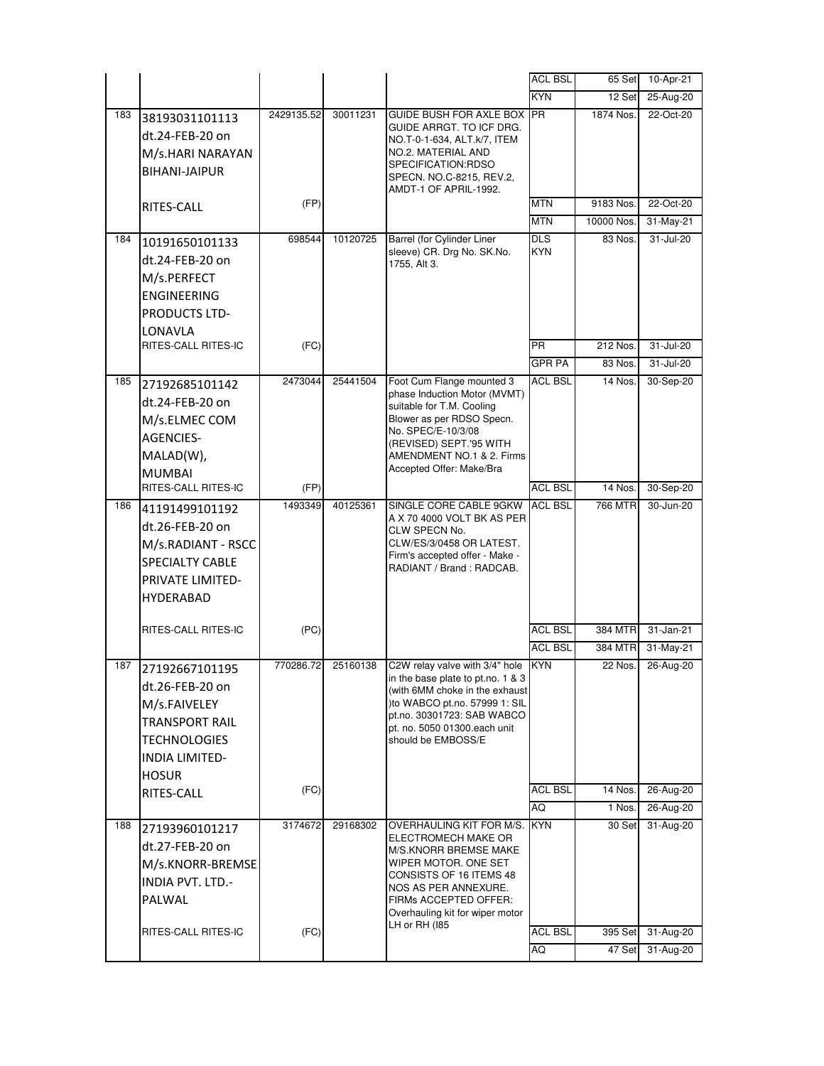|  |  |  |  |  | ACL BSL | 65 Set | 10-Apr-21 |
|---|---|---|---|---|---|---|---|
|  |  |  |  |  | KYN | 12 Set | 25-Aug-20 |
| 183 | 38193031101113 dt.24-FEB-20 on M/s.HARI NARAYAN BIHANI-JAIPUR | 2429135.52 | 30011231 | GUIDE BUSH FOR AXLE BOX GUIDE ARRGT. TO ICF DRG. NO.T-0-1-634, ALT.k/7, ITEM NO.2. MATERIAL AND SPECIFICATION:RDSO SPECN. NO.C-8215, REV.2, AMDT-1 OF APRIL-1992. | PR | 1874 Nos. | 22-Oct-20 |
|  | RITES-CALL | (FP) |  |  | MTN | 9183 Nos. | 22-Oct-20 |
|  |  |  |  |  | MTN | 10000 Nos. | 31-May-21 |
| 184 | 10191650101133 dt.24-FEB-20 on M/s.PERFECT ENGINEERING PRODUCTS LTD-LONAVLA | 698544 | 10120725 | Barrel (for Cylinder Liner sleeve) CR. Drg No. SK.No. 1755, Alt 3. | DLS KYN | 83 Nos. | 31-Jul-20 |
|  | RITES-CALL RITES-IC | (FC) |  |  | PR | 212 Nos. | 31-Jul-20 |
|  |  |  |  |  | GPR PA | 83 Nos. | 31-Jul-20 |
| 185 | 27192685101142 dt.24-FEB-20 on M/s.ELMEC COM AGENCIES-MALAD(W), MUMBAI | 2473044 | 25441504 | Foot Cum Flange mounted 3 phase Induction Motor (MVMT) suitable for T.M. Cooling Blower as per RDSO Specn. No. SPEC/E-10/3/08 (REVISED) SEPT.'95 WITH AMENDMENT NO.1 & 2. Firms Accepted Offer: Make/Bra | ACL BSL | 14 Nos. | 30-Sep-20 |
|  | RITES-CALL RITES-IC | (FP) |  |  | ACL BSL | 14 Nos. | 30-Sep-20 |
| 186 | 41191499101192 dt.26-FEB-20 on M/s.RADIANT - RSCC SPECIALTY CABLE PRIVATE LIMITED-HYDERABAD | 1493349 | 40125361 | SINGLE CORE CABLE 9GKW A X 70 4000 VOLT BK AS PER CLW SPECN No. CLW/ES/3/0458 OR LATEST. Firm's accepted offer - Make - RADIANT / Brand : RADCAB. | ACL BSL | 766 MTR | 30-Jun-20 |
|  | RITES-CALL RITES-IC | (PC) |  |  | ACL BSL | 384 MTR | 31-Jan-21 |
|  |  |  |  |  | ACL BSL | 384 MTR | 31-May-21 |
| 187 | 27192667101195 dt.26-FEB-20 on M/s.FAIVELEY TRANSPORT RAIL TECHNOLOGIES INDIA LIMITED-HOSUR | 770286.72 | 25160138 | C2W relay valve with 3/4" hole in the base plate to pt.no. 1 & 3 (with 6MM choke in the exhaust )to WABCO pt.no. 57999 1: SIL pt.no. 30301723: SAB WABCO pt. no. 5050 01300.each unit should be EMBOSS/E | KYN | 22 Nos. | 26-Aug-20 |
|  | RITES-CALL | (FC) |  |  | ACL BSL | 14 Nos. | 26-Aug-20 |
|  |  |  |  |  | AQ | 1 Nos. | 26-Aug-20 |
| 188 | 27193960101217 dt.27-FEB-20 on M/s.KNORR-BREMSE INDIA PVT. LTD.-PALWAL | 3174672 | 29168302 | OVERHAULING KIT FOR M/S. ELECTROMECH MAKE OR M/S.KNORR BREMSE MAKE WIPER MOTOR. ONE SET CONSISTS OF 16 ITEMS 48 NOS AS PER ANNEXURE. FIRMs ACCEPTED OFFER: Overhauling kit for wiper motor LH or RH (I85 | KYN | 30 Set | 31-Aug-20 |
|  | RITES-CALL RITES-IC | (FC) |  |  | ACL BSL | 395 Set | 31-Aug-20 |
|  |  |  |  |  | AQ | 47 Set | 31-Aug-20 |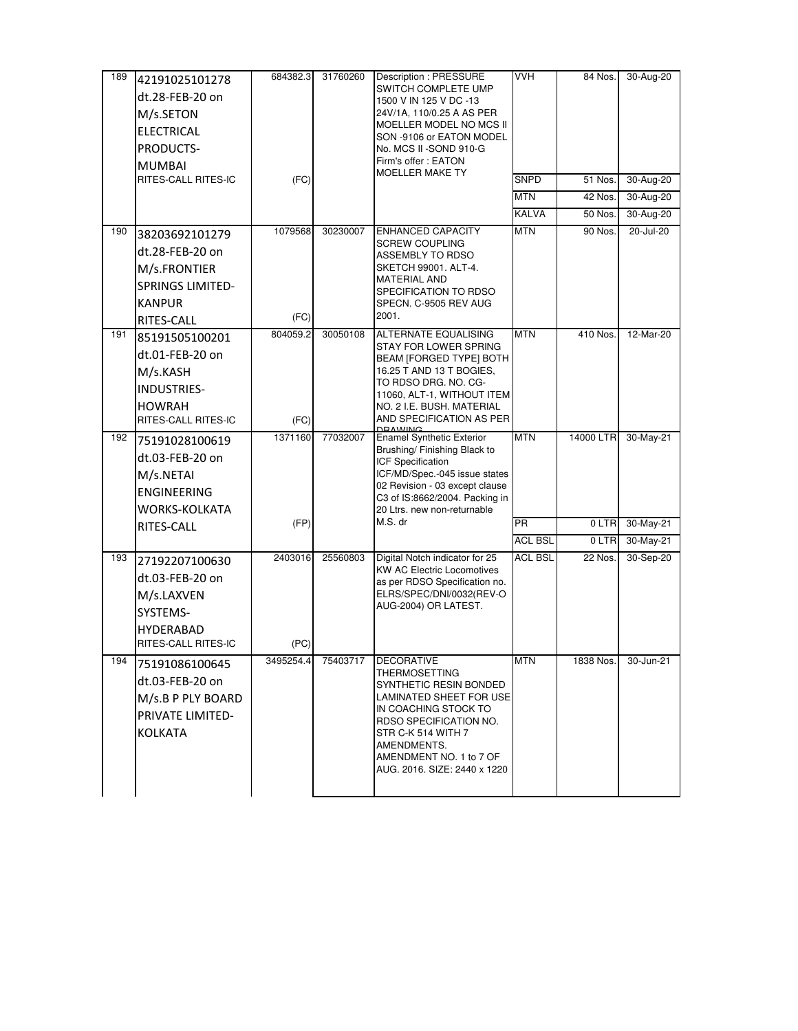| | | | | | | | |
|---|---|---|---|---|---|---|---|
| 189 | 42191025101278 dt.28-FEB-20 on M/s.SETON ELECTRICAL PRODUCTS-MUMBAI RITES-CALL RITES-IC | 684382.3 (FC) | 31760260 | Description : PRESSURE SWITCH COMPLETE UMP 1500 V IN 125 V DC -13 24V/1A, 110/0.25 A AS PER MOELLER MODEL NO MCS II SON -9106 or EATON MODEL No. MCS II -SOND 910-G Firm's offer : EATON MOELLER MAKE TY | VVH | 84 Nos. | 30-Aug-20 |
| | | | | | SNPD | 51 Nos. | 30-Aug-20 |
| | | | | | MTN | 42 Nos. | 30-Aug-20 |
| | | | | | KALVA | 50 Nos. | 30-Aug-20 |
| 190 | 38203692101279 dt.28-FEB-20 on M/s.FRONTIER SPRINGS LIMITED-KANPUR RITES-CALL | 1079568 (FC) | 30230007 | ENHANCED CAPACITY SCREW COUPLING ASSEMBLY TO RDSO SKETCH 99001. ALT-4. MATERIAL AND SPECIFICATION TO RDSO SPECN. C-9505 REV AUG 2001. | MTN | 90 Nos. | 20-Jul-20 |
| 191 | 85191505100201 dt.01-FEB-20 on M/s.KASH INDUSTRIES-HOWRAH RITES-CALL RITES-IC | 804059.2 (FC) | 30050108 | ALTERNATE EQUALISING STAY FOR LOWER SPRING BEAM [FORGED TYPE] BOTH 16.25 T AND 13 T BOGIES, TO RDSO DRG. NO. CG-11060, ALT-1, WITHOUT ITEM NO. 2 I.E. BUSH. MATERIAL AND SPECIFICATION AS PER DRAWING | MTN | 410 Nos. | 12-Mar-20 |
| 192 | 75191028100619 dt.03-FEB-20 on M/s.NETAI ENGINEERING WORKS-KOLKATA RITES-CALL | 1371160 (FP) | 77032007 | Enamel Synthetic Exterior Brushing/ Finishing Black to ICF Specification ICF/MD/Spec.-045 issue states 02 Revision - 03 except clause C3 of IS:8662/2004. Packing in 20 Ltrs. new non-returnable M.S. dr | MTN | 14000 LTR | 30-May-21 |
| | | | | | PR | 0 LTR | 30-May-21 |
| | | | | | ACL BSL | 0 LTR | 30-May-21 |
| 193 | 27192207100630 dt.03-FEB-20 on M/s.LAXVEN SYSTEMS-HYDERABAD RITES-CALL RITES-IC | 2403016 (PC) | 25560803 | Digital Notch indicator for 25 KW AC Electric Locomotives as per RDSO Specification no. ELRS/SPEC/DNI/0032(REV-O AUG-2004) OR LATEST. | ACL BSL | 22 Nos. | 30-Sep-20 |
| 194 | 75191086100645 dt.03-FEB-20 on M/s.B P PLY BOARD PRIVATE LIMITED-KOLKATA | 3495254.4 | 75403717 | DECORATIVE THERMOSETTING SYNTHETIC RESIN BONDED LAMINATED SHEET FOR USE IN COACHING STOCK TO RDSO SPECIFICATION NO. STR C-K 514 WITH 7 AMENDMENTS. AMENDMENT NO. 1 to 7 OF AUG. 2016. SIZE: 2440 x 1220 | MTN | 1838 Nos. | 30-Jun-21 |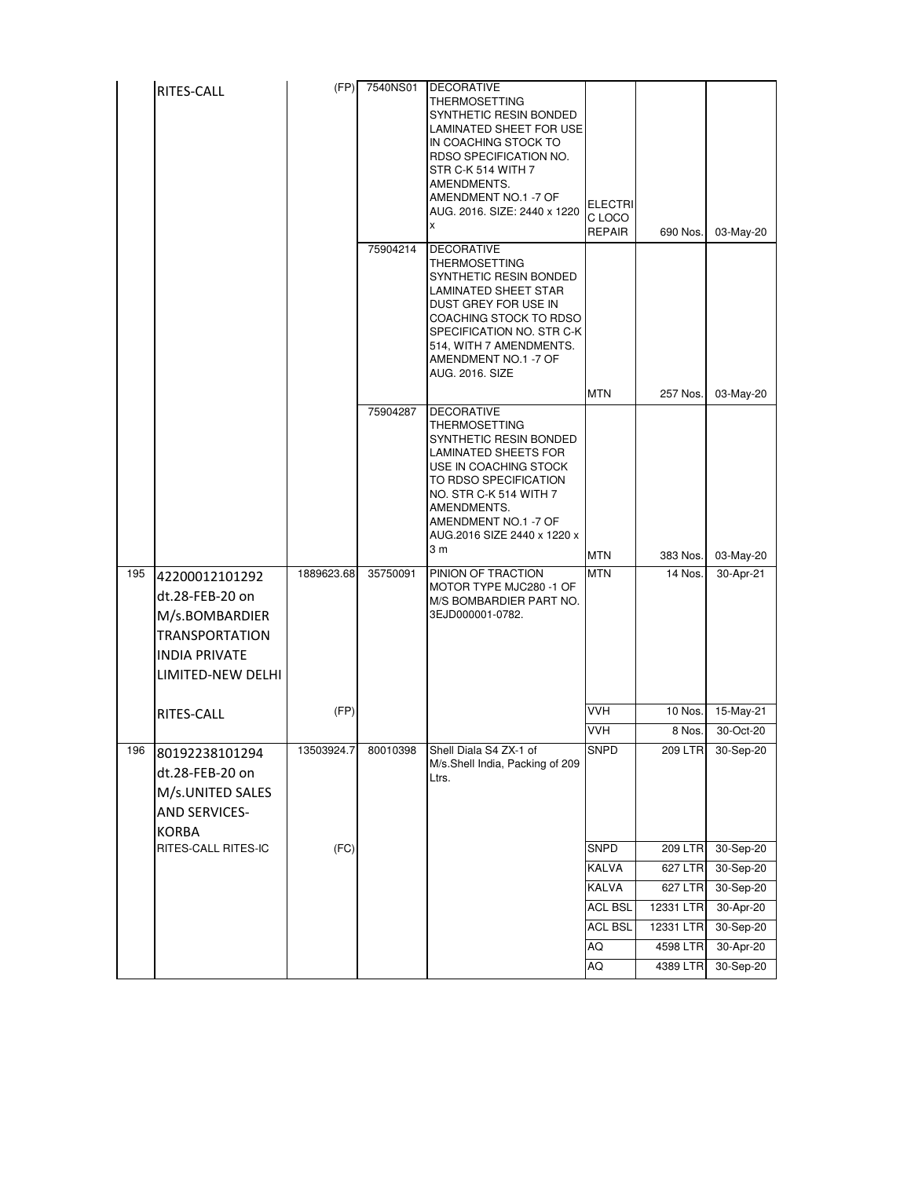|  |  |  |  |  |  |  |  |
|---|---|---|---|---|---|---|---|
|  | RITES-CALL | (FP) | 7540NS01 | DECORATIVE THERMOSETTING SYNTHETIC RESIN BONDED LAMINATED SHEET FOR USE IN COACHING STOCK TO RDSO SPECIFICATION NO. STR C-K 514 WITH 7 AMENDMENTS. AMENDMENT NO.1 -7 OF AUG. 2016. SIZE: 2440 x 1220 x | ELECTRIC LOCO REPAIR | 690 Nos. | 03-May-20 |
|  |  |  | 75904214 | DECORATIVE THERMOSETTING SYNTHETIC RESIN BONDED LAMINATED SHEET STAR DUST GREY FOR USE IN COACHING STOCK TO RDSO SPECIFICATION NO. STR C-K 514, WITH 7 AMENDMENTS. AMENDMENT NO.1 -7 OF AUG. 2016. SIZE | MTN | 257 Nos. | 03-May-20 |
|  |  |  | 75904287 | DECORATIVE THERMOSETTING SYNTHETIC RESIN BONDED LAMINATED SHEETS FOR USE IN COACHING STOCK TO RDSO SPECIFICATION NO. STR C-K 514 WITH 7 AMENDMENTS. AMENDMENT NO.1 -7 OF AUG.2016 SIZE 2440 x 1220 x 3 m | MTN | 383 Nos. | 03-May-20 |
| 195 | 42200012101292 dt.28-FEB-20 on M/s.BOMBARDIER TRANSPORTATION INDIA PRIVATE LIMITED-NEW DELHI | 1889623.68 | 35750091 | PINION OF TRACTION MOTOR TYPE MJC280 -1 OF M/S BOMBARDIER PART NO. 3EJD000001-0782. | MTN | 14 Nos. | 30-Apr-21 |
|  | RITES-CALL | (FP) |  |  | VVH | 10 Nos. | 15-May-21 |
|  |  |  |  |  | VVH | 8 Nos. | 30-Oct-20 |
| 196 | 80192238101294 dt.28-FEB-20 on M/s.UNITED SALES AND SERVICES-KORBA | 13503924.7 | 80010398 | Shell Diala S4 ZX-1 of M/s.Shell India, Packing of 209 Ltrs. | SNPD | 209 LTR | 30-Sep-20 |
|  | RITES-CALL RITES-IC | (FC) |  |  | SNPD | 209 LTR | 30-Sep-20 |
|  |  |  |  |  | KALVA | 627 LTR | 30-Sep-20 |
|  |  |  |  |  | KALVA | 627 LTR | 30-Sep-20 |
|  |  |  |  |  | ACL BSL | 12331 LTR | 30-Apr-20 |
|  |  |  |  |  | ACL BSL | 12331 LTR | 30-Sep-20 |
|  |  |  |  |  | AQ | 4598 LTR | 30-Apr-20 |
|  |  |  |  |  | AQ | 4389 LTR | 30-Sep-20 |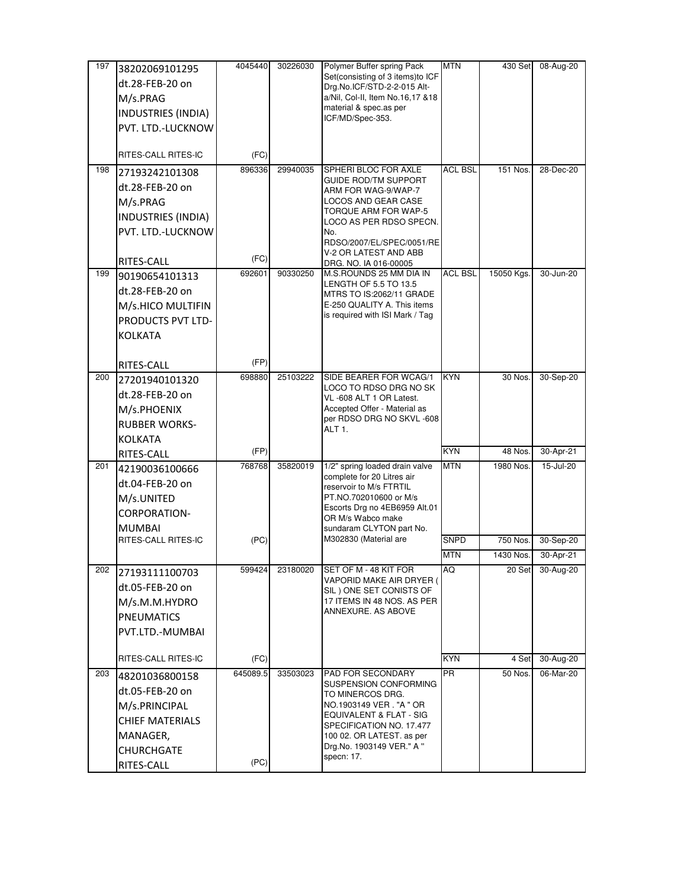| | | | | | | | |
|---|---|---|---|---|---|---|---|
| 197 | 38202069101295 dt.28-FEB-20 on M/s.PRAG INDUSTRIES (INDIA) PVT. LTD.-LUCKNOW RITES-CALL RITES-IC | 4045440 (FC) | 30226030 | Polymer Buffer spring Pack Set(consisting of 3 items)to ICF Drg.No.ICF/STD-2-2-015 Alt-a/Nil, Col-II, Item No.16,17 &18 material & spec.as per ICF/MD/Spec-353. | MTN | 430 Set | 08-Aug-20 |
| 198 | 27193242101308 dt.28-FEB-20 on M/s.PRAG INDUSTRIES (INDIA) PVT. LTD.-LUCKNOW RITES-CALL | 896336 (FC) | 29940035 | SPHERI BLOC FOR AXLE GUIDE ROD/TM SUPPORT ARM FOR WAG-9/WAP-7 LOCOS AND GEAR CASE TORQUE ARM FOR WAP-5 LOCO AS PER RDSO SPECN. No. RDSO/2007/EL/SPEC/0051/REV-2 OR LATEST AND ABB DRG. NO. IA 016-00005 | ACL BSL | 151 Nos. | 28-Dec-20 |
| 199 | 90190654101313 dt.28-FEB-20 on M/s.HICO MULTIFIN PRODUCTS PVT LTD-KOLKATA RITES-CALL | 692601 (FP) | 90330250 | M.S.ROUNDS 25 MM DIA IN LENGTH OF 5.5 TO 13.5 MTRS TO IS:2062/11 GRADE E-250 QUALITY A. This items is required with ISI Mark / Tag | ACL BSL | 15050 Kgs. | 30-Jun-20 |
| 200 | 27201940101320 dt.28-FEB-20 on M/s.PHOENIX RUBBER WORKS-KOLKATA RITES-CALL | 698880 (FP) | 25103222 | SIDE BEARER FOR WCAG/1 LOCO TO RDSO DRG NO SK VL -608 ALT 1 OR Latest. Accepted Offer - Material as per RDSO DRG NO SKVL -608 ALT 1. | KYN | 30 Nos. | 30-Sep-20 |
| | | | | | KYN | 48 Nos. | 30-Apr-21 |
| 201 | 42190036100666 dt.04-FEB-20 on M/s.UNITED CORPORATION-MUMBAI RITES-CALL RITES-IC | 768768 (PC) | 35820019 | 1/2" spring loaded drain valve complete for 20 Litres air reservoir to M/s FTRTIL PT.NO.702010600 or M/s Escorts Drg no 4EB6959 Alt.01 OR M/s Wabco make sundaram CLYTON part No. M302830 (Material are | MTN | 1980 Nos. | 15-Jul-20 |
| | | | | | SNPD | 750 Nos. | 30-Sep-20 |
| | | | | | MTN | 1430 Nos. | 30-Apr-21 |
| 202 | 27193111100703 dt.05-FEB-20 on M/s.M.M.HYDRO PNEUMATICS PVT.LTD.-MUMBAI RITES-CALL RITES-IC | 599424 (FC) | 23180020 | SET OF M - 48 KIT FOR VAPORID MAKE AIR DRYER ( SIL ) ONE SET CONISTS OF 17 ITEMS IN 48 NOS. AS PER ANNEXURE. AS ABOVE | AQ | 20 Set | 30-Aug-20 |
| | | | | | KYN | 4 Set | 30-Aug-20 |
| 203 | 48201036800158 dt.05-FEB-20 on M/s.PRINCIPAL CHIEF MATERIALS MANAGER, CHURCHGATE RITES-CALL | 645089.5 (PC) | 33503023 | PAD FOR SECONDARY SUSPENSION CONFORMING TO MINERCOS DRG. NO.1903149 VER . "A " OR EQUIVALENT & FLAT - SIG SPECIFICATION NO. 17.477 100 02. OR LATEST. as per Drg.No. 1903149 VER." A " specn: 17. | PR | 50 Nos. | 06-Mar-20 |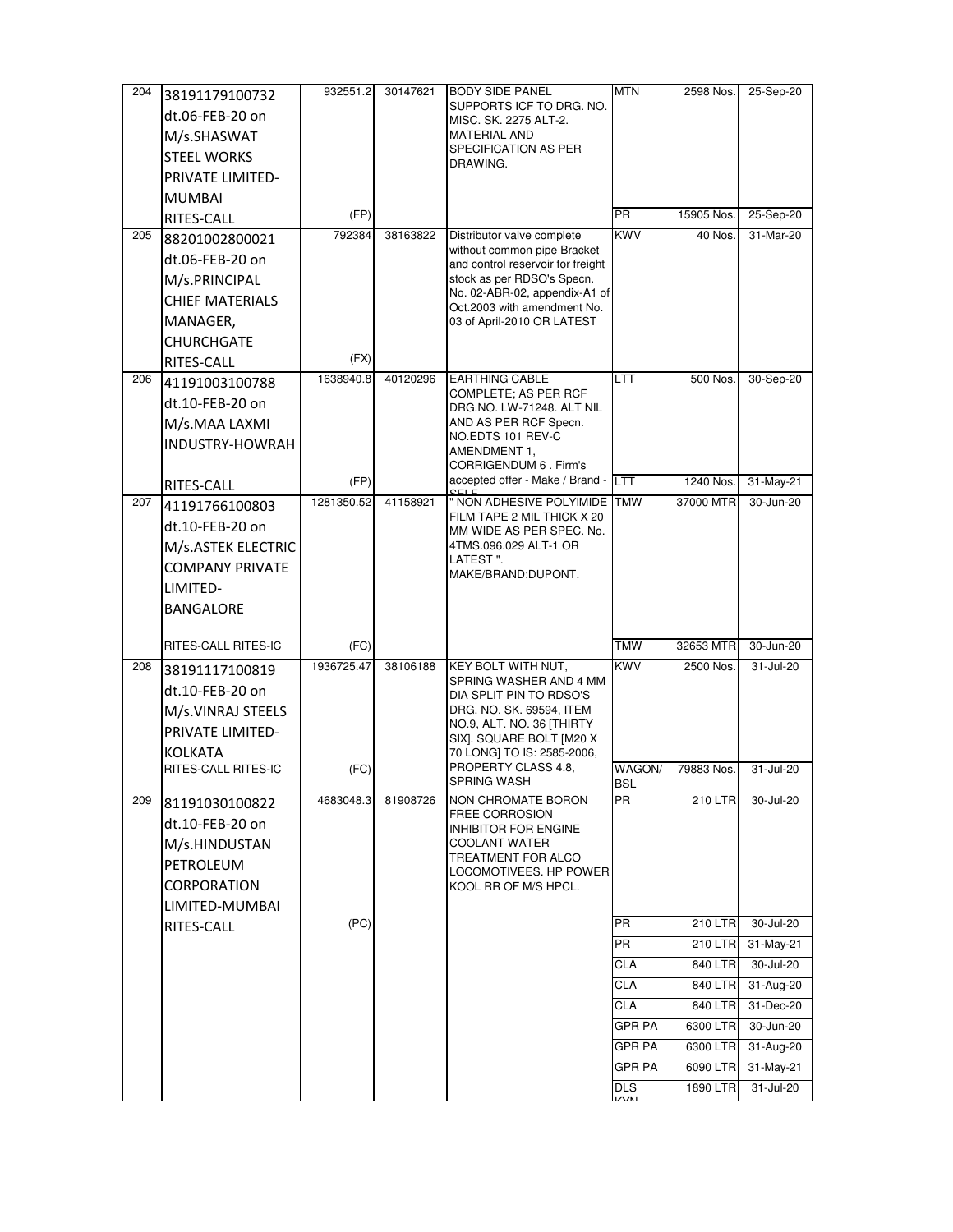| 204 | 38191179100732 dt.06-FEB-20 on M/s.SHASWAT STEEL WORKS PRIVATE LIMITED-MUMBAI RITES-CALL | 932551.2 (FP) | 30147621 | BODY SIDE PANEL SUPPORTS ICF TO DRG. NO. MISC. SK. 2275 ALT-2. MATERIAL AND SPECIFICATION AS PER DRAWING. | MTN | 2598 Nos. | 25-Sep-20 |
|---|---|---|---|---|---|---|---|
| | | | | | PR | 15905 Nos. | 25-Sep-20 |
| 205 | 88201002800021 dt.06-FEB-20 on M/s.PRINCIPAL CHIEF MATERIALS MANAGER, CHURCHGATE RITES-CALL | 792384 (FX) | 38163822 | Distributor valve complete without common pipe Bracket and control reservoir for freight stock as per RDSO's Specn. No. 02-ABR-02, appendix-A1 of Oct.2003 with amendment No. 03 of April-2010 OR LATEST | KWV | 40 Nos. | 31-Mar-20 |
| 206 | 41191003100788 dt.10-FEB-20 on M/s.MAA LAXMI INDUSTRY-HOWRAH RITES-CALL | 1638940.8 (FP) | 40120296 | EARTHING CABLE COMPLETE; AS PER RCF DRG.NO. LW-71248. ALT NIL AND AS PER RCF Specn. NO.EDTS 101 REV-C AMENDMENT 1, CORRIGENDUM 6 . Firm's accepted offer - Make / Brand - SELF | LTT | 500 Nos. | 30-Sep-20 |
| | | | | | LTT | 1240 Nos. | 31-May-21 |
| 207 | 41191766100803 dt.10-FEB-20 on M/s.ASTEK ELECTRIC COMPANY PRIVATE LIMITED-BANGALORE RITES-CALL RITES-IC | 1281350.52 (FC) | 41158921 | " NON ADHESIVE POLYIMIDE FILM TAPE 2 MIL THICK X 20 MM WIDE AS PER SPEC. No. 4TMS.096.029 ALT-1 OR LATEST ". MAKE/BRAND:DUPONT. | TMW | 37000 MTR | 30-Jun-20 |
| | | | | | TMW | 32653 MTR | 30-Jun-20 |
| 208 | 38191117100819 dt.10-FEB-20 on M/s.VINRAJ STEELS PRIVATE LIMITED-KOLKATA RITES-CALL RITES-IC | 1936725.47 (FC) | 38106188 | KEY BOLT WITH NUT, SPRING WASHER AND 4 MM DIA SPLIT PIN TO RDSO'S DRG. NO. SK. 69594, ITEM NO.9, ALT. NO. 36 [THIRTY SIX]. SQUARE BOLT [M20 X 70 LONG] TO IS: 2585-2006, PROPERTY CLASS 4.8, SPRING WASH | KWV | 2500 Nos. | 31-Jul-20 |
| | | | | | WAGON/BSL | 79883 Nos. | 31-Jul-20 |
| 209 | 81191030100822 dt.10-FEB-20 on M/s.HINDUSTAN PETROLEUM CORPORATION LIMITED-MUMBAI RITES-CALL | 4683048.3 (PC) | 81908726 | NON CHROMATE BORON FREE CORROSION INHIBITOR FOR ENGINE COOLANT WATER TREATMENT FOR ALCO LOCOMOTIVEES. HP POWER KOOL RR OF M/S HPCL. | PR | 210 LTR | 30-Jul-20 |
| | | | | | PR | 210 LTR | 30-Jul-20 |
| | | | | | PR | 210 LTR | 31-May-21 |
| | | | | | CLA | 840 LTR | 30-Jul-20 |
| | | | | | CLA | 840 LTR | 31-Aug-20 |
| | | | | | CLA | 840 LTR | 31-Dec-20 |
| | | | | | GPR PA | 6300 LTR | 30-Jun-20 |
| | | | | | GPR PA | 6300 LTR | 31-Aug-20 |
| | | | | | GPR PA | 6090 LTR | 31-May-21 |
| | | | | | DLS KYN | 1890 LTR | 31-Jul-20 |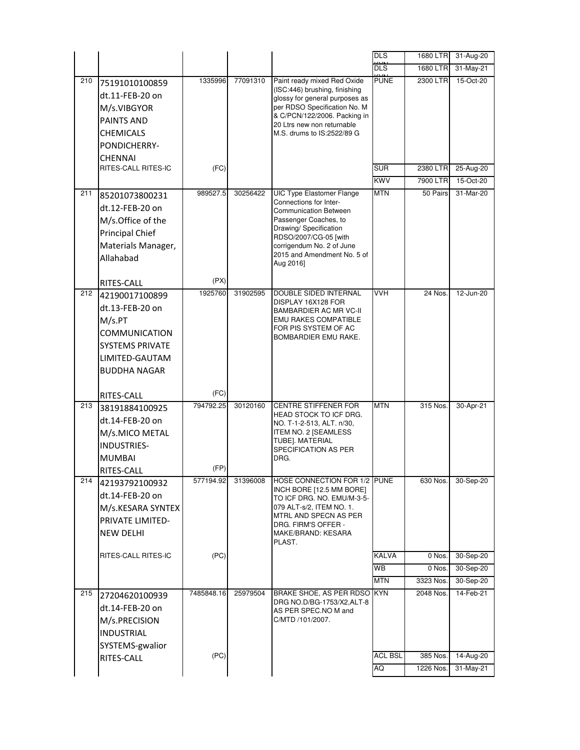| | | | | | | | |
|---|---|---|---|---|---|---|---|
| | | | | | DLS | 1680 LTR | 31-Aug-20 |
| | | | | | DLS | 1680 LTR | 31-May-21 |
| 210 | 75191010100859 dt.11-FEB-20 on M/s.VIBGYOR PAINTS AND CHEMICALS PONDICHERRY-CHENNAI RITES-CALL RITES-IC | 1335996 (FC) | 77091310 | Paint ready mixed Red Oxide (ISC:446) brushing, finishing glossy for general purposes as per RDSO Specification No. M & C/PCN/122/2006. Packing in 20 Ltrs new non returnable M.S. drums to IS:2522/89 G | PUNE | 2300 LTR | 15-Oct-20 |
| | | | | | SUR | 2380 LTR | 25-Aug-20 |
| | | | | | KWV | 7900 LTR | 15-Oct-20 |
| 211 | 85201073800231 dt.12-FEB-20 on M/s.Office of the Principal Chief Materials Manager, Allahabad RITES-CALL | 989527.5 (PX) | 30256422 | UIC Type Elastomer Flange Connections for Inter-Communication Between Passenger Coaches, to Drawing/ Specification RDSO/2007/CG-05 [with corrigendum No. 2 of June 2015 and Amendment No. 5 of Aug 2016] | MTN | 50 Pairs | 31-Mar-20 |
| 212 | 42190017100899 dt.13-FEB-20 on M/s.PT COMMUNICATION SYSTEMS PRIVATE LIMITED-GAUTAM BUDDHA NAGAR RITES-CALL | 1925760 (FC) | 31902595 | DOUBLE SIDED INTERNAL DISPLAY 16X128 FOR BAMBARDIER AC MR VC-II EMU RAKES COMPATIBLE FOR PIS SYSTEM OF AC BOMBARDIER EMU RAKE. | VVH | 24 Nos. | 12-Jun-20 |
| 213 | 38191884100925 dt.14-FEB-20 on M/s.MICO METAL INDUSTRIES-MUMBAI RITES-CALL | 794792.25 (FP) | 30120160 | CENTRE STIFFENER FOR HEAD STOCK TO ICF DRG. NO. T-1-2-513, ALT. n/30, ITEM NO. 2 [SEAMLESS TUBE]. MATERIAL SPECIFICATION AS PER DRG. | MTN | 315 Nos. | 30-Apr-21 |
| 214 | 42193792100932 dt.14-FEB-20 on M/s.KESARA SYNTEX PRIVATE LIMITED-NEW DELHI RITES-CALL RITES-IC | 577194.92 (PC) | 31396008 | HOSE CONNECTION FOR 1/2 INCH BORE [12.5 MM BORE] TO ICF DRG. NO. EMU/M-3-5-079 ALT-s/2, ITEM NO. 1. MTRL AND SPECN AS PER DRG. FIRM'S OFFER - MAKE/BRAND: KESARA PLAST. | PUNE | 630 Nos. | 30-Sep-20 |
| | | | | | KALVA | 0 Nos. | 30-Sep-20 |
| | | | | | WB | 0 Nos. | 30-Sep-20 |
| | | | | | MTN | 3323 Nos. | 30-Sep-20 |
| 215 | 27204620100939 dt.14-FEB-20 on M/s.PRECISION INDUSTRIAL SYSTEMS-gwalior RITES-CALL | 7485848.16 (PC) | 25979504 | BRAKE SHOE, AS PER RDSO DRG NO.D/BG-1753/X2,ALT-8 AS PER SPEC.NO M and C/MTD /101/2007. | KYN | 2048 Nos. | 14-Feb-21 |
| | | | | | ACL BSL | 385 Nos. | 14-Aug-20 |
| | | | | | AQ | 1226 Nos. | 31-May-21 |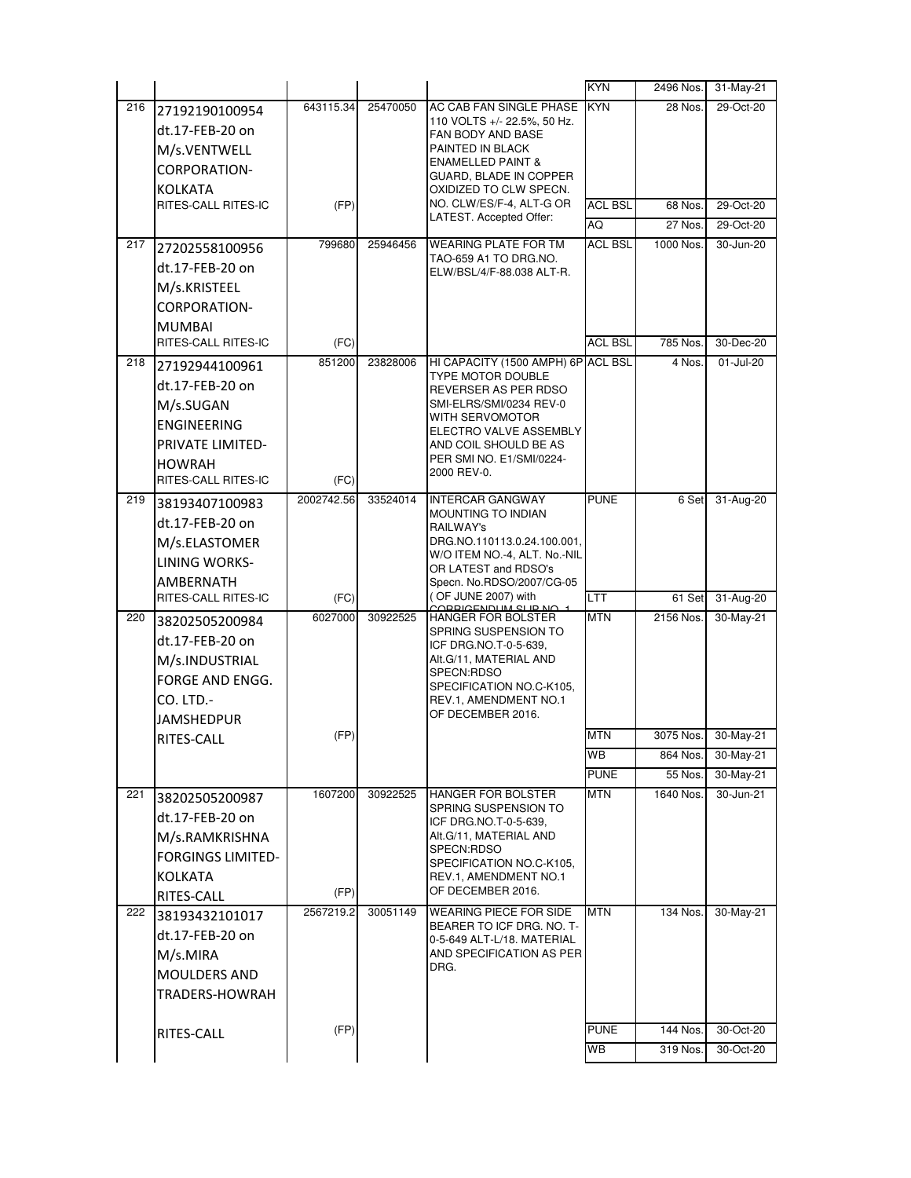| | | | | | | | |
|---|---|---|---|---|---|---|---|
| | | | | | KYN | 2496 Nos. | 31-May-21 |
| 216 | 27192190100954 dt.17-FEB-20 on M/s.VENTWELL CORPORATION-KOLKATA RITES-CALL RITES-IC | 643115.34 (FP) | 25470050 | AC CAB FAN SINGLE PHASE 110 VOLTS +/- 22.5%, 50 Hz. FAN BODY AND BASE PAINTED IN BLACK ENAMELLED PAINT & GUARD, BLADE IN COPPER OXIDIZED TO CLW SPECN. NO. CLW/ES/F-4, ALT-G OR LATEST. Accepted Offer: | KYN | 28 Nos. | 29-Oct-20 |
| | | | | | ACL BSL | 68 Nos. | 29-Oct-20 |
| | | | | | AQ | 27 Nos. | 29-Oct-20 |
| 217 | 27202558100956 dt.17-FEB-20 on M/s.KRISTEEL CORPORATION-MUMBAI RITES-CALL RITES-IC | 799680 (FC) | 25946456 | WEARING PLATE FOR TM TAO-659 A1 TO DRG.NO. ELW/BSL/4/F-88.038 ALT-R. | ACL BSL | 1000 Nos. | 30-Jun-20 |
| | | | | | ACL BSL | 785 Nos. | 30-Dec-20 |
| 218 | 27192944100961 dt.17-FEB-20 on M/s.SUGAN ENGINEERING PRIVATE LIMITED-HOWRAH RITES-CALL RITES-IC | 851200 (FC) | 23828006 | HI CAPACITY (1500 AMPH) 6P TYPE MOTOR DOUBLE REVERSER AS PER RDSO SMI-ELRS/SMI/0234 REV-0 WITH SERVOMOTOR ELECTRO VALVE ASSEMBLY AND COIL SHOULD BE AS PER SMI NO. E1/SMI/0224-2000 REV-0. | ACL BSL | 4 Nos. | 01-Jul-20 |
| 219 | 38193407100983 dt.17-FEB-20 on M/s.ELASTOMER LINING WORKS-AMBERNATH RITES-CALL RITES-IC | 2002742.56 (FC) | 33524014 | INTERCAR GANGWAY MOUNTING TO INDIAN RAILWAY's DRG.NO.110113.0.24.100.001, W/O ITEM NO.-4, ALT. No.-NIL OR LATEST and RDSO's Specn. No.RDSO/2007/CG-05 ( OF JUNE 2007) with CORRIGENDUM SLIP NO. 1 | PUNE | 6 Set | 31-Aug-20 |
| | | | | | LTT | 61 Set | 31-Aug-20 |
| 220 | 38202505200984 dt.17-FEB-20 on M/s.INDUSTRIAL FORGE AND ENGG. CO. LTD.-JAMSHEDPUR RITES-CALL | 6027000 (FP) | 30922525 | HANGER FOR BOLSTER SPRING SUSPENSION TO ICF DRG.NO.T-0-5-639, Alt.G/11, MATERIAL AND SPECN:RDSO SPECIFICATION NO.C-K105, REV.1, AMENDMENT NO.1 OF DECEMBER 2016. | MTN | 2156 Nos. | 30-May-21 |
| | | | | | MTN | 3075 Nos. | 30-May-21 |
| | | | | | WB | 864 Nos. | 30-May-21 |
| | | | | | PUNE | 55 Nos. | 30-May-21 |
| 221 | 38202505200987 dt.17-FEB-20 on M/s.RAMKRISHNA FORGINGS LIMITED-KOLKATA RITES-CALL | 1607200 (FP) | 30922525 | HANGER FOR BOLSTER SPRING SUSPENSION TO ICF DRG.NO.T-0-5-639, Alt.G/11, MATERIAL AND SPECN:RDSO SPECIFICATION NO.C-K105, REV.1, AMENDMENT NO.1 OF DECEMBER 2016. | MTN | 1640 Nos. | 30-Jun-21 |
| 222 | 38193432101017 dt.17-FEB-20 on M/s.MIRA MOULDERS AND TRADERS-HOWRAH RITES-CALL | 2567219.2 (FP) | 30051149 | WEARING PIECE FOR SIDE BEARER TO ICF DRG. NO. T-0-5-649 ALT-L/18. MATERIAL AND SPECIFICATION AS PER DRG. | MTN | 134 Nos. | 30-May-21 |
| | | | | | PUNE | 144 Nos. | 30-Oct-20 |
| | | | | | WB | 319 Nos. | 30-Oct-20 |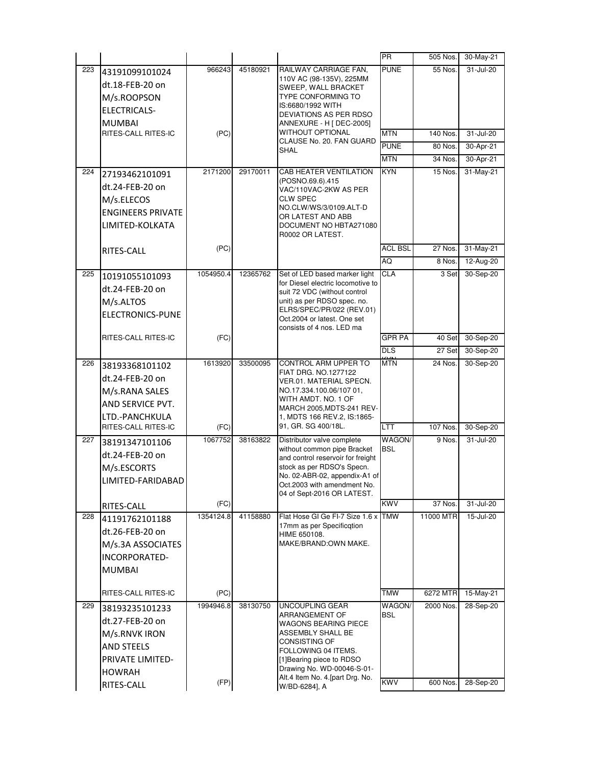| | | | | | | | |
|---|---|---|---|---|---|---|---|
| | | | | | PR | 505 Nos. | 30-May-21 |
| 223 | 43191099101024 dt.18-FEB-20 on M/s.ROOPSON ELECTRICALS-MUMBAI RITES-CALL RITES-IC | 966243 (PC) | 45180921 | RAILWAY CARRIAGE FAN, 110V AC (98-135V), 225MM SWEEP, WALL BRACKET TYPE CONFORMING TO IS:6680/1992 WITH DEVIATIONS AS PER RDSO ANNEXURE - H [ DEC-2005] WITHOUT OPTIONAL CLAUSE No. 20. FAN GUARD SHAL | PUNE | 55 Nos. | 31-Jul-20 |
| | | | | | MTN | 140 Nos. | 31-Jul-20 |
| | | | | | PUNE | 80 Nos. | 30-Apr-21 |
| | | | | | MTN | 34 Nos. | 30-Apr-21 |
| 224 | 27193462101091 dt.24-FEB-20 on M/s.ELECOS ENGINEERS PRIVATE LIMITED-KOLKATA RITES-CALL | 2171200 (PC) | 29170011 | CAB HEATER VENTILATION (POSNO.69.6).415 VAC/110VAC-2KW AS PER CLW SPEC NO.CLW/WS/3/0109.ALT-D OR LATEST AND ABB DOCUMENT NO HBTA271080 R0002 OR LATEST. | KYN | 15 Nos. | 31-May-21 |
| | | | | | ACL BSL | 27 Nos. | 31-May-21 |
| | | | | | AQ | 8 Nos. | 12-Aug-20 |
| 225 | 10191055101093 dt.24-FEB-20 on M/s.ALTOS ELECTRONICS-PUNE RITES-CALL RITES-IC | 1054950.4 (FC) | 12365762 | Set of LED based marker light for Diesel electric locomotive to suit 72 VDC (without control unit) as per RDSO spec. no. ELRS/SPEC/PR/022 (REV.01) Oct.2004 or latest. One set consists of 4 nos. LED ma | CLA | 3 Set | 30-Sep-20 |
| | | | | | GPR PA | 40 Set | 30-Sep-20 |
| | | | | | DLS | 27 Set | 30-Sep-20 |
| 226 | 38193368101102 dt.24-FEB-20 on M/s.RANA SALES AND SERVICE PVT. LTD.-PANCHKULA RITES-CALL RITES-IC | 1613920 (FC) | 33500095 | CONTROL ARM UPPER TO FIAT DRG. NO.1277122 VER.01. MATERIAL SPECN. NO.17.334.100.06/107 01, WITH AMDT. NO. 1 OF MARCH 2005,MDTS-241 REV-1, MDTS 166 REV.2, IS:1865-91, GR. SG 400/18L. | MTN | 24 Nos. | 30-Sep-20 |
| | | | | | LTT | 107 Nos. | 30-Sep-20 |
| 227 | 38191347101106 dt.24-FEB-20 on M/s.ESCORTS LIMITED-FARIDABAD RITES-CALL | 1067752 (FC) | 38163822 | Distributor valve complete without common pipe Bracket and control reservoir for freight stock as per RDSO's Specn. No. 02-ABR-02, appendix-A1 of Oct.2003 with amendment No. 04 of Sept-2016 OR LATEST. | WAGON/ BSL | 9 Nos. | 31-Jul-20 |
| | | | | | KWV | 37 Nos. | 31-Jul-20 |
| 228 | 41191762101188 dt.26-FEB-20 on M/s.3A ASSOCIATES INCORPORATED-MUMBAI RITES-CALL RITES-IC | 1354124.8 (PC) | 41158880 | Flat Hose GI Ge FI-7 Size 1.6 x 17mm as per Specificqtion HIME 650108. MAKE/BRAND:OWN MAKE. | TMW | 11000 MTR | 15-Jul-20 |
| | | | | | TMW | 6272 MTR | 15-May-21 |
| 229 | 38193235101233 dt.27-FEB-20 on M/s.RNVK IRON AND STEELS PRIVATE LIMITED-HOWRAH RITES-CALL | 1994946.8 (FP) | 38130750 | UNCOUPLING GEAR ARRANGEMENT OF WAGONS BEARING PIECE ASSEMBLY SHALL BE CONSISTING OF FOLLOWING 04 ITEMS. [1]Bearing piece to RDSO Drawing No. WD-00046-S-01-Alt.4 Item No. 4.[part Drg. No. W/BD-6284], A | WAGON/ BSL | 2000 Nos. | 28-Sep-20 |
| | | | | | KWV | 600 Nos. | 28-Sep-20 |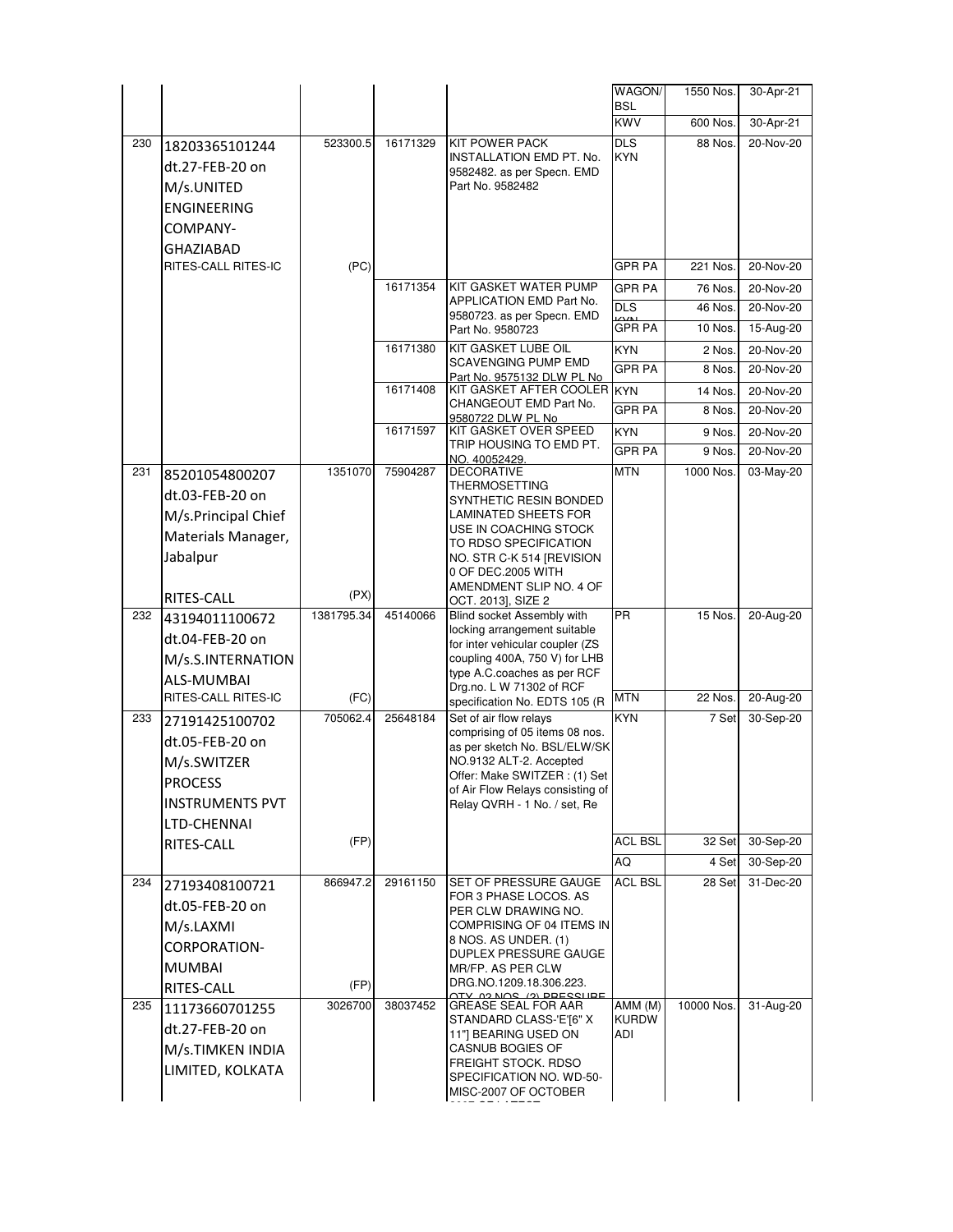| | | | | | | | |
|---|---|---|---|---|---|---|---|
| | | | | | WAGON/ BSL | 1550 Nos. | 30-Apr-21 |
| | | | | | KWV | 600 Nos. | 30-Apr-21 |
| 230 | 18203365101244 dt.27-FEB-20 on M/s.UNITED ENGINEERING COMPANY-GHAZIABAD RITES-CALL RITES-IC | 523300.5 (PC) | 16171329 | KIT POWER PACK INSTALLATION EMD PT. No. 9582482. as per Specn. EMD Part No. 9582482 | DLS KYN | 88 Nos. | 20-Nov-20 |
| | | | | | GPR PA | 221 Nos. | 20-Nov-20 |
| | | | 16171354 | KIT GASKET WATER PUMP APPLICATION EMD Part No. 9580723. as per Specn. EMD Part No. 9580723 | GPR PA | 76 Nos. | 20-Nov-20 |
| | | | | | DLS KYN | 46 Nos. | 20-Nov-20 |
| | | | | | GPR PA | 10 Nos. | 15-Aug-20 |
| | | | 16171380 | KIT GASKET LUBE OIL SCAVENGING PUMP EMD Part No. 9575132 DLW PL No | KYN | 2 Nos. | 20-Nov-20 |
| | | | | | GPR PA | 8 Nos. | 20-Nov-20 |
| | | | 16171408 | KIT GASKET AFTER COOLER CHANGEOUT EMD Part No. 9580722 DLW PL No | KYN | 14 Nos. | 20-Nov-20 |
| | | | | | GPR PA | 8 Nos. | 20-Nov-20 |
| | | | 16171597 | KIT GASKET OVER SPEED TRIP HOUSING TO EMD PT. NO. 40052429. | KYN | 9 Nos. | 20-Nov-20 |
| | | | | | GPR PA | 9 Nos. | 20-Nov-20 |
| 231 | 85201054800207 dt.03-FEB-20 on M/s.Principal Chief Materials Manager, Jabalpur RITES-CALL | 1351070 (PX) | 75904287 | DECORATIVE THERMOSETTING SYNTHETIC RESIN BONDED LAMINATED SHEETS FOR USE IN COACHING STOCK TO RDSO SPECIFICATION NO. STR C-K 514 [REVISION 0 OF DEC.2005 WITH AMENDMENT SLIP NO. 4 OF OCT. 2013], SIZE 2 | MTN | 1000 Nos. | 03-May-20 |
| 232 | 43194011100672 dt.04-FEB-20 on M/s.S.INTERNATIONALS-MUMBAI RITES-CALL RITES-IC | 1381795.34 (FC) | 45140066 | Blind socket Assembly with locking arrangement suitable for inter vehicular coupler (ZS coupling 400A, 750 V) for LHB type A.C.coaches as per RCF Drg.no. L W 71302 of RCF specification No. EDTS 105 (R | PR | 15 Nos. | 20-Aug-20 |
| | | | | | MTN | 22 Nos. | 20-Aug-20 |
| 233 | 27191425100702 dt.05-FEB-20 on M/s.SWITZER PROCESS INSTRUMENTS PVT LTD-CHENNAI RITES-CALL | 705062.4 (FP) | 25648184 | Set of air flow relays comprising of 05 items 08 nos. as per sketch No. BSL/ELW/SK NO.9132 ALT-2. Accepted Offer: Make SWITZER : (1) Set of Air Flow Relays consisting of Relay QVRH - 1 No. / set, Re | KYN | 7 Set | 30-Sep-20 |
| | | | | | ACL BSL | 32 Set | 30-Sep-20 |
| | | | | | AQ | 4 Set | 30-Sep-20 |
| 234 | 27193408100721 dt.05-FEB-20 on M/s.LAXMI CORPORATION-MUMBAI RITES-CALL | 866947.2 (FP) | 29161150 | SET OF PRESSURE GAUGE FOR 3 PHASE LOCOS. AS PER CLW DRAWING NO. COMPRISING OF 04 ITEMS IN 8 NOS. AS UNDER. (1) DUPLEX PRESSURE GAUGE MR/FP. AS PER CLW DRG.NO.1209.18.306.223. QTY 02 NOS (2) PRESSURE | ACL BSL | 28 Set | 31-Dec-20 |
| 235 | 11173660701255 dt.27-FEB-20 on M/s.TIMKEN INDIA LIMITED, KOLKATA | 3026700 | 38037452 | GREASE SEAL FOR AAR STANDARD CLASS-'E'[6" X 11"] BEARING USED ON CASNUB BOGIES OF FREIGHT STOCK. RDSO SPECIFICATION NO. WD-50-MISC-2007 OF OCTOBER | AMM (M) KURDWADI | 10000 Nos. | 31-Aug-20 |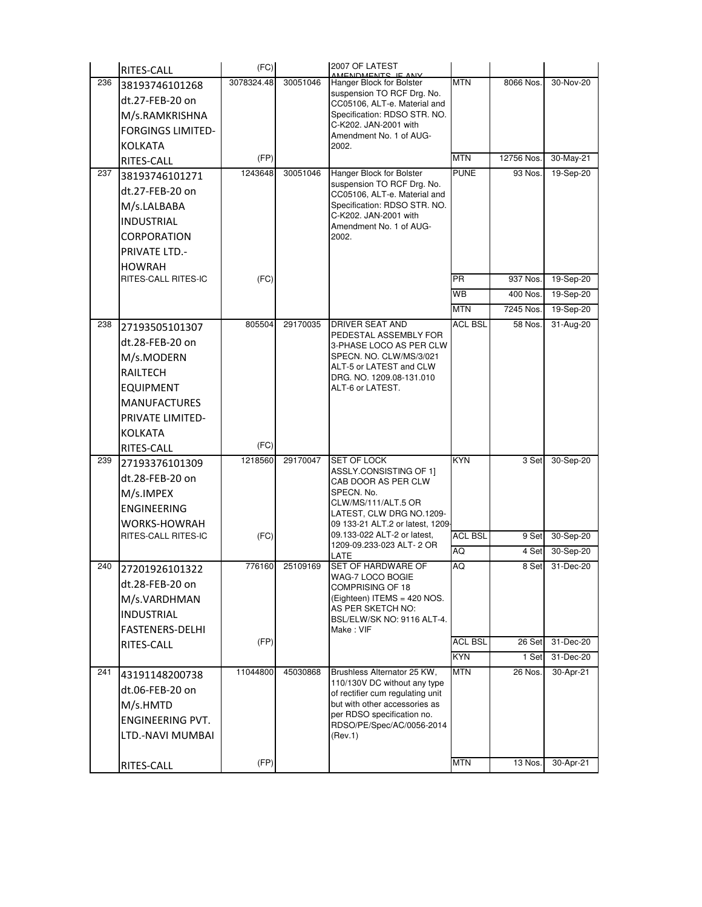| | | | | | | | |
|---|---|---|---|---|---|---|---|
| | RITES-CALL | (FC) | | 2007 OF LATEST AMENDMENTS IF ANY | | | |
| 236 | 38193746101268 dt.27-FEB-20 on M/s.RAMKRISHNA FORGINGS LIMITED-KOLKATA | 3078324.48 | 30051046 | Hanger Block for Bolster suspension TO RCF Drg. No. CC05106, ALT-e. Material and Specification: RDSO STR. NO. C-K202. JAN-2001 with Amendment No. 1 of AUG-2002. | MTN | 8066 Nos. | 30-Nov-20 |
| | RITES-CALL | (FP) | | | MTN | 12756 Nos. | 30-May-21 |
| 237 | 38193746101271 dt.27-FEB-20 on M/s.LALBABA INDUSTRIAL CORPORATION PRIVATE LTD.-HOWRAH | 1243648 | 30051046 | Hanger Block for Bolster suspension TO RCF Drg. No. CC05106, ALT-e. Material and Specification: RDSO STR. NO. C-K202. JAN-2001 with Amendment No. 1 of AUG-2002. | PUNE | 93 Nos. | 19-Sep-20 |
| | RITES-CALL RITES-IC | (FC) | | | PR | 937 Nos. | 19-Sep-20 |
| | | | | | WB | 400 Nos. | 19-Sep-20 |
| | | | | | MTN | 7245 Nos. | 19-Sep-20 |
| 238 | 27193505101307 dt.28-FEB-20 on M/s.MODERN RAILTECH EQUIPMENT MANUFACTURES PRIVATE LIMITED-KOLKATA | 805504 | 29170035 | DRIVER SEAT AND PEDESTAL ASSEMBLY FOR 3-PHASE LOCO AS PER CLW SPECN. NO. CLW/MS/3/021 ALT-5 or LATEST and CLW DRG. NO. 1209.08-131.010 ALT-6 or LATEST. | ACL BSL | 58 Nos. | 31-Aug-20 |
| | RITES-CALL | (FC) | | | | | |
| 239 | 27193376101309 dt.28-FEB-20 on M/s.IMPEX ENGINEERING WORKS-HOWRAH | 1218560 | 29170047 | SET OF LOCK ASSLY.CONSISTING OF 1] CAB DOOR AS PER CLW SPECN. No. CLW/MS/111/ALT.5 OR LATEST, CLW DRG NO.1209-09 133-21 ALT.2 or latest, 1209-09.133-022 ALT-2 or latest, 1209-09.233-023 ALT- 2 OR LATE | KYN | 3 Set | 30-Sep-20 |
| | RITES-CALL RITES-IC | (FC) | | | ACL BSL | 9 Set | 30-Sep-20 |
| | | | | | AQ | 4 Set | 30-Sep-20 |
| 240 | 27201926101322 dt.28-FEB-20 on M/s.VARDHMAN INDUSTRIAL FASTENERS-DELHI | 776160 | 25109169 | SET OF HARDWARE OF WAG-7 LOCO BOGIE COMPRISING OF 18 (Eighteen) ITEMS = 420 NOS. AS PER SKETCH NO: BSL/ELW/SK NO: 9116 ALT-4. Make : VIF | AQ | 8 Set | 31-Dec-20 |
| | RITES-CALL | (FP) | | | ACL BSL | 26 Set | 31-Dec-20 |
| | | | | | KYN | 1 Set | 31-Dec-20 |
| 241 | 43191148200738 dt.06-FEB-20 on M/s.HMTD ENGINEERING PVT. LTD.-NAVI MUMBAI | 11044800 | 45030868 | Brushless Alternator 25 KW, 110/130V DC without any type of rectifier cum regulating unit but with other accessories as per RDSO specification no. RDSO/PE/Spec/AC/0056-2014 (Rev.1) | MTN | 26 Nos. | 30-Apr-21 |
| | RITES-CALL | (FP) | | | MTN | 13 Nos. | 30-Apr-21 |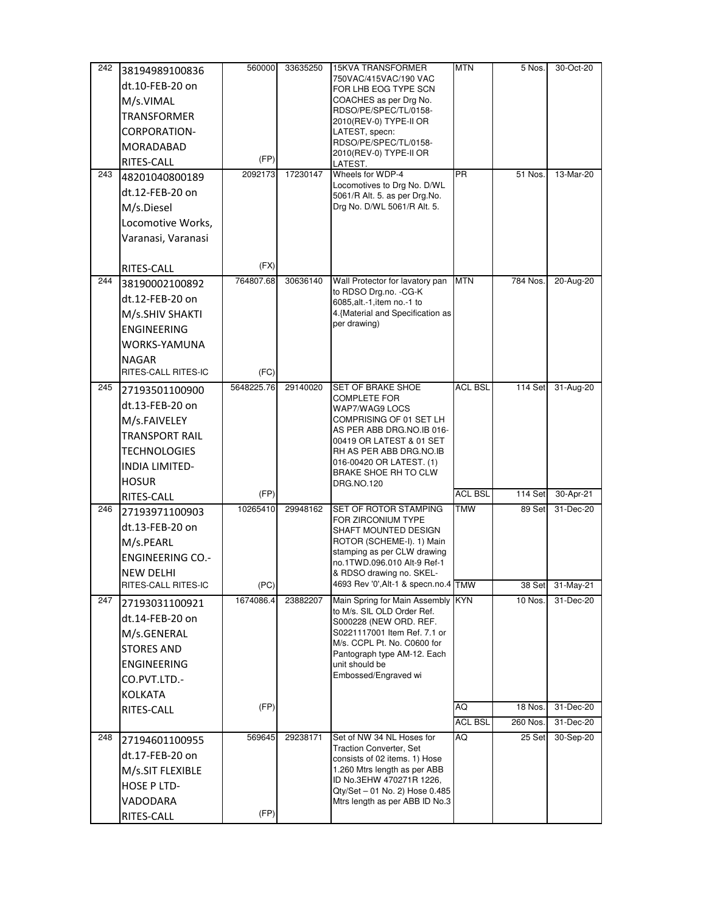| | | | | | | | |
|---|---|---|---|---|---|---|---|
| 242 | 38194989100836 dt.10-FEB-20 on M/s.VIMAL TRANSFORMER CORPORATION-MORADABAD RITES-CALL | 560000 (FP) | 33635250 | 15KVA TRANSFORMER 750VAC/415VAC/190 VAC FOR LHB EOG TYPE SCN COACHES as per Drg No. RDSO/PE/SPEC/TL/0158-2010(REV-0) TYPE-II OR LATEST, specn: RDSO/PE/SPEC/TL/0158-2010(REV-0) TYPE-II OR LATEST. | MTN | 5 Nos. | 30-Oct-20 |
| 243 | 48201040800189 dt.12-FEB-20 on M/s.Diesel Locomotive Works, Varanasi, Varanasi RITES-CALL | 2092173 (FX) | 17230147 | Wheels for WDP-4 Locomotives to Drg No. D/WL 5061/R Alt. 5. as per Drg.No. Drg No. D/WL 5061/R Alt. 5. | PR | 51 Nos. | 13-Mar-20 |
| 244 | 38190002100892 dt.12-FEB-20 on M/s.SHIV SHAKTI ENGINEERING WORKS-YAMUNA NAGAR RITES-CALL RITES-IC | 764807.68 (FC) | 30636140 | Wall Protector for lavatory pan to RDSO Drg.no. -CG-K 6085,alt.-1,item no.-1 to 4.{Material and Specification as per drawing) | MTN | 784 Nos. | 20-Aug-20 |
| 245 | 27193501100900 dt.13-FEB-20 on M/s.FAIVELEY TRANSPORT RAIL TECHNOLOGIES INDIA LIMITED-HOSUR RITES-CALL | 5648225.76 (FP) | 29140020 | SET OF BRAKE SHOE COMPLETE FOR WAP7/WAG9 LOCS COMPRISING OF 01 SET LH AS PER ABB DRG.NO.IB 016-00419 OR LATEST & 01 SET RH AS PER ABB DRG.NO.IB 016-00420 OR LATEST. (1) BRAKE SHOE RH TO CLW DRG.NO.120 | ACL BSL | 114 Set | 31-Aug-20 |
| | | | | | ACL BSL | 114 Set | 30-Apr-21 |
| 246 | 27193971100903 dt.13-FEB-20 on M/s.PEARL ENGINEERING CO.-NEW DELHI RITES-CALL RITES-IC | 10265410 (PC) | 29948162 | SET OF ROTOR STAMPING FOR ZIRCONIUM TYPE SHAFT MOUNTED DESIGN ROTOR (SCHEME-I). 1) Main stamping as per CLW drawing no.1TWD.096.010 Alt-9 Ref-1 & RDSO drawing no. SKEL-4693 Rev '0',Alt-1 & specn.no.4 | TMW | 89 Set | 31-Dec-20 |
| | | | | | TMW | 38 Set | 31-May-21 |
| 247 | 27193031100921 dt.14-FEB-20 on M/s.GENERAL STORES AND ENGINEERING CO.PVT.LTD.-KOLKATA RITES-CALL | 1674086.4 (FP) | 23882207 | Main Spring for Main Assembly to M/s. SIL OLD Order Ref. S000228 (NEW ORD. REF. S0221117001 Item Ref. 7.1 or M/s. CCPL Pt. No. C0600 for Pantograph type AM-12. Each unit should be Embossed/Engraved wi | KYN | 10 Nos. | 31-Dec-20 |
| | | | | | AQ | 18 Nos. | 31-Dec-20 |
| | | | | | ACL BSL | 260 Nos. | 31-Dec-20 |
| 248 | 27194601100955 dt.17-FEB-20 on M/s.SIT FLEXIBLE HOSE P LTD-VADODARA RITES-CALL | 569645 (FP) | 29238171 | Set of NW 34 NL Hoses for Traction Converter, Set consists of 02 items. 1) Hose 1.260 Mtrs length as per ABB ID No.3EHW 470271R 1226, Qty/Set – 01 No. 2) Hose 0.485 Mtrs length as per ABB ID No.3 | AQ | 25 Set | 30-Sep-20 |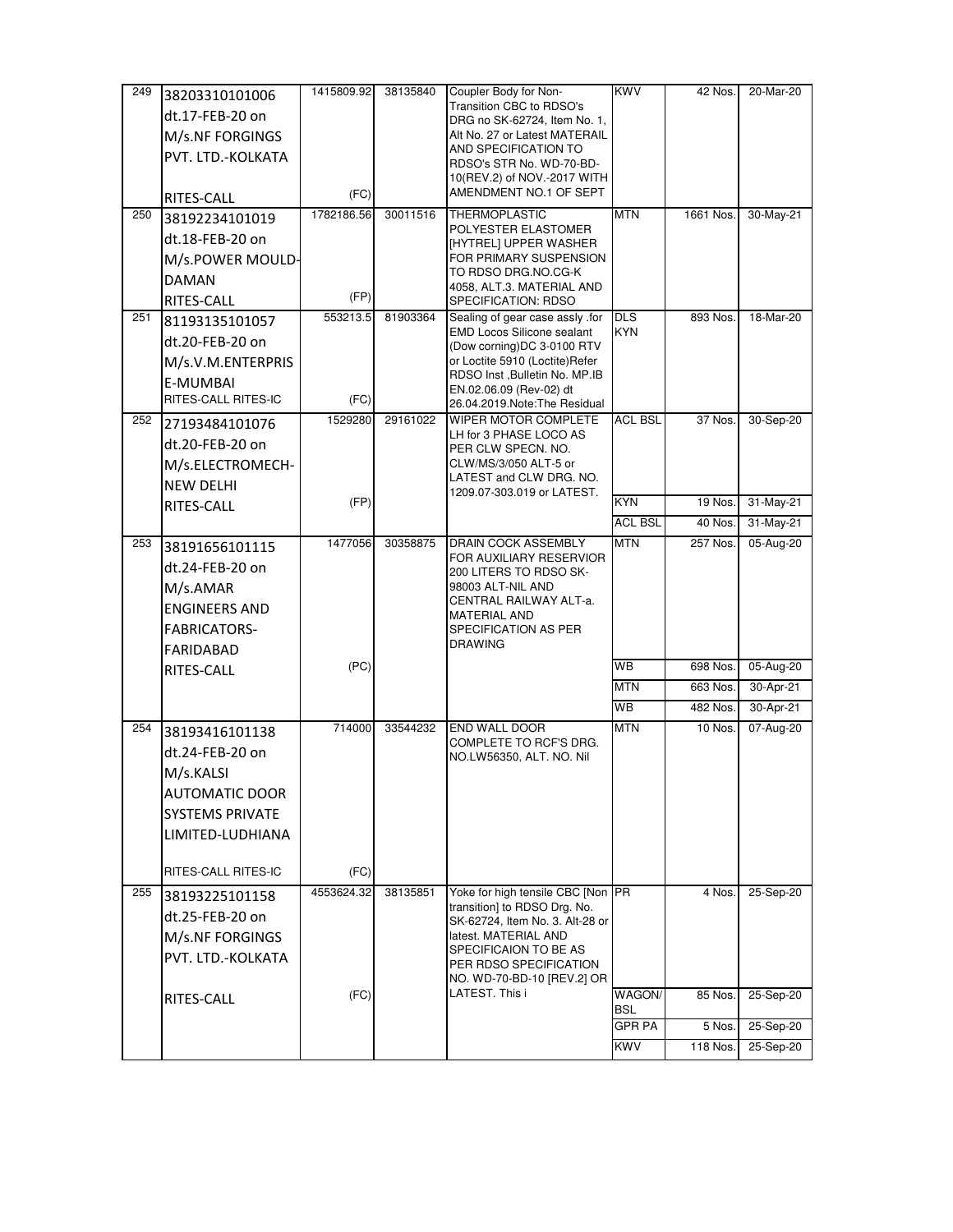| | | | | | | | |
|---|---|---|---|---|---|---|---|
| 249 | 38203310101006 dt.17-FEB-20 on M/s.NF FORGINGS PVT. LTD.-KOLKATA RITES-CALL | 1415809.92 (FC) | 38135840 | Coupler Body for Non-Transition CBC to RDSO's DRG no SK-62724, Item No. 1, Alt No. 27 or Latest MATERAIL AND SPECIFICATION TO RDSO's STR No. WD-70-BD-10(REV.2) of NOV.-2017 WITH AMENDMENT NO.1 OF SEPT | KWV | 42 Nos. | 20-Mar-20 |
| 250 | 38192234101019 dt.18-FEB-20 on M/s.POWER MOULD-DAMAN RITES-CALL | 1782186.56 (FP) | 30011516 | THERMOPLASTIC POLYESTER ELASTOMER [HYTREL] UPPER WASHER FOR PRIMARY SUSPENSION TO RDSO DRG.NO.CG-K 4058, ALT.3. MATERIAL AND SPECIFICATION: RDSO | MTN | 1661 Nos. | 30-May-21 |
| 251 | 81193135101057 dt.20-FEB-20 on M/s.V.M.ENTERPRISE-MUMBAI RITES-CALL RITES-IC | 553213.5 (FC) | 81903364 | Sealing of gear case assly .for EMD Locos Silicone sealant (Dow corning)DC 3-0100 RTV or Loctite 5910 (Loctite)Refer RDSO Inst ,Bulletin No. MP.IB EN.02.06.09 (Rev-02) dt 26.04.2019.Note:The Residual | DLS KYN | 893 Nos. | 18-Mar-20 |
| 252 | 27193484101076 dt.20-FEB-20 on M/s.ELECTROMECH-NEW DELHI RITES-CALL | 1529280 (FP) | 29161022 | WIPER MOTOR COMPLETE LH for 3 PHASE LOCO AS PER CLW SPECN. NO. CLW/MS/3/050 ALT-5 or LATEST and CLW DRG. NO. 1209.07-303.019 or LATEST. | ACL BSL | 37 Nos. | 30-Sep-20 |
| | | | | | KYN | 19 Nos. | 31-May-21 |
| | | | | | ACL BSL | 40 Nos. | 31-May-21 |
| 253 | 38191656101115 dt.24-FEB-20 on M/s.AMAR ENGINEERS AND FABRICATORS-FARIDABAD RITES-CALL | 1477056 (PC) | 30358875 | DRAIN COCK ASSEMBLY FOR AUXILIARY RESERVIOR 200 LITERS TO RDSO SK-98003 ALT-NIL AND CENTRAL RAILWAY ALT-a. MATERIAL AND SPECIFICATION AS PER DRAWING | MTN | 257 Nos. | 05-Aug-20 |
| | | | | | WB | 698 Nos. | 05-Aug-20 |
| | | | | | MTN | 663 Nos. | 30-Apr-21 |
| | | | | | WB | 482 Nos. | 30-Apr-21 |
| 254 | 38193416101138 dt.24-FEB-20 on M/s.KALSI AUTOMATIC DOOR SYSTEMS PRIVATE LIMITED-LUDHIANA RITES-CALL RITES-IC | 714000 (FC) | 33544232 | END WALL DOOR COMPLETE TO RCF'S DRG. NO.LW56350, ALT. NO. Nil | MTN | 10 Nos. | 07-Aug-20 |
| 255 | 38193225101158 dt.25-FEB-20 on M/s.NF FORGINGS PVT. LTD.-KOLKATA RITES-CALL | 4553624.32 (FC) | 38135851 | Yoke for high tensile CBC [Non transition] to RDSO Drg. No. SK-62724, Item No. 3. Alt-28 or latest. MATERIAL AND SPECIFICAION TO BE AS PER RDSO SPECIFICATION NO. WD-70-BD-10 [REV.2] OR LATEST. This i | PR | 4 Nos. | 25-Sep-20 |
| | | | | | WAGON/ BSL | 85 Nos. | 25-Sep-20 |
| | | | | | GPR PA | 5 Nos. | 25-Sep-20 |
| | | | | | KWV | 118 Nos. | 25-Sep-20 |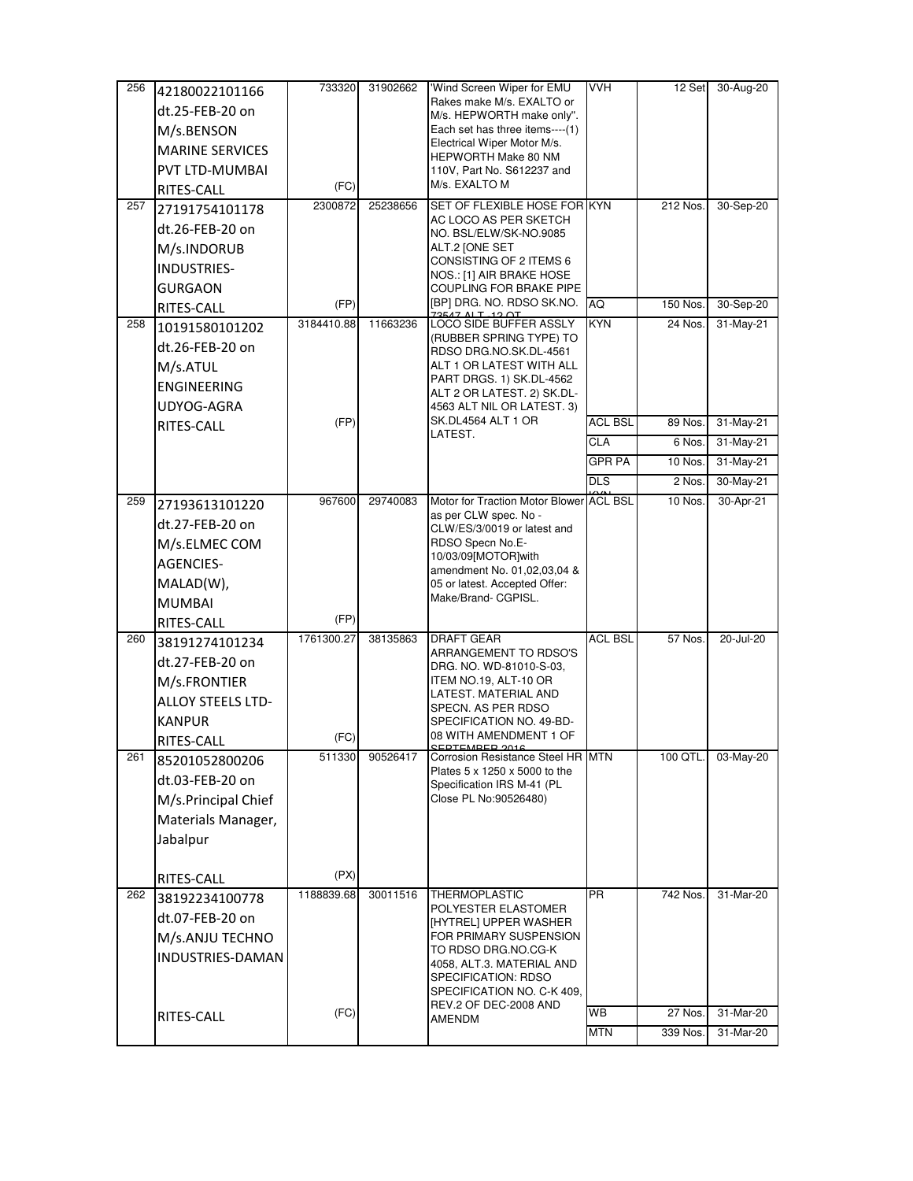| 256 | 42180022101166 dt.25-FEB-20 on M/s.BENSON MARINE SERVICES PVT LTD-MUMBAI RITES-CALL | 733320 (FC) | 31902662 | 'Wind Screen Wiper for EMU Rakes make M/s. EXALTO or M/s. HEPWORTH make only". Each set has three items----(1) Electrical Wiper Motor M/s. HEPWORTH Make 80 NM 110V, Part No. S612237 and M/s. EXALTO M | VVH | 12 Set | 30-Aug-20 |
|---|---|---|---|---|---|---|---|
| 257 | 27191754101178 dt.26-FEB-20 on M/s.INDORUB INDUSTRIES-GURGAON RITES-CALL | 2300872 (FP) | 25238656 | SET OF FLEXIBLE HOSE FOR AC LOCO AS PER SKETCH NO. BSL/ELW/SK-NO.9085 ALT.2 [ONE SET CONSISTING OF 2 ITEMS 6 NOS.: [1] AIR BRAKE HOSE COUPLING FOR BRAKE PIPE [BP] DRG. NO. RDSO SK.NO. 73547 ALT.-12 OT | KYN | 212 Nos. | 30-Sep-20 |
| | | | | | AQ | 150 Nos. | 30-Sep-20 |
| 258 | 10191580101202 dt.26-FEB-20 on M/s.ATUL ENGINEERING UDYOG-AGRA RITES-CALL | 3184410.88 (FP) | 11663236 | LOCO SIDE BUFFER ASSLY (RUBBER SPRING TYPE) TO RDSO DRG.NO.SK.DL-4561 ALT 1 OR LATEST WITH ALL PART DRGS. 1) SK.DL-4562 ALT 2 OR LATEST. 2) SK.DL-4563 ALT NIL OR LATEST. 3) SK.DL4564 ALT 1 OR LATEST. | KYN | 24 Nos. | 31-May-21 |
| | | | | | ACL BSL | 89 Nos. | 31-May-21 |
| | | | | | CLA | 6 Nos. | 31-May-21 |
| | | | | | GPR PA | 10 Nos. | 31-May-21 |
| | | | | | DLS | 2 Nos. | 30-May-21 |
| 259 | 27193613101220 dt.27-FEB-20 on M/s.ELMEC COM AGENCIES-MALAD(W), MUMBAI RITES-CALL | 967600 (FP) | 29740083 | Motor for Traction Motor Blower as per CLW spec. No - CLW/ES/3/0019 or latest and RDSO Specn No.E-10/03/09[MOTOR]with amendment No. 01,02,03,04 & 05 or latest. Accepted Offer: Make/Brand- CGPISL. | ACL BSL | 10 Nos. | 30-Apr-21 |
| 260 | 38191274101234 dt.27-FEB-20 on M/s.FRONTIER ALLOY STEELS LTD-KANPUR RITES-CALL | 1761300.27 (FC) | 38135863 | DRAFT GEAR ARRANGEMENT TO RDSO'S DRG. NO. WD-81010-S-03, ITEM NO.19, ALT-10 OR LATEST. MATERIAL AND SPECN. AS PER RDSO SPECIFICATION NO. 49-BD-08 WITH AMENDMENT 1 OF SEPTEMBER 2016 | ACL BSL | 57 Nos. | 20-Jul-20 |
| 261 | 85201052800206 dt.03-FEB-20 on M/s.Principal Chief Materials Manager, Jabalpur RITES-CALL | 511330 (PX) | 90526417 | Corrosion Resistance Steel HR Plates 5 x 1250 x 5000 to the Specification IRS M-41 (PL Close PL No:90526480) | MTN | 100 QTL. | 03-May-20 |
| 262 | 38192234100778 dt.07-FEB-20 on M/s.ANJU TECHNO INDUSTRIES-DAMAN RITES-CALL | 1188839.68 (FC) | 30011516 | THERMOPLASTIC POLYESTER ELASTOMER [HYTREL] UPPER WASHER FOR PRIMARY SUSPENSION TO RDSO DRG.NO.CG-K 4058, ALT.3. MATERIAL AND SPECIFICATION: RDSO SPECIFICATION NO. C-K 409, REV.2 OF DEC-2008 AND AMENDM | PR | 742 Nos. | 31-Mar-20 |
| | | | | | WB | 27 Nos. | 31-Mar-20 |
| | | | | | MTN | 339 Nos. | 31-Mar-20 |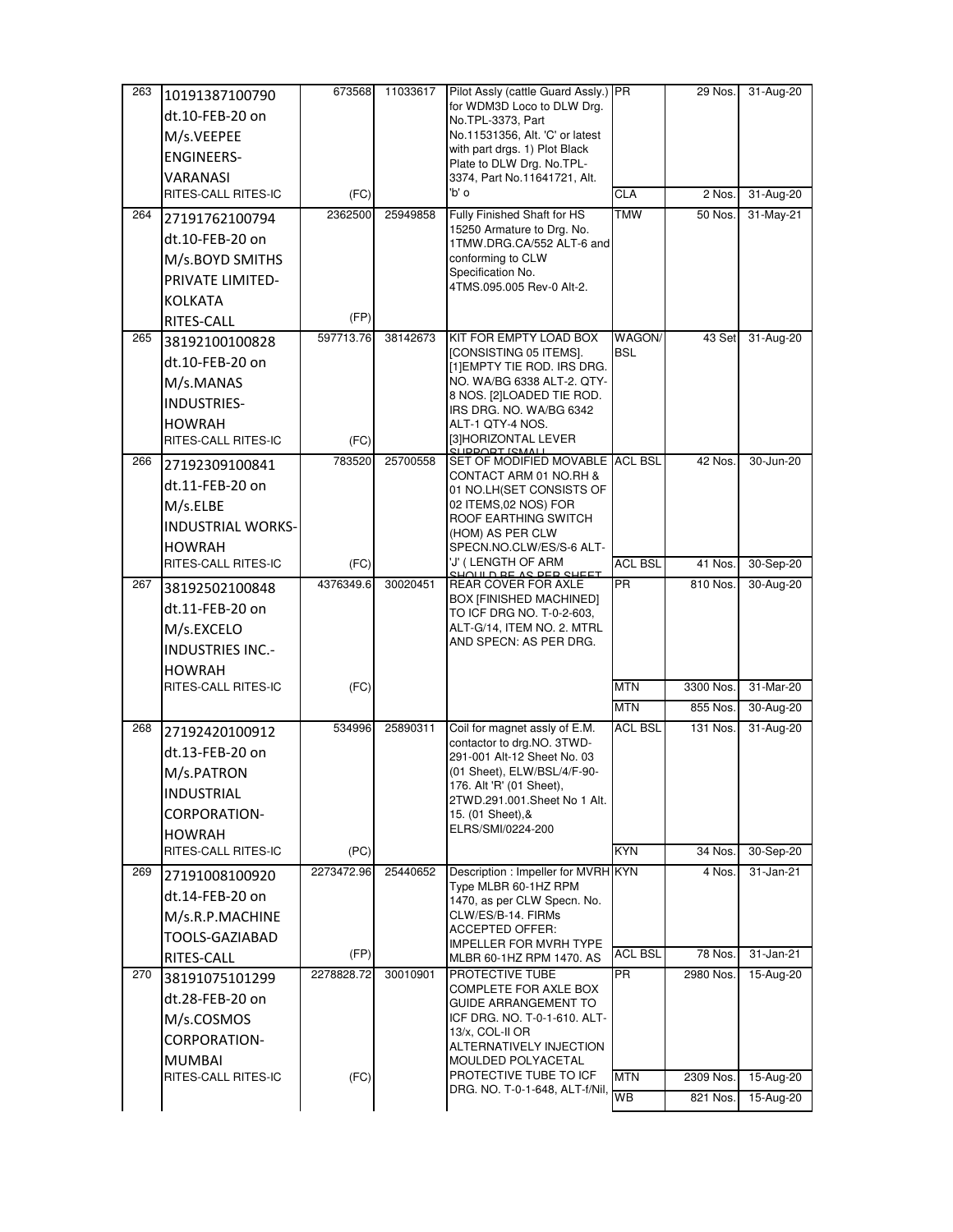| 263 | 10191387100790 dt.10-FEB-20 on M/s.VEEPEE ENGINEERS-VARANASI RITES-CALL RITES-IC | 673568 (FC) | 11033617 | Pilot Assly (cattle Guard Assly.) for WDM3D Loco to DLW Drg. No.TPL-3373, Part No.11531356, Alt. 'C' or latest with part drgs. 1) Plot Black Plate to DLW Drg. No.TPL-3374, Part No.11641721, Alt. 'b' o | PR | 29 Nos. | 31-Aug-20 |
|---|---|---|---|---|---|---|---|
| | | | | | CLA | 2 Nos. | 31-Aug-20 |
| 264 | 27191762100794 dt.10-FEB-20 on M/s.BOYD SMITHS PRIVATE LIMITED-KOLKATA RITES-CALL | 2362500 (FP) | 25949858 | Fully Finished Shaft for HS 15250 Armature to Drg. No. 1TMW.DRG.CA/552 ALT-6 and conforming to CLW Specification No. 4TMS.095.005 Rev-0 Alt-2. | TMW | 50 Nos. | 31-May-21 |
| 265 | 38192100100828 dt.10-FEB-20 on M/s.MANAS INDUSTRIES-HOWRAH RITES-CALL RITES-IC | 597713.76 (FC) | 38142673 | KIT FOR EMPTY LOAD BOX [CONSISTING 05 ITEMS]. [1]EMPTY TIE ROD. IRS DRG. NO. WA/BG 6338 ALT-2. QTY-8 NOS. [2]LOADED TIE ROD. IRS DRG. NO. WA/BG 6342 ALT-1 QTY-4 NOS. [3]HORIZONTAL LEVER SUPPORT [SMALL | WAGON/ BSL | 43 Set | 31-Aug-20 |
| 266 | 27192309100841 dt.11-FEB-20 on M/s.ELBE INDUSTRIAL WORKS-HOWRAH RITES-CALL RITES-IC | 783520 (FC) | 25700558 | SET OF MODIFIED MOVABLE CONTACT ARM 01 NO.RH & 01 NO.LH(SET CONSISTS OF 02 ITEMS,02 NOS) FOR ROOF EARTHING SWITCH (HOM) AS PER CLW SPECN.NO.CLW/ES/S-6 ALT-'J' ( LENGTH OF ARM SHOULD BE AS PER SHEET | ACL BSL | 42 Nos. | 30-Jun-20 |
| | | | | | ACL BSL | 41 Nos. | 30-Sep-20 |
| 267 | 38192502100848 dt.11-FEB-20 on M/s.EXCELO INDUSTRIES INC.-HOWRAH RITES-CALL RITES-IC | 4376349.6 (FC) | 30020451 | REAR COVER FOR AXLE BOX [FINISHED MACHINED] TO ICF DRG NO. T-0-2-603, ALT-G/14, ITEM NO. 2. MTRL AND SPECN: AS PER DRG. | PR | 810 Nos. | 30-Aug-20 |
| | | | | | MTN | 3300 Nos. | 31-Mar-20 |
| | | | | | MTN | 855 Nos. | 30-Aug-20 |
| 268 | 27192420100912 dt.13-FEB-20 on M/s.PATRON INDUSTRIAL CORPORATION-HOWRAH RITES-CALL RITES-IC | 534996 (PC) | 25890311 | Coil for magnet assly of E.M. contactor to drg.NO. 3TWD-291-001 Alt-12 Sheet No. 03 (01 Sheet), ELW/BSL/4/F-90-176. Alt 'R' (01 Sheet), 2TWD.291.001.Sheet No 1 Alt. 15. (01 Sheet),& ELRS/SMI/0224-200 | ACL BSL | 131 Nos. | 31-Aug-20 |
| | | | | | KYN | 34 Nos. | 30-Sep-20 |
| 269 | 27191008100920 dt.14-FEB-20 on M/s.R.P.MACHINE TOOLS-GAZIABAD RITES-CALL | 2273472.96 (FP) | 25440652 | Description : Impeller for MVRH Type MLBR 60-1HZ RPM 1470, as per CLW Specn. No. CLW/ES/B-14. FIRMs ACCEPTED OFFER: IMPELLER FOR MVRH TYPE MLBR 60-1HZ RPM 1470. AS | KYN | 4 Nos. | 31-Jan-21 |
| | | | | | ACL BSL | 78 Nos. | 31-Jan-21 |
| 270 | 38191075101299 dt.28-FEB-20 on M/s.COSMOS CORPORATION-MUMBAI RITES-CALL RITES-IC | 2278828.72 (FC) | 30010901 | PROTECTIVE TUBE COMPLETE FOR AXLE BOX GUIDE ARRANGEMENT TO ICF DRG. NO. T-0-1-610. ALT-13/x, COL-II OR ALTERNATIVELY INJECTION MOULDED POLYACETAL PROTECTIVE TUBE TO ICF DRG. NO. T-0-1-648, ALT-f/Nil, | PR | 2980 Nos. | 15-Aug-20 |
| | | | | | MTN | 2309 Nos. | 15-Aug-20 |
| | | | | | WB | 821 Nos. | 15-Aug-20 |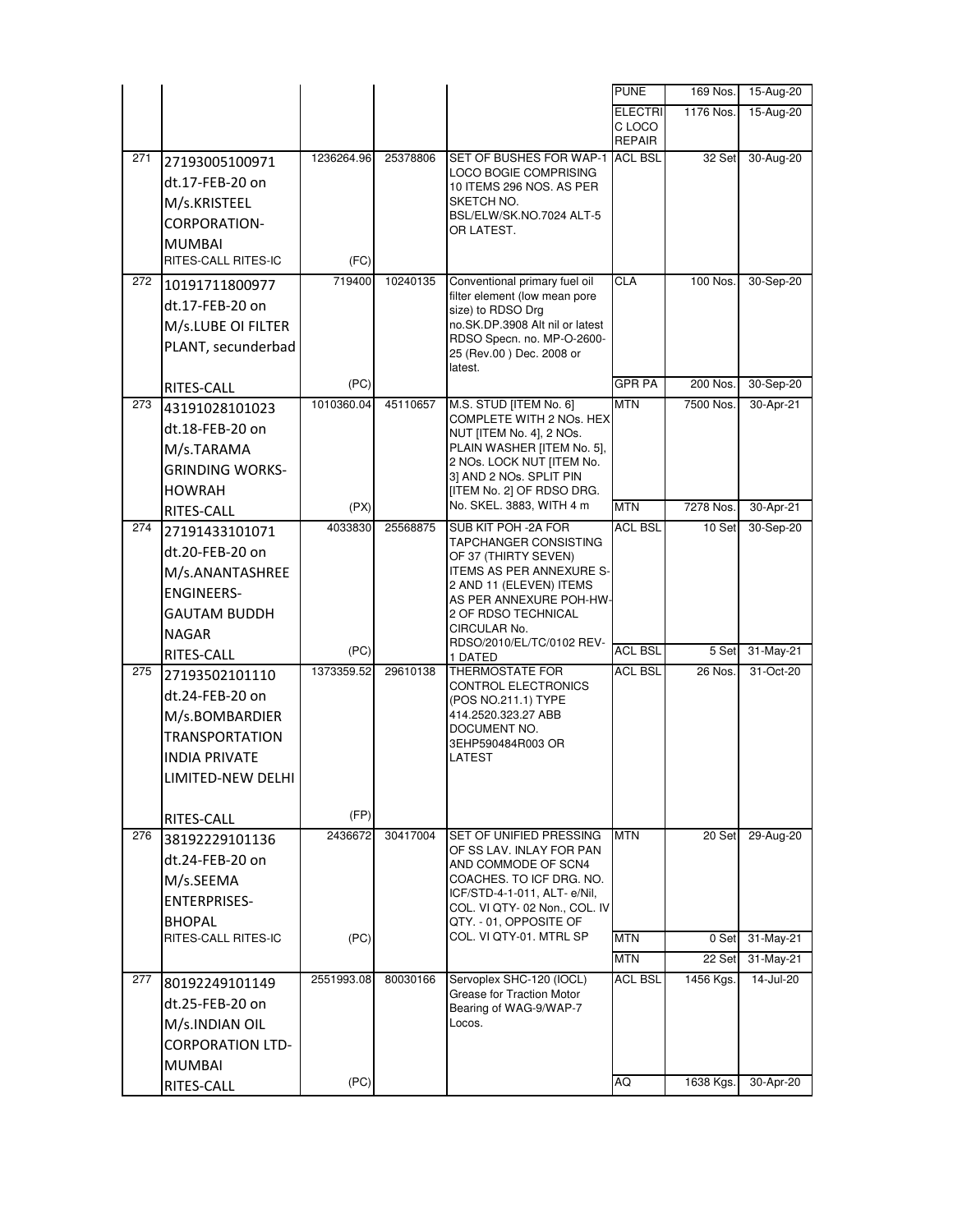| | | | | | | | |
|---|---|---|---|---|---|---|---|
| | | | | | PUNE | 169 Nos. | 15-Aug-20 |
| | | | | | ELECTRIC LOCO REPAIR | 1176 Nos. | 15-Aug-20 |
| 271 | 27193005100971 dt.17-FEB-20 on M/s.KRISTEEL CORPORATION-MUMBAI RITES-CALL RITES-IC | 1236264.96 (FC) | 25378806 | SET OF BUSHES FOR WAP-1 LOCO BOGIE COMPRISING 10 ITEMS 296 NOS. AS PER SKETCH NO. BSL/ELW/SK.NO.7024 ALT-5 OR LATEST. | ACL BSL | 32 Set | 30-Aug-20 |
| 272 | 10191711800977 dt.17-FEB-20 on M/s.LUBE OI FILTER PLANT, secunderbad RITES-CALL | 719400 (PC) | 10240135 | Conventional primary fuel oil filter element (low mean pore size) to RDSO Drg no.SK.DP.3908 Alt nil or latest RDSO Specn. no. MP-O-2600-25 (Rev.00 ) Dec. 2008 or latest. | CLA | 100 Nos. | 30-Sep-20 |
| | | | | | GPR PA | 200 Nos. | 30-Sep-20 |
| 273 | 43191028101023 dt.18-FEB-20 on M/s.TARAMA GRINDING WORKS-HOWRAH RITES-CALL | 1010360.04 (PX) | 45110657 | M.S. STUD [ITEM No. 6] COMPLETE WITH 2 NOs. HEX NUT [ITEM No. 4], 2 NOs. PLAIN WASHER [ITEM No. 5], 2 NOs. LOCK NUT [ITEM No. 3] AND 2 NOs. SPLIT PIN [ITEM No. 2] OF RDSO DRG. No. SKEL. 3883, WITH 4 m | MTN | 7500 Nos. | 30-Apr-21 |
| | | | | | MTN | 7278 Nos. | 30-Apr-21 |
| 274 | 27191433101071 dt.20-FEB-20 on M/s.ANANTASHREE ENGINEERS-GAUTAM BUDDH NAGAR RITES-CALL | 4033830 (PC) | 25568875 | SUB KIT POH -2A FOR TAPCHANGER CONSISTING OF 37 (THIRTY SEVEN) ITEMS AS PER ANNEXURE S-2 AND 11 (ELEVEN) ITEMS AS PER ANNEXURE POH-HW-2 OF RDSO TECHNICAL CIRCULAR No. RDSO/2010/EL/TC/0102 REV-1 DATED | ACL BSL | 10 Set | 30-Sep-20 |
| | | | | | ACL BSL | 5 Set | 31-May-21 |
| 275 | 27193502101110 dt.24-FEB-20 on M/s.BOMBARDIER TRANSPORTATION INDIA PRIVATE LIMITED-NEW DELHI RITES-CALL | 1373359.52 (FP) | 29610138 | THERMOSTATE FOR CONTROL ELECTRONICS (POS NO.211.1) TYPE 414.2520.323.27 ABB DOCUMENT NO. 3EHP590484R003 OR LATEST | ACL BSL | 26 Nos. | 31-Oct-20 |
| 276 | 38192229101136 dt.24-FEB-20 on M/s.SEEMA ENTERPRISES-BHOPAL RITES-CALL RITES-IC | 2436672 (PC) | 30417004 | SET OF UNIFIED PRESSING OF SS LAV. INLAY FOR PAN AND COMMODE OF SCN4 COACHES. TO ICF DRG. NO. ICF/STD-4-1-011, ALT- e/Nil, COL. VI QTY- 02 Non., COL. IV QTY. - 01, OPPOSITE OF COL. VI QTY-01. MTRL SP | MTN | 20 Set | 29-Aug-20 |
| | | | | | MTN | 0 Set | 31-May-21 |
| | | | | | MTN | 22 Set | 31-May-21 |
| 277 | 80192249101149 dt.25-FEB-20 on M/s.INDIAN OIL CORPORATION LTD-MUMBAI RITES-CALL | 2551993.08 (PC) | 80030166 | Servoplex SHC-120 (IOCL) Grease for Traction Motor Bearing of WAG-9/WAP-7 Locos. | ACL BSL | 1456 Kgs. | 14-Jul-20 |
| | | | | | AQ | 1638 Kgs. | 30-Apr-20 |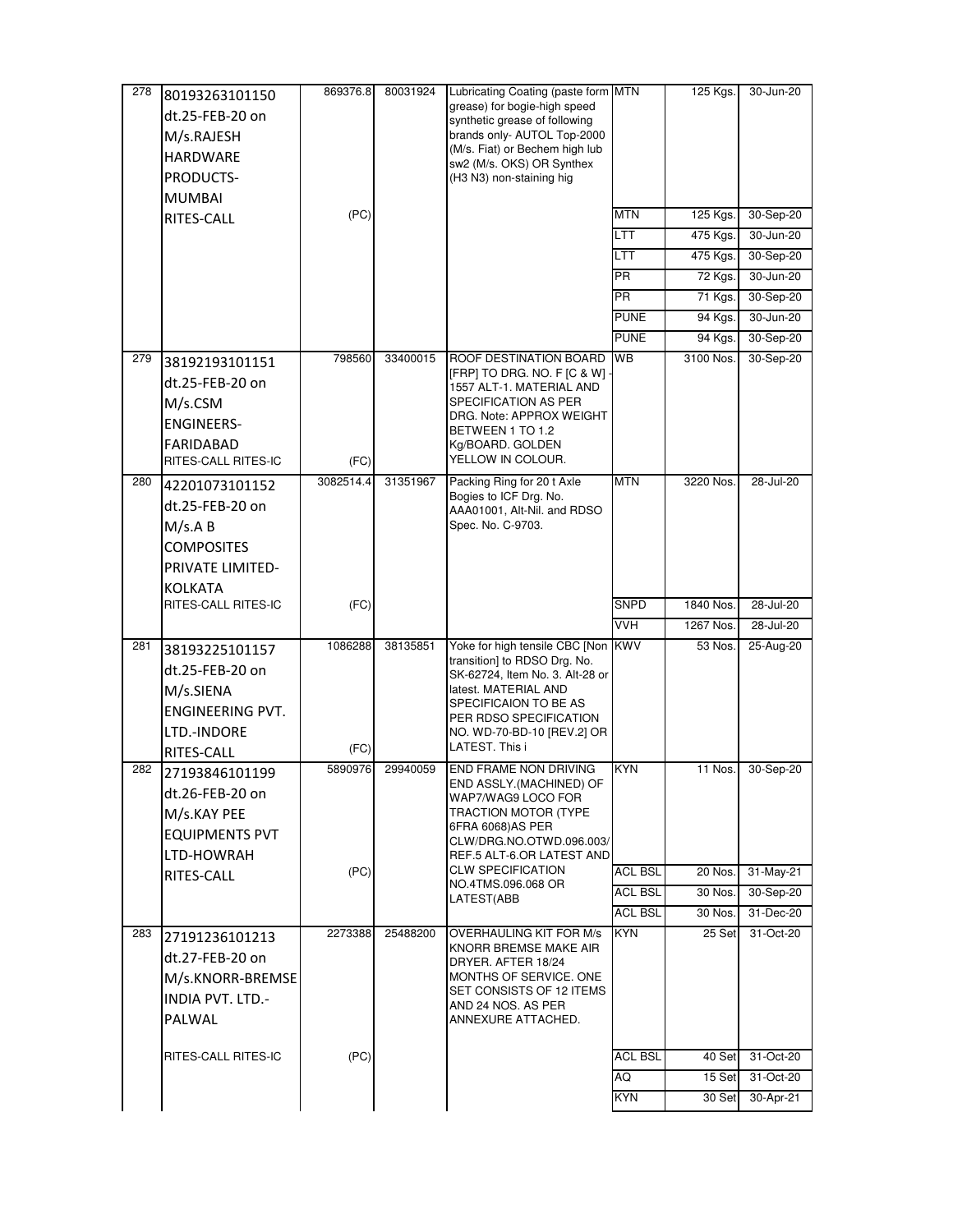| 278 | 80193263101150 dt.25-FEB-20 on M/s.RAJESH HARDWARE PRODUCTS-MUMBAI RITES-CALL | 869376.8 (PC) | 80031924 | Lubricating Coating (paste form grease) for bogie-high speed synthetic grease of following brands only- AUTOL Top-2000 (M/s. Fiat) or Bechem high lub sw2 (M/s. OKS) OR Synthex (H3 N3) non-staining hig | MTN | 125 Kgs. | 30-Jun-20 |
|---|---|---|---|---|---|---|---|
| | | | | | MTN | 125 Kgs. | 30-Sep-20 |
| | | | | | LTT | 475 Kgs. | 30-Jun-20 |
| | | | | | LTT | 475 Kgs. | 30-Sep-20 |
| | | | | | PR | 72 Kgs. | 30-Jun-20 |
| | | | | | PR | 71 Kgs. | 30-Sep-20 |
| | | | | | PUNE | 94 Kgs. | 30-Jun-20 |
| | | | | | PUNE | 94 Kgs. | 30-Sep-20 |
| 279 | 38192193101151 dt.25-FEB-20 on M/s.CSM ENGINEERS-FARIDABAD RITES-CALL RITES-IC | 798560 (FC) | 33400015 | ROOF DESTINATION BOARD [FRP] TO DRG. NO. F [C & W] - 1557 ALT-1. MATERIAL AND SPECIFICATION AS PER DRG. Note: APPROX WEIGHT BETWEEN 1 TO 1.2 Kg/BOARD. GOLDEN YELLOW IN COLOUR. | WB | 3100 Nos. | 30-Sep-20 |
| 280 | 42201073101152 dt.25-FEB-20 on M/s.A B COMPOSITES PRIVATE LIMITED-KOLKATA RITES-CALL RITES-IC | 3082514.4 (FC) | 31351967 | Packing Ring for 20 t Axle Bogies to ICF Drg. No. AAA01001, Alt-Nil. and RDSO Spec. No. C-9703. | MTN | 3220 Nos. | 28-Jul-20 |
| | | | | | SNPD | 1840 Nos. | 28-Jul-20 |
| | | | | | VVH | 1267 Nos. | 28-Jul-20 |
| 281 | 38193225101157 dt.25-FEB-20 on M/s.SIENA ENGINEERING PVT. LTD.-INDORE RITES-CALL | 1086288 (FC) | 38135851 | Yoke for high tensile CBC [Non transition] to RDSO Drg. No. SK-62724, Item No. 3. Alt-28 or latest. MATERIAL AND SPECIFICAION TO BE AS PER RDSO SPECIFICATION NO. WD-70-BD-10 [REV.2] OR LATEST. This i | KWV | 53 Nos. | 25-Aug-20 |
| 282 | 27193846101199 dt.26-FEB-20 on M/s.KAY PEE EQUIPMENTS PVT LTD-HOWRAH RITES-CALL | 5890976 (PC) | 29940059 | END FRAME NON DRIVING END ASSLY.(MACHINED) OF WAP7/WAG9 LOCO FOR TRACTION MOTOR (TYPE 6FRA 6068)AS PER CLW/DRG.NO.OTWD.096.003/ REF.5 ALT-6.OR LATEST AND CLW SPECIFICATION NO.4TMS.096.068 OR LATEST(ABB | KYN | 11 Nos. | 30-Sep-20 |
| | | | | | ACL BSL | 20 Nos. | 31-May-21 |
| | | | | | ACL BSL | 30 Nos. | 30-Sep-20 |
| | | | | | ACL BSL | 30 Nos. | 31-Dec-20 |
| 283 | 27191236101213 dt.27-FEB-20 on M/s.KNORR-BREMSE INDIA PVT. LTD.-PALWAL RITES-CALL RITES-IC | 2273388 (PC) | 25488200 | OVERHAULING KIT FOR M/s KNORR BREMSE MAKE AIR DRYER. AFTER 18/24 MONTHS OF SERVICE. ONE SET CONSISTS OF 12 ITEMS AND 24 NOS. AS PER ANNEXURE ATTACHED. | KYN | 25 Set | 31-Oct-20 |
| | | | | | ACL BSL | 40 Set | 31-Oct-20 |
| | | | | | AQ | 15 Set | 31-Oct-20 |
| | | | | | KYN | 30 Set | 30-Apr-21 |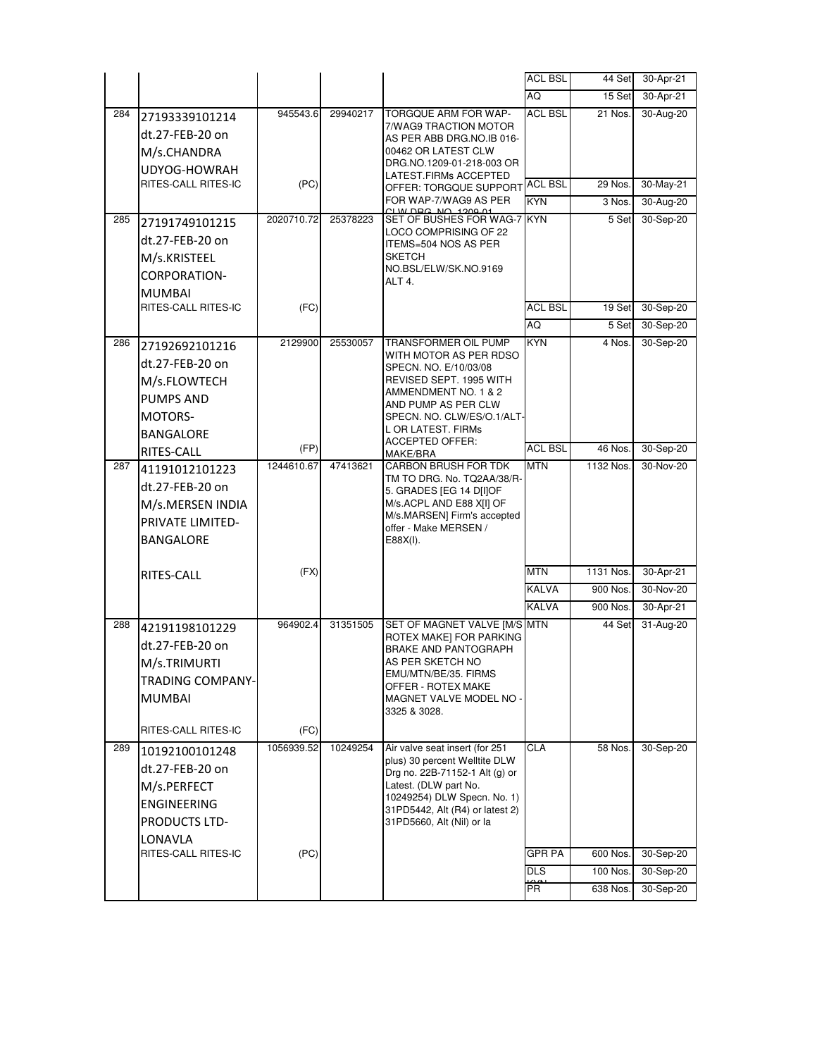| | | | | | | | |
|---|---|---|---|---|---|---|---|
| | | | | | ACL BSL | 44 Set | 30-Apr-21 |
| | | | | | AQ | 15 Set | 30-Apr-21 |
| 284 | 27193339101214 dt.27-FEB-20 on M/s.CHANDRA UDYOG-HOWRAH | 945543.6 | 29940217 | TORGQUE ARM FOR WAP-7/WAG9 TRACTION MOTOR AS PER ABB DRG.NO.IB 016-00462 OR LATEST CLW DRG.NO.1209-01-218-003 OR LATEST.FIRMs ACCEPTED OFFER: TORGQUE SUPPORT FOR WAP-7/WAG9 AS PER CLW DRG. NO. 1209-01 | ACL BSL | 21 Nos. | 30-Aug-20 |
| | RITES-CALL RITES-IC | (PC) | | | ACL BSL | 29 Nos. | 30-May-21 |
| | | | | | KYN | 3 Nos. | 30-Aug-20 |
| 285 | 27191749101215 dt.27-FEB-20 on M/s.KRISTEEL CORPORATION-MUMBAI | 2020710.72 | 25378223 | SET OF BUSHES FOR WAG-7 LOCO COMPRISING OF 22 ITEMS=504 NOS AS PER SKETCH NO.BSL/ELW/SK.NO.9169 ALT 4. | KYN | 5 Set | 30-Sep-20 |
| | RITES-CALL RITES-IC | (FC) | | | ACL BSL | 19 Set | 30-Sep-20 |
| | | | | | AQ | 5 Set | 30-Sep-20 |
| 286 | 27192692101216 dt.27-FEB-20 on M/s.FLOWTECH PUMPS AND MOTORS-BANGALORE | 2129900 | 25530057 | TRANSFORMER OIL PUMP WITH MOTOR AS PER RDSO SPECN. NO. E/10/03/08 REVISED SEPT. 1995 WITH AMMENDMENT NO. 1 & 2 AND PUMP AS PER CLW SPECN. NO. CLW/ES/O.1/ALT-L OR LATEST. FIRMs ACCEPTED OFFER: MAKE/BRA | KYN | 4 Nos. | 30-Sep-20 |
| | RITES-CALL | (FP) | | | ACL BSL | 46 Nos. | 30-Sep-20 |
| 287 | 41191012101223 dt.27-FEB-20 on M/s.MERSEN INDIA PRIVATE LIMITED-BANGALORE | 1244610.67 | 47413621 | CARBON BRUSH FOR TDK TM TO DRG. No. TQ2AA/38/R-5. GRADES [EG 14 D[I]OF M/s.ACPL AND E88 X[I] OF M/s.MARSEN] Firm's accepted offer - Make MERSEN / E88X(I). | MTN | 1132 Nos. | 30-Nov-20 |
| | RITES-CALL | (FX) | | | MTN | 1131 Nos. | 30-Apr-21 |
| | | | | | KALVA | 900 Nos. | 30-Nov-20 |
| | | | | | KALVA | 900 Nos. | 30-Apr-21 |
| 288 | 42191198101229 dt.27-FEB-20 on M/s.TRIMURTI TRADING COMPANY-MUMBAI | 964902.4 | 31351505 | SET OF MAGNET VALVE [M/S ROTEX MAKE] FOR PARKING BRAKE AND PANTOGRAPH AS PER SKETCH NO EMU/MTN/BE/35. FIRMS OFFER - ROTEX MAKE MAGNET VALVE MODEL NO - 3325 & 3028. | MTN | 44 Set | 31-Aug-20 |
| | RITES-CALL RITES-IC | (FC) | | | | | |
| 289 | 10192100101248 dt.27-FEB-20 on M/s.PERFECT ENGINEERING PRODUCTS LTD-LONAVLA | 1056939.52 | 10249254 | Air valve seat insert (for 251 plus) 30 percent Welltite DLW Drg no. 22B-71152-1 Alt (g) or Latest. (DLW part No. 10249254) DLW Specn. No. 1) 31PD5442, Alt (R4) or latest 2) 31PD5660, Alt (Nil) or la | CLA | 58 Nos. | 30-Sep-20 |
| | RITES-CALL RITES-IC | (PC) | | | GPR PA | 600 Nos. | 30-Sep-20 |
| | | | | | DLS | 100 Nos. | 30-Sep-20 |
| | | | | | KYN PR | 638 Nos. | 30-Sep-20 |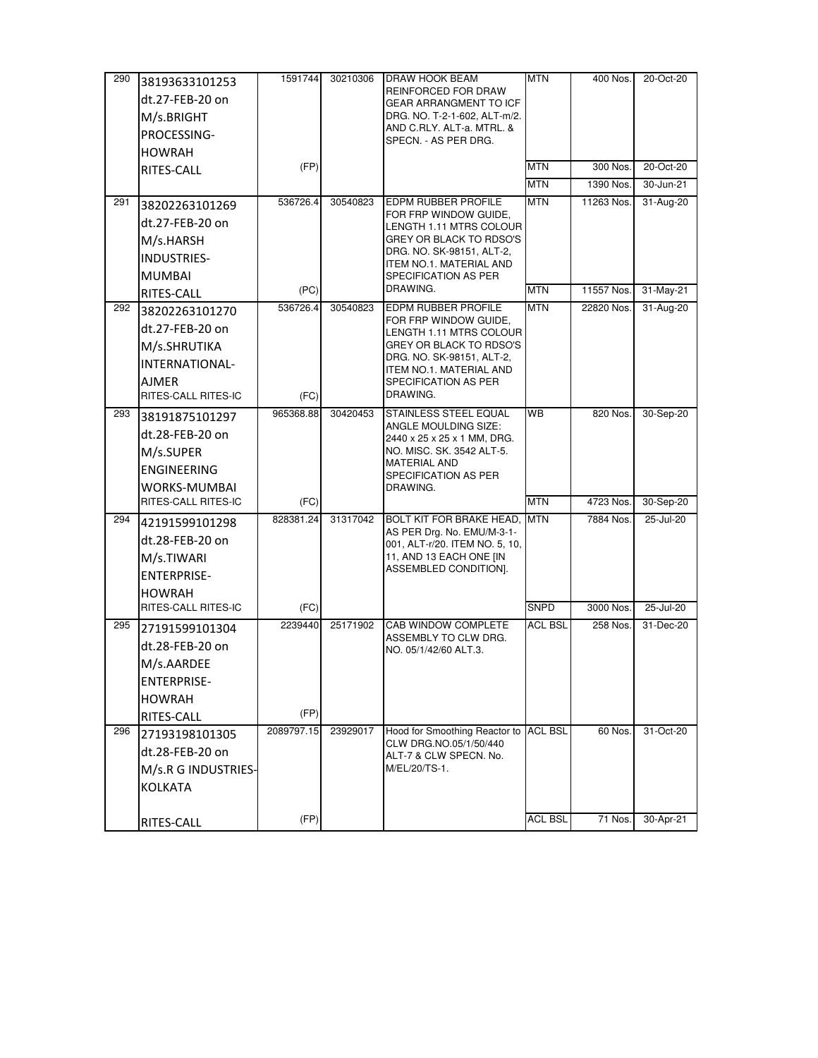| | | | | | | | |
|---|---|---|---|---|---|---|---|
| 290 | 38193633101253 dt.27-FEB-20 on M/s.BRIGHT PROCESSING-HOWRAH RITES-CALL | 1591744 (FP) | 30210306 | DRAW HOOK BEAM REINFORCED FOR DRAW GEAR ARRANGMENT TO ICF DRG. NO. T-2-1-602, ALT-m/2. AND C.RLY. ALT-a. MTRL. & SPECN. - AS PER DRG. | MTN | 400 Nos. | 20-Oct-20 |
| | | | | | MTN | 300 Nos. | 20-Oct-20 |
| | | | | | MTN | 1390 Nos. | 30-Jun-21 |
| 291 | 38202263101269 dt.27-FEB-20 on M/s.HARSH INDUSTRIES-MUMBAI RITES-CALL | 536726.4 (PC) | 30540823 | EDPM RUBBER PROFILE FOR FRP WINDOW GUIDE, LENGTH 1.11 MTRS COLOUR GREY OR BLACK TO RDSO'S DRG. NO. SK-98151, ALT-2, ITEM NO.1. MATERIAL AND SPECIFICATION AS PER DRAWING. | MTN | 11263 Nos. | 31-Aug-20 |
| | | | | | MTN | 11557 Nos. | 31-May-21 |
| 292 | 38202263101270 dt.27-FEB-20 on M/s.SHRUTIKA INTERNATIONAL-AJMER RITES-CALL RITES-IC | 536726.4 (FC) | 30540823 | EDPM RUBBER PROFILE FOR FRP WINDOW GUIDE, LENGTH 1.11 MTRS COLOUR GREY OR BLACK TO RDSO'S DRG. NO. SK-98151, ALT-2, ITEM NO.1. MATERIAL AND SPECIFICATION AS PER DRAWING. | MTN | 22820 Nos. | 31-Aug-20 |
| 293 | 38191875101297 dt.28-FEB-20 on M/s.SUPER ENGINEERING WORKS-MUMBAI RITES-CALL RITES-IC | 965368.88 (FC) | 30420453 | STAINLESS STEEL EQUAL ANGLE MOULDING SIZE: 2440 x 25 x 25 x 1 MM, DRG. NO. MISC. SK. 3542 ALT-5. MATERIAL AND SPECIFICATION AS PER DRAWING. | WB | 820 Nos. | 30-Sep-20 |
| | | | | | MTN | 4723 Nos. | 30-Sep-20 |
| 294 | 42191599101298 dt.28-FEB-20 on M/s.TIWARI ENTERPRISE-HOWRAH RITES-CALL RITES-IC | 828381.24 (FC) | 31317042 | BOLT KIT FOR BRAKE HEAD, AS PER Drg. No. EMU/M-3-1-001, ALT-r/20. ITEM NO. 5, 10, 11, AND 13 EACH ONE [IN ASSEMBLED CONDITION]. | MTN | 7884 Nos. | 25-Jul-20 |
| | | | | | SNPD | 3000 Nos. | 25-Jul-20 |
| 295 | 27191599101304 dt.28-FEB-20 on M/s.AARDEE ENTERPRISE-HOWRAH RITES-CALL | 2239440 (FP) | 25171902 | CAB WINDOW COMPLETE ASSEMBLY TO CLW DRG. NO. 05/1/42/60 ALT.3. | ACL BSL | 258 Nos. | 31-Dec-20 |
| 296 | 27193198101305 dt.28-FEB-20 on M/s.R G INDUSTRIES-KOLKATA RITES-CALL | 2089797.15 (FP) | 23929017 | Hood for Smoothing Reactor to CLW DRG.NO.05/1/50/440 ALT-7 & CLW SPECN. No. M/EL/20/TS-1. | ACL BSL | 60 Nos. | 31-Oct-20 |
| | | | | | ACL BSL | 71 Nos. | 30-Apr-21 |